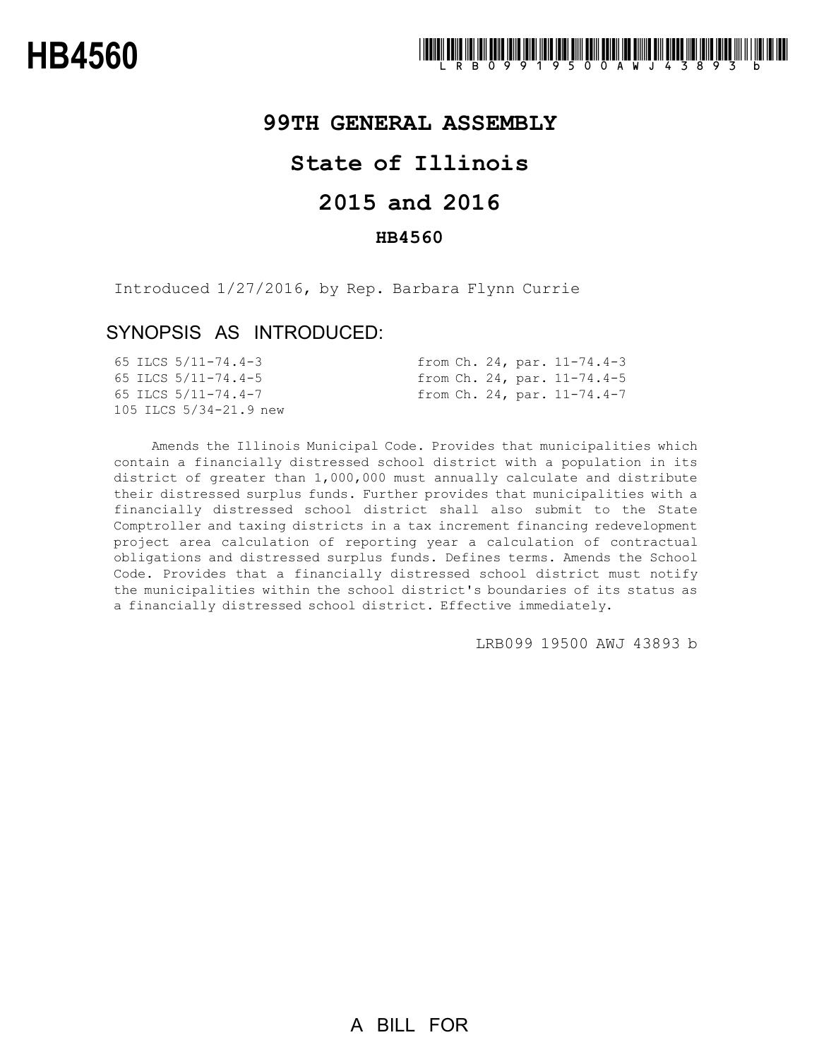# HB4560

LRB099 19500 AWJ 43893 b

## 99TH GENERAL ASSEMBLY

## State of Illinois

## 2015 and 2016

### HB4560

Introduced 1/27/2016, by Rep. Barbara Flynn Currie

### SYNOPSIS AS INTRODUCED:

| | |
|---|---|
| 65 ILCS 5/11-74.4-3 | from Ch. 24, par. 11-74.4-3 |
| 65 ILCS 5/11-74.4-5 | from Ch. 24, par. 11-74.4-5 |
| 65 ILCS 5/11-74.4-7 | from Ch. 24, par. 11-74.4-7 |
| 105 ILCS 5/34-21.9 new | |

Amends the Illinois Municipal Code. Provides that municipalities which contain a financially distressed school district with a population in its district of greater than 1,000,000 must annually calculate and distribute their distressed surplus funds. Further provides that municipalities with a financially distressed school district shall also submit to the State Comptroller and taxing districts in a tax increment financing redevelopment project area calculation of reporting year a calculation of contractual obligations and distressed surplus funds. Defines terms. Amends the School Code. Provides that a financially distressed school district must notify the municipalities within the school district's boundaries of its status as a financially distressed school district. Effective immediately.

LRB099 19500 AWJ 43893 b

A BILL FOR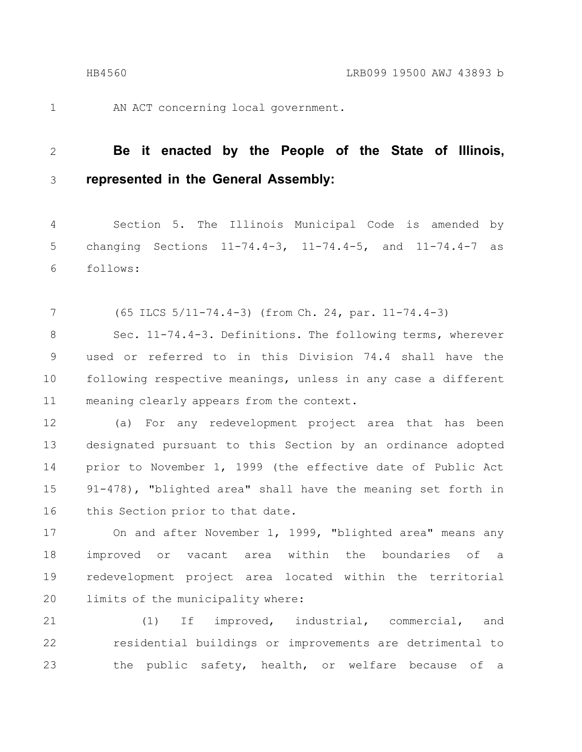AN ACT concerning local government.

**Be it enacted by the People of the State of Illinois, represented in the General Assembly:**

Section 5. The Illinois Municipal Code is amended by changing Sections 11-74.4-3, 11-74.4-5, and 11-74.4-7 as follows:

(65 ILCS 5/11-74.4-3) (from Ch. 24, par. 11-74.4-3)

Sec. 11-74.4-3. Definitions. The following terms, wherever used or referred to in this Division 74.4 shall have the following respective meanings, unless in any case a different meaning clearly appears from the context.

(a) For any redevelopment project area that has been designated pursuant to this Section by an ordinance adopted prior to November 1, 1999 (the effective date of Public Act 91-478), "blighted area" shall have the meaning set forth in this Section prior to that date.

On and after November 1, 1999, "blighted area" means any improved or vacant area within the boundaries of a redevelopment project area located within the territorial limits of the municipality where:

(1) If improved, industrial, commercial, and residential buildings or improvements are detrimental to the public safety, health, or welfare because of a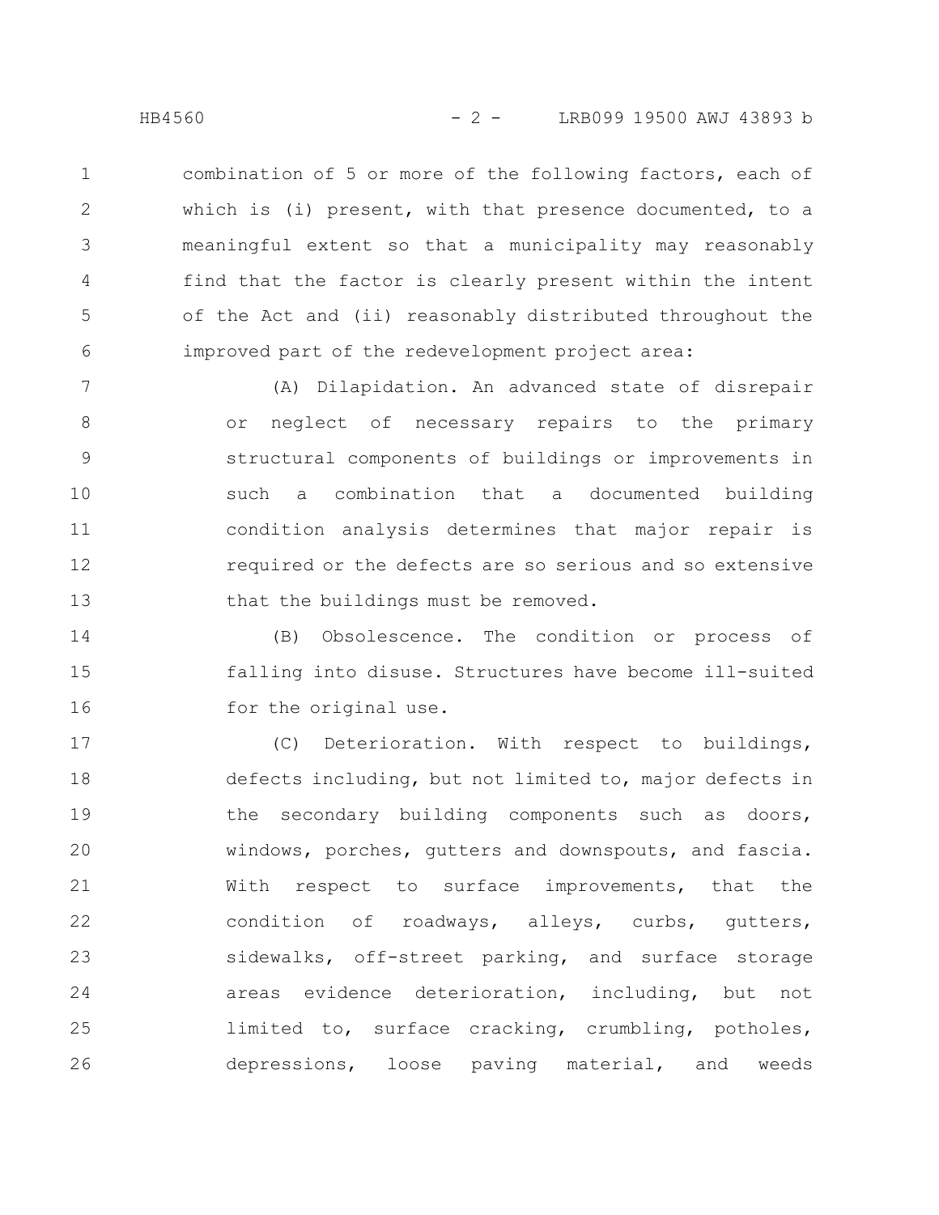combination of 5 or more of the following factors, each of which is (i) present, with that presence documented, to a meaningful extent so that a municipality may reasonably find that the factor is clearly present within the intent of the Act and (ii) reasonably distributed throughout the improved part of the redevelopment project area:

(A) Dilapidation. An advanced state of disrepair or neglect of necessary repairs to the primary structural components of buildings or improvements in such a combination that a documented building condition analysis determines that major repair is required or the defects are so serious and so extensive that the buildings must be removed.

(B) Obsolescence. The condition or process of falling into disuse. Structures have become ill-suited for the original use.

(C) Deterioration. With respect to buildings, defects including, but not limited to, major defects in the secondary building components such as doors, windows, porches, gutters and downspouts, and fascia. With respect to surface improvements, that the condition of roadways, alleys, curbs, gutters, sidewalks, off-street parking, and surface storage areas evidence deterioration, including, but not limited to, surface cracking, crumbling, potholes, depressions, loose paving material, and weeds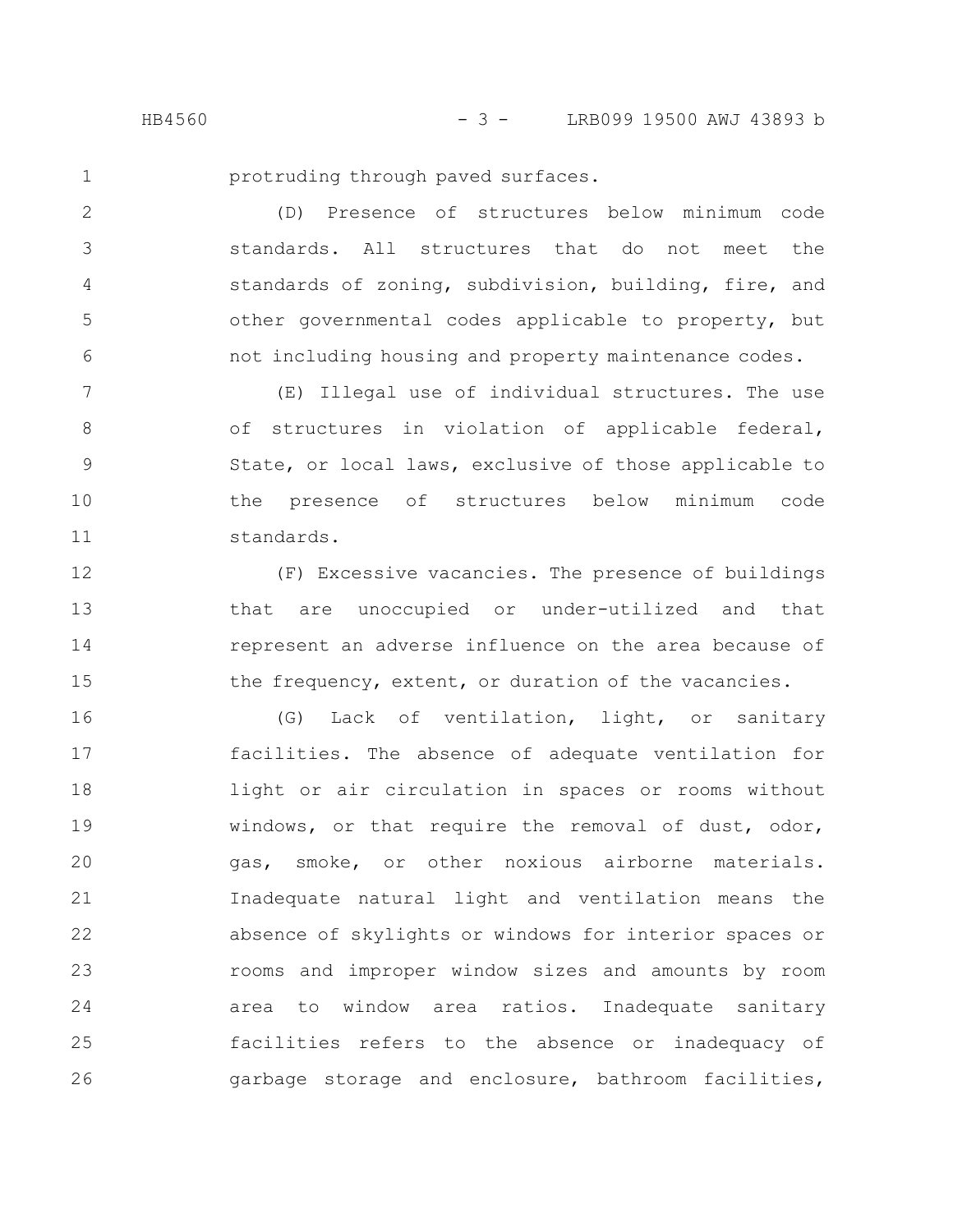protruding through paved surfaces.

(D) Presence of structures below minimum code standards. All structures that do not meet the standards of zoning, subdivision, building, fire, and other governmental codes applicable to property, but not including housing and property maintenance codes.

(E) Illegal use of individual structures. The use of structures in violation of applicable federal, State, or local laws, exclusive of those applicable to the presence of structures below minimum code standards.

(F) Excessive vacancies. The presence of buildings that are unoccupied or under-utilized and that represent an adverse influence on the area because of the frequency, extent, or duration of the vacancies.

(G) Lack of ventilation, light, or sanitary facilities. The absence of adequate ventilation for light or air circulation in spaces or rooms without windows, or that require the removal of dust, odor, gas, smoke, or other noxious airborne materials. Inadequate natural light and ventilation means the absence of skylights or windows for interior spaces or rooms and improper window sizes and amounts by room area to window area ratios. Inadequate sanitary facilities refers to the absence or inadequacy of garbage storage and enclosure, bathroom facilities,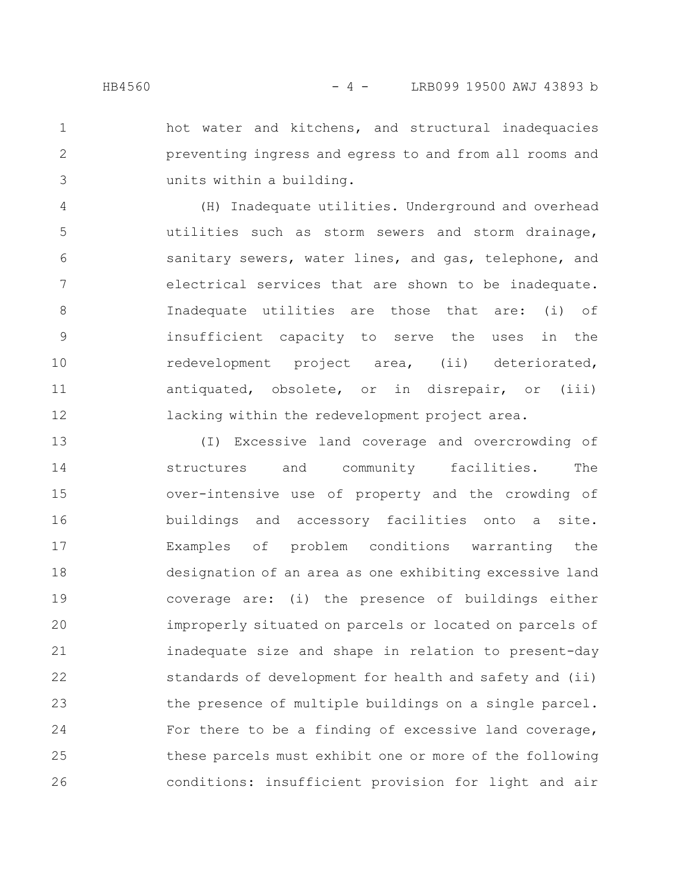hot water and kitchens, and structural inadequacies preventing ingress and egress to and from all rooms and units within a building.

(H) Inadequate utilities. Underground and overhead utilities such as storm sewers and storm drainage, sanitary sewers, water lines, and gas, telephone, and electrical services that are shown to be inadequate. Inadequate utilities are those that are: (i) of insufficient capacity to serve the uses in the redevelopment project area, (ii) deteriorated, antiquated, obsolete, or in disrepair, or (iii) lacking within the redevelopment project area.

(I) Excessive land coverage and overcrowding of structures and community facilities. The over-intensive use of property and the crowding of buildings and accessory facilities onto a site. Examples of problem conditions warranting the designation of an area as one exhibiting excessive land coverage are: (i) the presence of buildings either improperly situated on parcels or located on parcels of inadequate size and shape in relation to present-day standards of development for health and safety and (ii) the presence of multiple buildings on a single parcel. For there to be a finding of excessive land coverage, these parcels must exhibit one or more of the following conditions: insufficient provision for light and air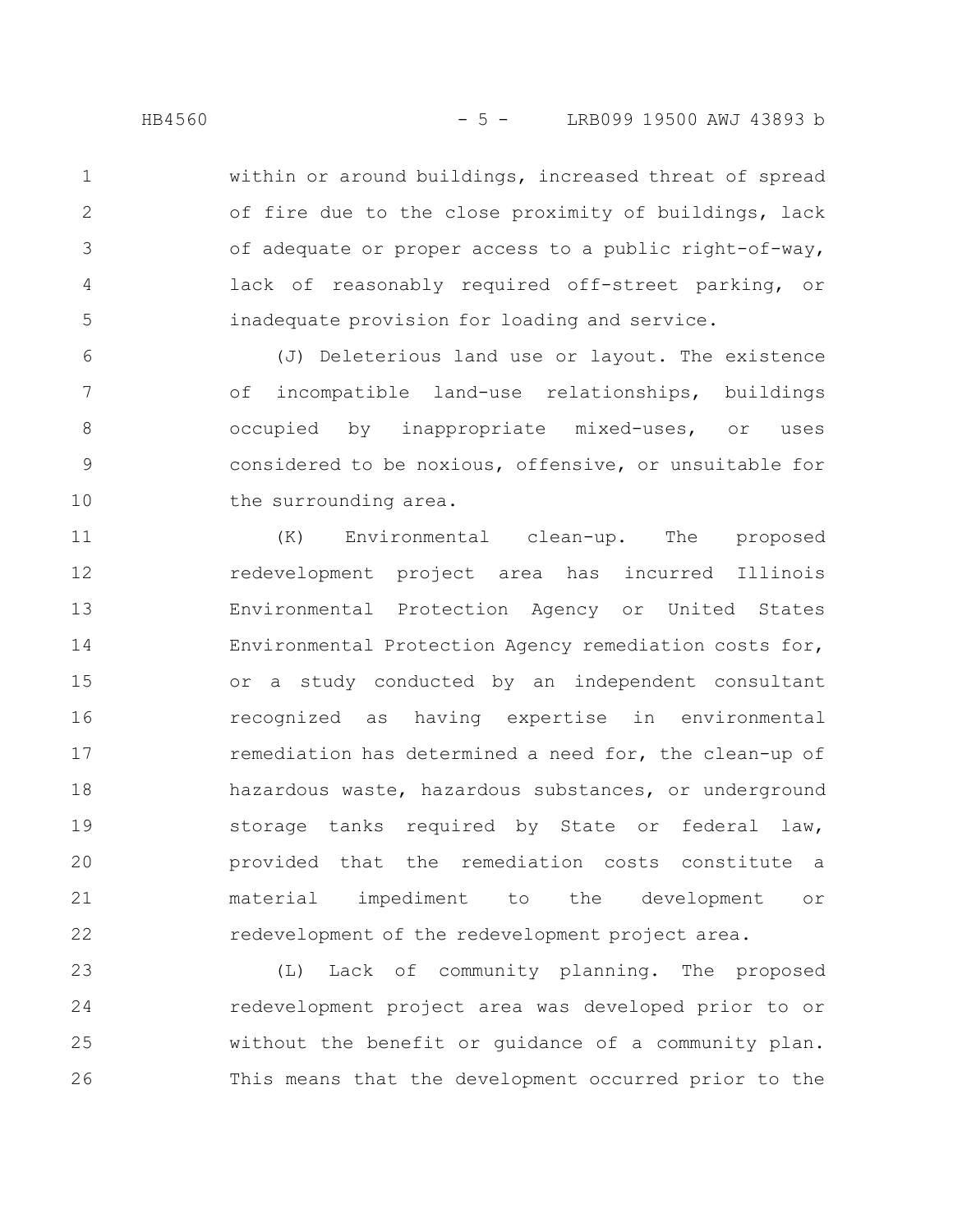within or around buildings, increased threat of spread of fire due to the close proximity of buildings, lack of adequate or proper access to a public right-of-way, lack of reasonably required off-street parking, or inadequate provision for loading and service.

(J) Deleterious land use or layout. The existence of incompatible land-use relationships, buildings occupied by inappropriate mixed-uses, or uses considered to be noxious, offensive, or unsuitable for the surrounding area.

(K) Environmental clean-up. The proposed redevelopment project area has incurred Illinois Environmental Protection Agency or United States Environmental Protection Agency remediation costs for, or a study conducted by an independent consultant recognized as having expertise in environmental remediation has determined a need for, the clean-up of hazardous waste, hazardous substances, or underground storage tanks required by State or federal law, provided that the remediation costs constitute a material impediment to the development or redevelopment of the redevelopment project area.

(L) Lack of community planning. The proposed redevelopment project area was developed prior to or without the benefit or guidance of a community plan. This means that the development occurred prior to the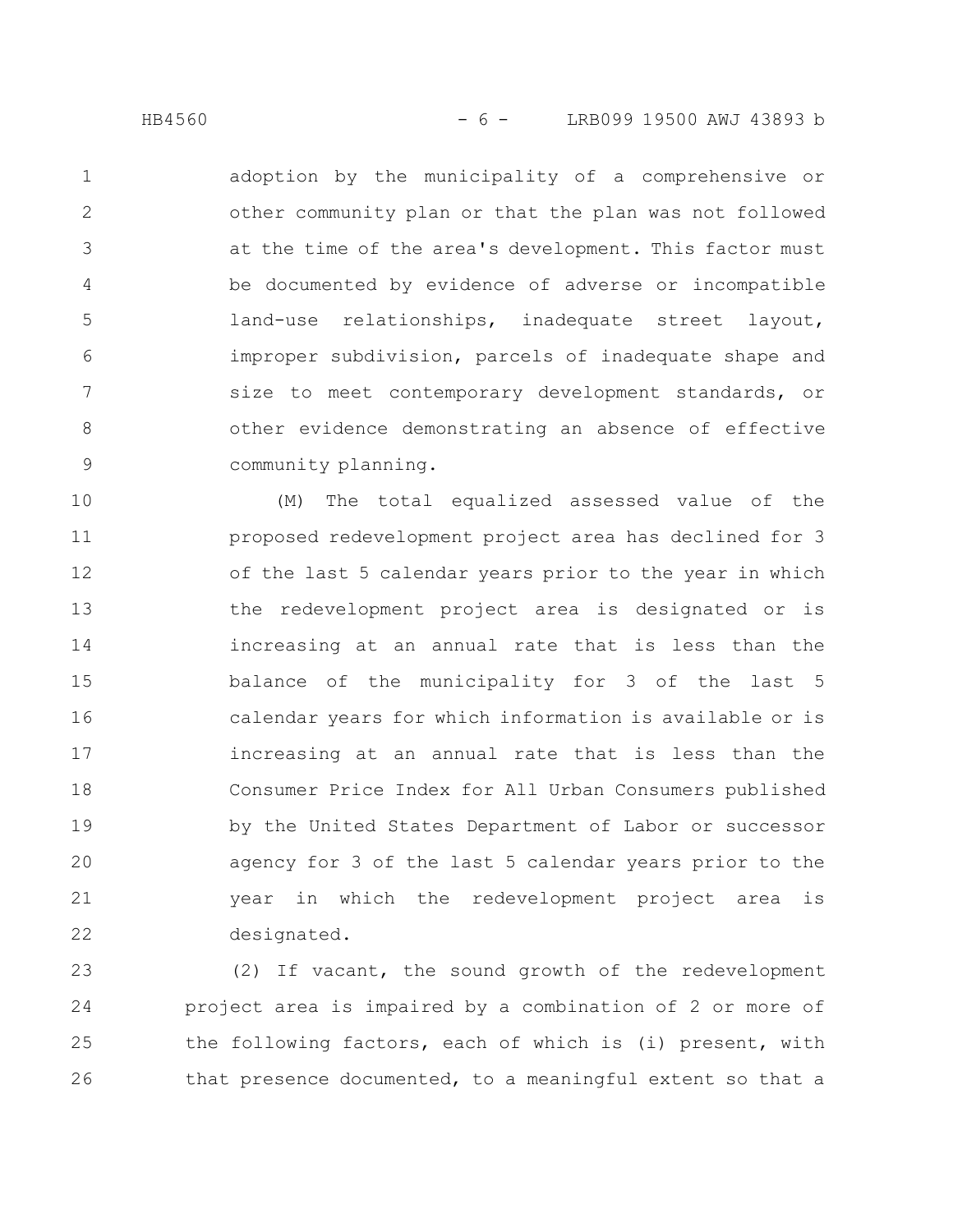adoption by the municipality of a comprehensive or other community plan or that the plan was not followed at the time of the area's development. This factor must be documented by evidence of adverse or incompatible land-use relationships, inadequate street layout, improper subdivision, parcels of inadequate shape and size to meet contemporary development standards, or other evidence demonstrating an absence of effective community planning.

(M) The total equalized assessed value of the proposed redevelopment project area has declined for 3 of the last 5 calendar years prior to the year in which the redevelopment project area is designated or is increasing at an annual rate that is less than the balance of the municipality for 3 of the last 5 calendar years for which information is available or is increasing at an annual rate that is less than the Consumer Price Index for All Urban Consumers published by the United States Department of Labor or successor agency for 3 of the last 5 calendar years prior to the year in which the redevelopment project area is designated.

(2) If vacant, the sound growth of the redevelopment project area is impaired by a combination of 2 or more of the following factors, each of which is (i) present, with that presence documented, to a meaningful extent so that a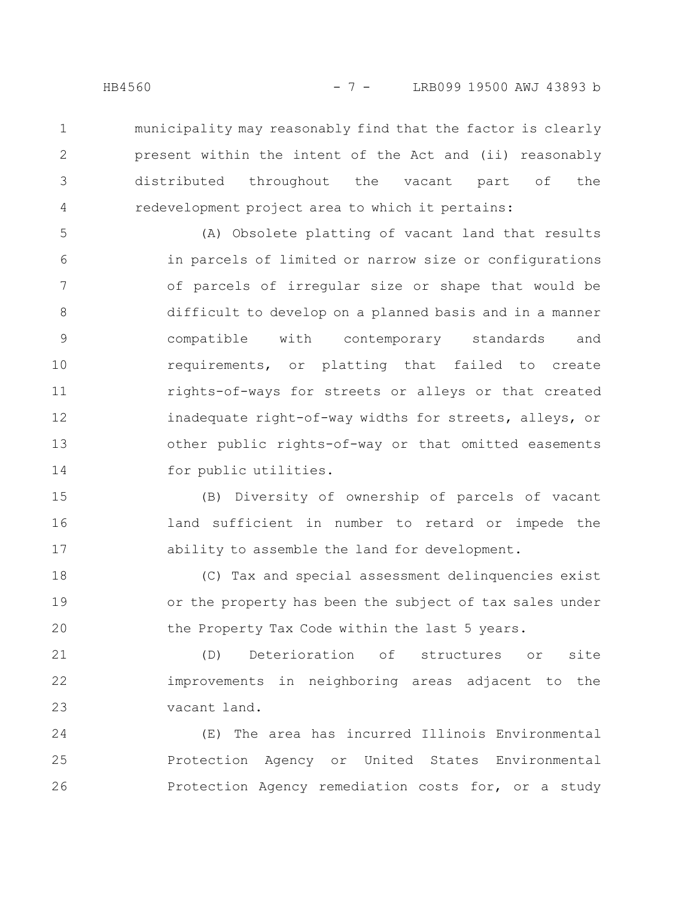municipality may reasonably find that the factor is clearly present within the intent of the Act and (ii) reasonably distributed throughout the vacant part of the redevelopment project area to which it pertains:

(A) Obsolete platting of vacant land that results in parcels of limited or narrow size or configurations of parcels of irregular size or shape that would be difficult to develop on a planned basis and in a manner compatible with contemporary standards and requirements, or platting that failed to create rights-of-ways for streets or alleys or that created inadequate right-of-way widths for streets, alleys, or other public rights-of-way or that omitted easements for public utilities.

(B) Diversity of ownership of parcels of vacant land sufficient in number to retard or impede the ability to assemble the land for development.

(C) Tax and special assessment delinquencies exist or the property has been the subject of tax sales under the Property Tax Code within the last 5 years.

(D) Deterioration of structures or site improvements in neighboring areas adjacent to the vacant land.

(E) The area has incurred Illinois Environmental Protection Agency or United States Environmental Protection Agency remediation costs for, or a study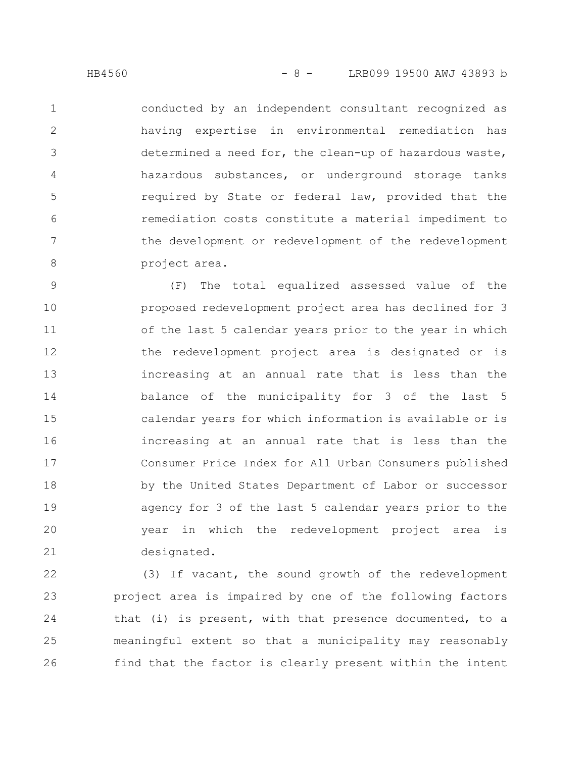conducted by an independent consultant recognized as having expertise in environmental remediation has determined a need for, the clean-up of hazardous waste, hazardous substances, or underground storage tanks required by State or federal law, provided that the remediation costs constitute a material impediment to the development or redevelopment of the redevelopment project area.

(F) The total equalized assessed value of the proposed redevelopment project area has declined for 3 of the last 5 calendar years prior to the year in which the redevelopment project area is designated or is increasing at an annual rate that is less than the balance of the municipality for 3 of the last 5 calendar years for which information is available or is increasing at an annual rate that is less than the Consumer Price Index for All Urban Consumers published by the United States Department of Labor or successor agency for 3 of the last 5 calendar years prior to the year in which the redevelopment project area is designated.

(3) If vacant, the sound growth of the redevelopment project area is impaired by one of the following factors that (i) is present, with that presence documented, to a meaningful extent so that a municipality may reasonably find that the factor is clearly present within the intent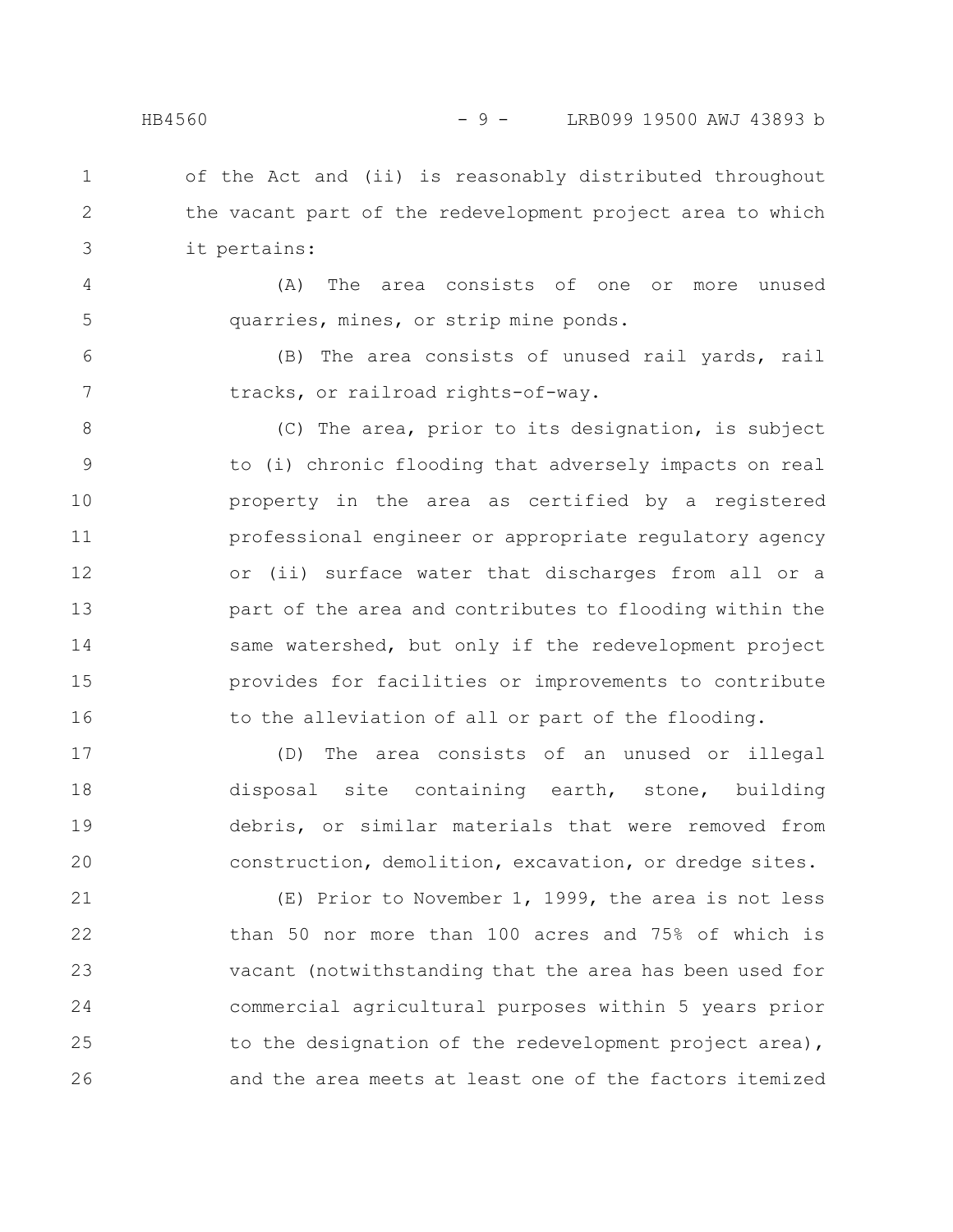of the Act and (ii) is reasonably distributed throughout the vacant part of the redevelopment project area to which it pertains:

(A) The area consists of one or more unused quarries, mines, or strip mine ponds.

(B) The area consists of unused rail yards, rail tracks, or railroad rights-of-way.

(C) The area, prior to its designation, is subject to (i) chronic flooding that adversely impacts on real property in the area as certified by a registered professional engineer or appropriate regulatory agency or (ii) surface water that discharges from all or a part of the area and contributes to flooding within the same watershed, but only if the redevelopment project provides for facilities or improvements to contribute to the alleviation of all or part of the flooding.

(D) The area consists of an unused or illegal disposal site containing earth, stone, building debris, or similar materials that were removed from construction, demolition, excavation, or dredge sites.

(E) Prior to November 1, 1999, the area is not less than 50 nor more than 100 acres and 75% of which is vacant (notwithstanding that the area has been used for commercial agricultural purposes within 5 years prior to the designation of the redevelopment project area), and the area meets at least one of the factors itemized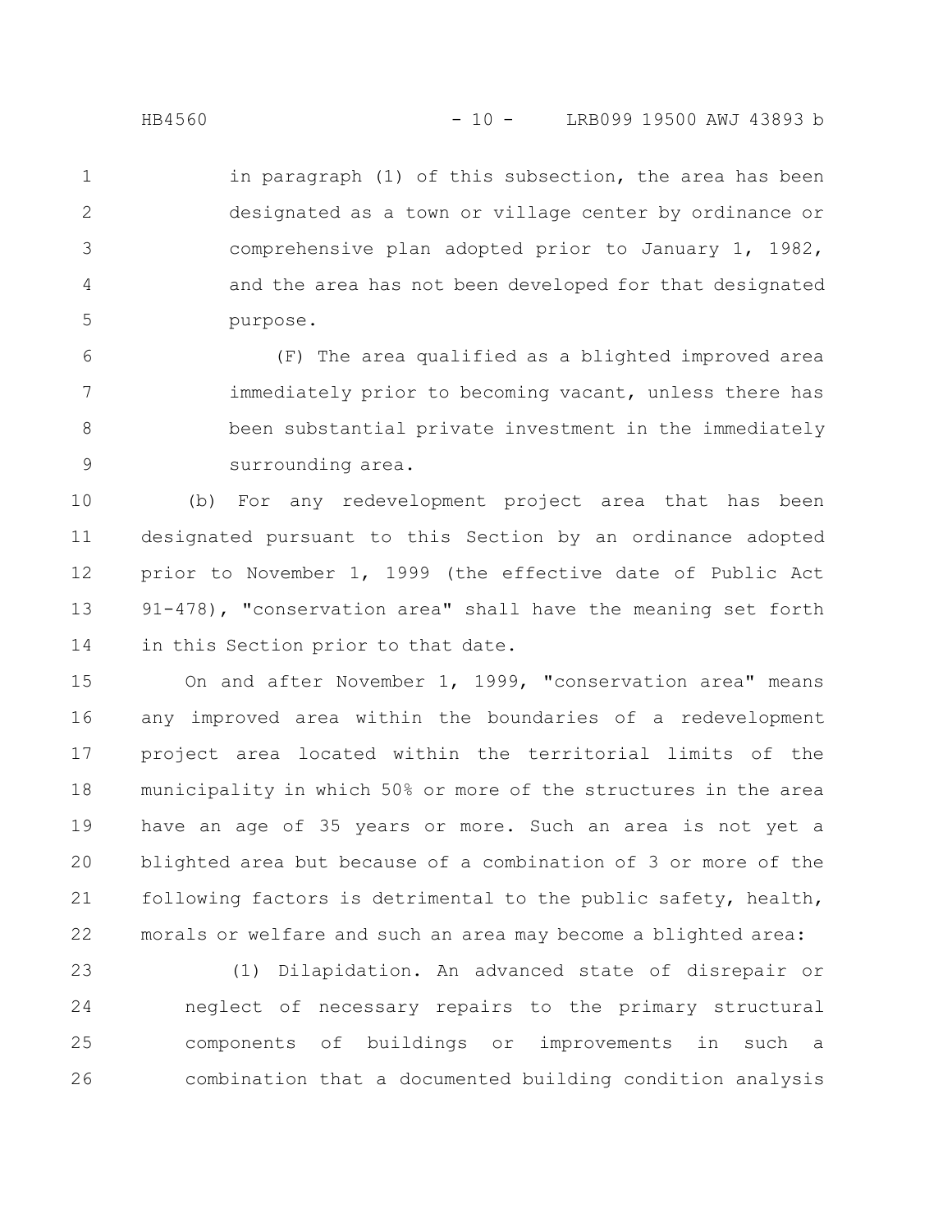in paragraph (1) of this subsection, the area has been designated as a town or village center by ordinance or comprehensive plan adopted prior to January 1, 1982, and the area has not been developed for that designated purpose.

(F) The area qualified as a blighted improved area immediately prior to becoming vacant, unless there has been substantial private investment in the immediately surrounding area.

(b) For any redevelopment project area that has been designated pursuant to this Section by an ordinance adopted prior to November 1, 1999 (the effective date of Public Act 91-478), "conservation area" shall have the meaning set forth in this Section prior to that date.

On and after November 1, 1999, "conservation area" means any improved area within the boundaries of a redevelopment project area located within the territorial limits of the municipality in which 50% or more of the structures in the area have an age of 35 years or more. Such an area is not yet a blighted area but because of a combination of 3 or more of the following factors is detrimental to the public safety, health, morals or welfare and such an area may become a blighted area:

(1) Dilapidation. An advanced state of disrepair or neglect of necessary repairs to the primary structural components of buildings or improvements in such a combination that a documented building condition analysis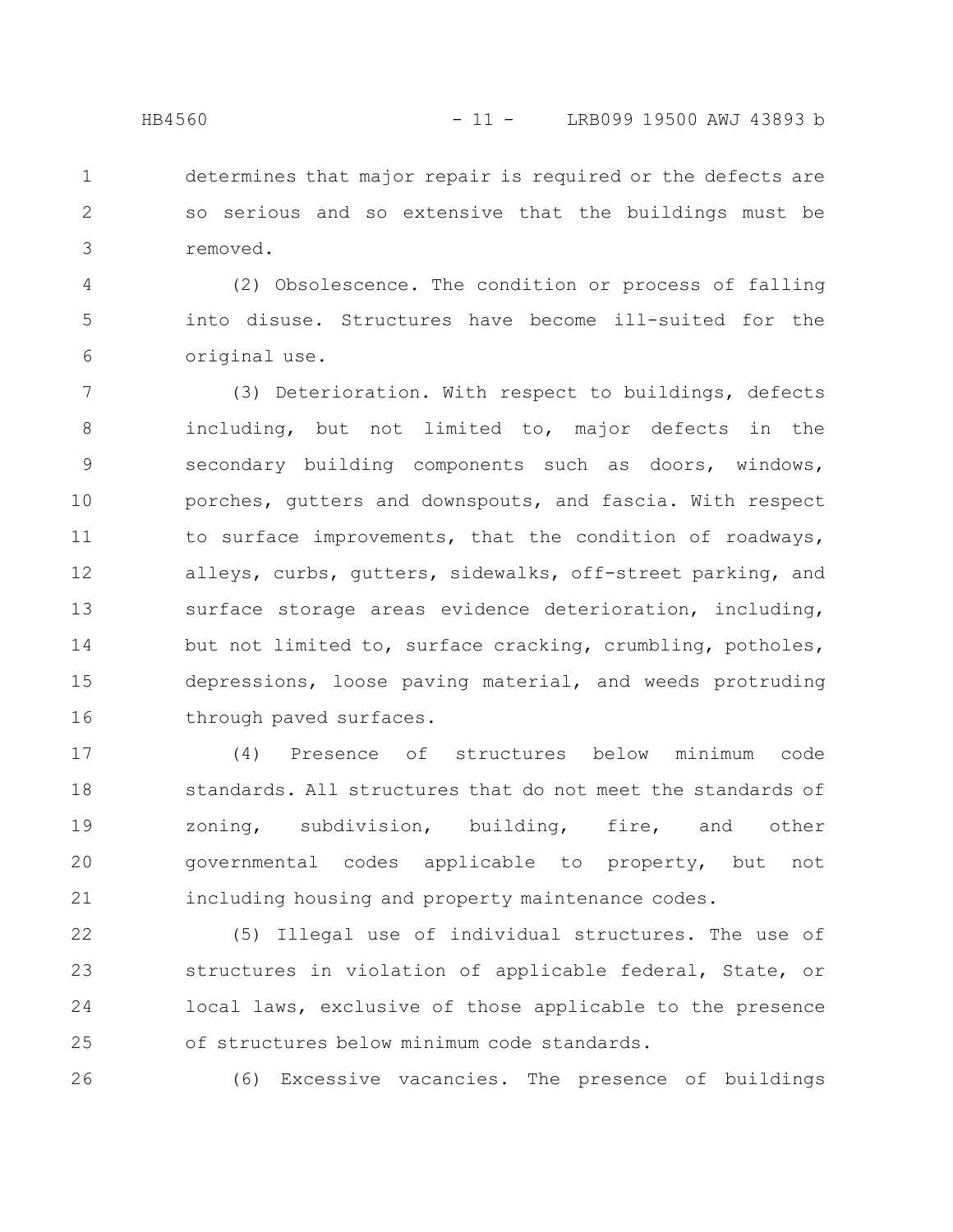determines that major repair is required or the defects are so serious and so extensive that the buildings must be removed.

(2) Obsolescence. The condition or process of falling into disuse. Structures have become ill-suited for the original use.

(3) Deterioration. With respect to buildings, defects including, but not limited to, major defects in the secondary building components such as doors, windows, porches, gutters and downspouts, and fascia. With respect to surface improvements, that the condition of roadways, alleys, curbs, gutters, sidewalks, off-street parking, and surface storage areas evidence deterioration, including, but not limited to, surface cracking, crumbling, potholes, depressions, loose paving material, and weeds protruding through paved surfaces.

(4) Presence of structures below minimum code standards. All structures that do not meet the standards of zoning, subdivision, building, fire, and other governmental codes applicable to property, but not including housing and property maintenance codes.

(5) Illegal use of individual structures. The use of structures in violation of applicable federal, State, or local laws, exclusive of those applicable to the presence of structures below minimum code standards.

(6) Excessive vacancies. The presence of buildings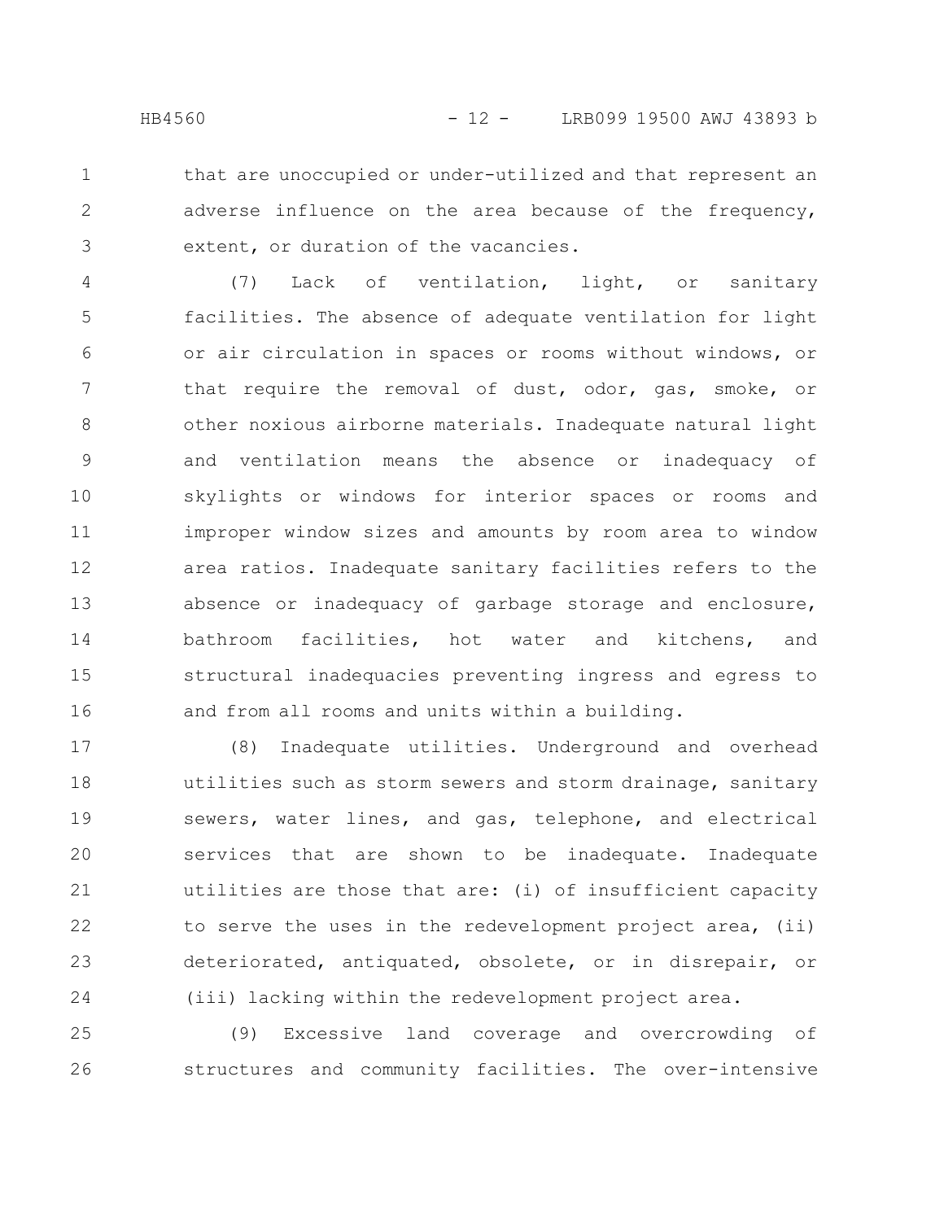that are unoccupied or under-utilized and that represent an adverse influence on the area because of the frequency, extent, or duration of the vacancies.

(7) Lack of ventilation, light, or sanitary facilities. The absence of adequate ventilation for light or air circulation in spaces or rooms without windows, or that require the removal of dust, odor, gas, smoke, or other noxious airborne materials. Inadequate natural light and ventilation means the absence or inadequacy of skylights or windows for interior spaces or rooms and improper window sizes and amounts by room area to window area ratios. Inadequate sanitary facilities refers to the absence or inadequacy of garbage storage and enclosure, bathroom facilities, hot water and kitchens, and structural inadequacies preventing ingress and egress to and from all rooms and units within a building.

(8) Inadequate utilities. Underground and overhead utilities such as storm sewers and storm drainage, sanitary sewers, water lines, and gas, telephone, and electrical services that are shown to be inadequate. Inadequate utilities are those that are: (i) of insufficient capacity to serve the uses in the redevelopment project area, (ii) deteriorated, antiquated, obsolete, or in disrepair, or (iii) lacking within the redevelopment project area.

(9) Excessive land coverage and overcrowding of structures and community facilities. The over-intensive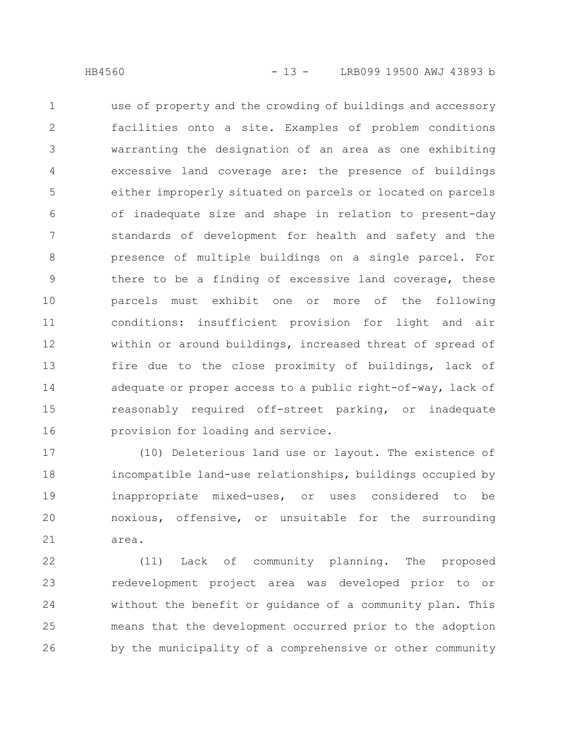use of property and the crowding of buildings and accessory facilities onto a site. Examples of problem conditions warranting the designation of an area as one exhibiting excessive land coverage are: the presence of buildings either improperly situated on parcels or located on parcels of inadequate size and shape in relation to present-day standards of development for health and safety and the presence of multiple buildings on a single parcel. For there to be a finding of excessive land coverage, these parcels must exhibit one or more of the following conditions: insufficient provision for light and air within or around buildings, increased threat of spread of fire due to the close proximity of buildings, lack of adequate or proper access to a public right-of-way, lack of reasonably required off-street parking, or inadequate provision for loading and service.

(10) Deleterious land use or layout. The existence of incompatible land-use relationships, buildings occupied by inappropriate mixed-uses, or uses considered to be noxious, offensive, or unsuitable for the surrounding area.

(11) Lack of community planning. The proposed redevelopment project area was developed prior to or without the benefit or guidance of a community plan. This means that the development occurred prior to the adoption by the municipality of a comprehensive or other community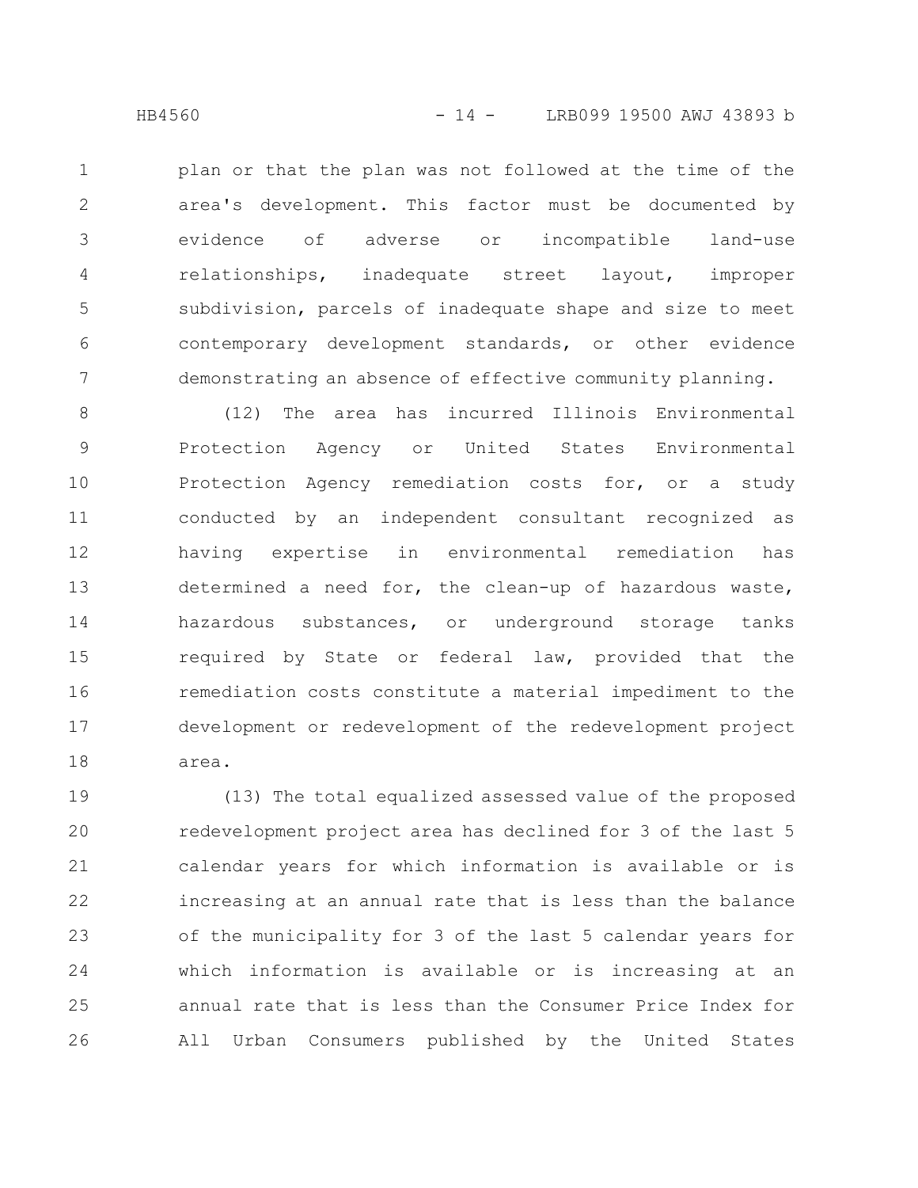plan or that the plan was not followed at the time of the area's development. This factor must be documented by evidence of adverse or incompatible land-use relationships, inadequate street layout, improper subdivision, parcels of inadequate shape and size to meet contemporary development standards, or other evidence demonstrating an absence of effective community planning.

(12) The area has incurred Illinois Environmental Protection Agency or United States Environmental Protection Agency remediation costs for, or a study conducted by an independent consultant recognized as having expertise in environmental remediation has determined a need for, the clean-up of hazardous waste, hazardous substances, or underground storage tanks required by State or federal law, provided that the remediation costs constitute a material impediment to the development or redevelopment of the redevelopment project area.

(13) The total equalized assessed value of the proposed redevelopment project area has declined for 3 of the last 5 calendar years for which information is available or is increasing at an annual rate that is less than the balance of the municipality for 3 of the last 5 calendar years for which information is available or is increasing at an annual rate that is less than the Consumer Price Index for All Urban Consumers published by the United States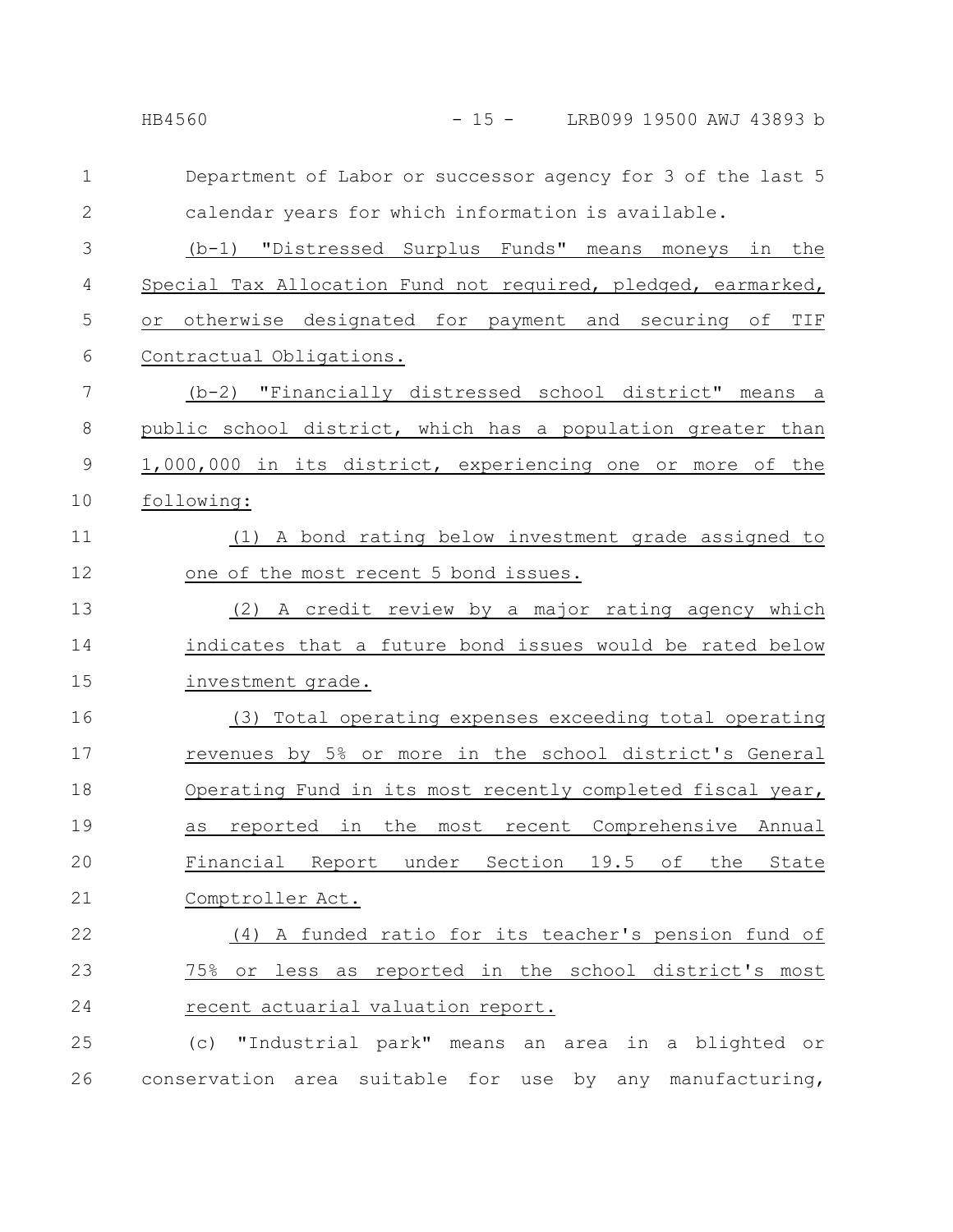Department of Labor or successor agency for 3 of the last 5 calendar years for which information is available.

(b-1) "Distressed Surplus Funds" means moneys in the Special Tax Allocation Fund not required, pledged, earmarked, or otherwise designated for payment and securing of TIF Contractual Obligations.

(b-2) "Financially distressed school district" means a public school district, which has a population greater than 1,000,000 in its district, experiencing one or more of the following:

(1) A bond rating below investment grade assigned to one of the most recent 5 bond issues.

(2) A credit review by a major rating agency which indicates that a future bond issues would be rated below investment grade.

(3) Total operating expenses exceeding total operating revenues by 5% or more in the school district's General Operating Fund in its most recently completed fiscal year, as reported in the most recent Comprehensive Annual Financial Report under Section 19.5 of the State Comptroller Act.

(4) A funded ratio for its teacher's pension fund of 75% or less as reported in the school district's most recent actuarial valuation report.

(c) "Industrial park" means an area in a blighted or conservation area suitable for use by any manufacturing,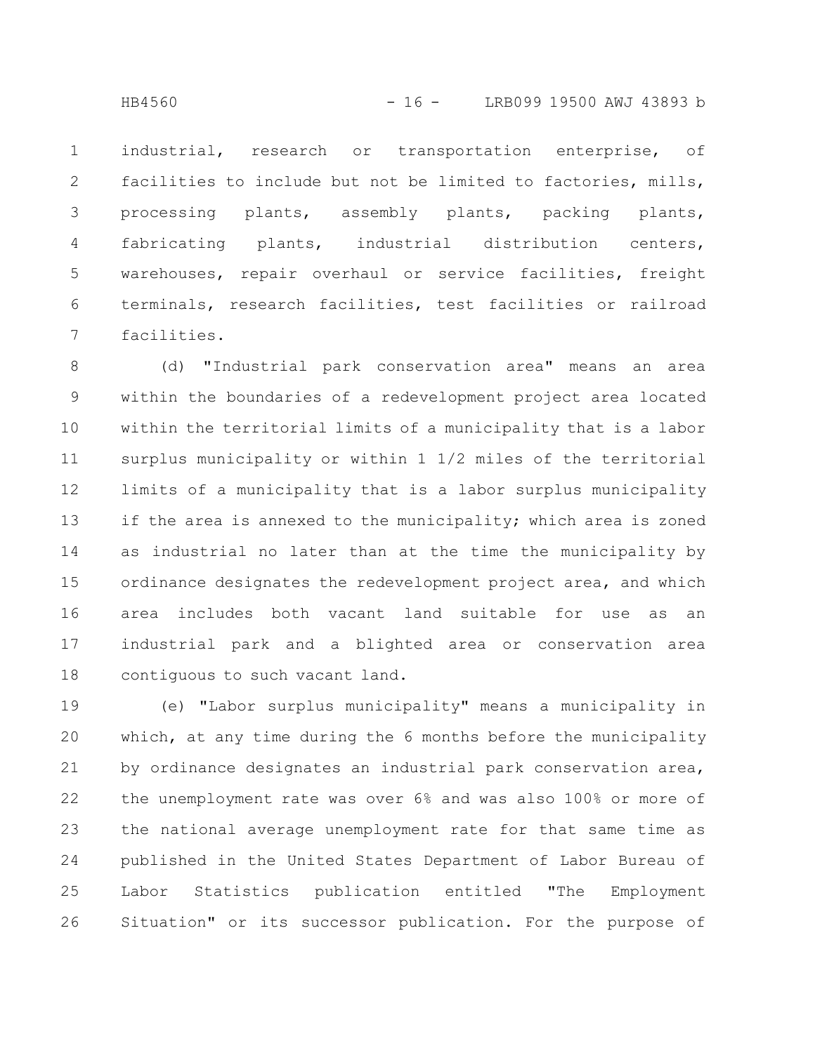industrial, research or transportation enterprise, of facilities to include but not be limited to factories, mills, processing plants, assembly plants, packing plants, fabricating plants, industrial distribution centers, warehouses, repair overhaul or service facilities, freight terminals, research facilities, test facilities or railroad facilities.

(d) "Industrial park conservation area" means an area within the boundaries of a redevelopment project area located within the territorial limits of a municipality that is a labor surplus municipality or within 1 1/2 miles of the territorial limits of a municipality that is a labor surplus municipality if the area is annexed to the municipality; which area is zoned as industrial no later than at the time the municipality by ordinance designates the redevelopment project area, and which area includes both vacant land suitable for use as an industrial park and a blighted area or conservation area contiguous to such vacant land.

(e) "Labor surplus municipality" means a municipality in which, at any time during the 6 months before the municipality by ordinance designates an industrial park conservation area, the unemployment rate was over 6% and was also 100% or more of the national average unemployment rate for that same time as published in the United States Department of Labor Bureau of Labor Statistics publication entitled "The Employment Situation" or its successor publication. For the purpose of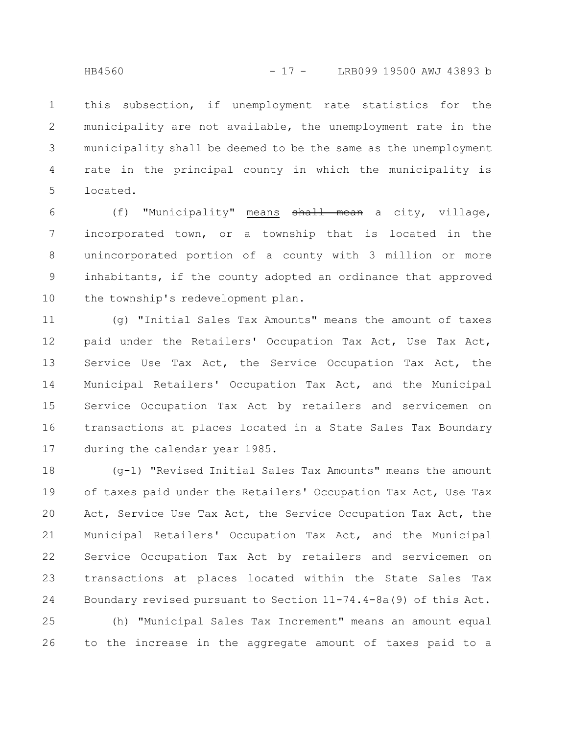this subsection, if unemployment rate statistics for the municipality are not available, the unemployment rate in the municipality shall be deemed to be the same as the unemployment rate in the principal county in which the municipality is located.

(f) "Municipality" <u>means</u> ~~shall mean~~ a city, village, incorporated town, or a township that is located in the unincorporated portion of a county with 3 million or more inhabitants, if the county adopted an ordinance that approved the township's redevelopment plan.

(g) "Initial Sales Tax Amounts" means the amount of taxes paid under the Retailers' Occupation Tax Act, Use Tax Act, Service Use Tax Act, the Service Occupation Tax Act, the Municipal Retailers' Occupation Tax Act, and the Municipal Service Occupation Tax Act by retailers and servicemen on transactions at places located in a State Sales Tax Boundary during the calendar year 1985.

(g-1) "Revised Initial Sales Tax Amounts" means the amount of taxes paid under the Retailers' Occupation Tax Act, Use Tax Act, Service Use Tax Act, the Service Occupation Tax Act, the Municipal Retailers' Occupation Tax Act, and the Municipal Service Occupation Tax Act by retailers and servicemen on transactions at places located within the State Sales Tax Boundary revised pursuant to Section 11-74.4-8a(9) of this Act.

(h) "Municipal Sales Tax Increment" means an amount equal to the increase in the aggregate amount of taxes paid to a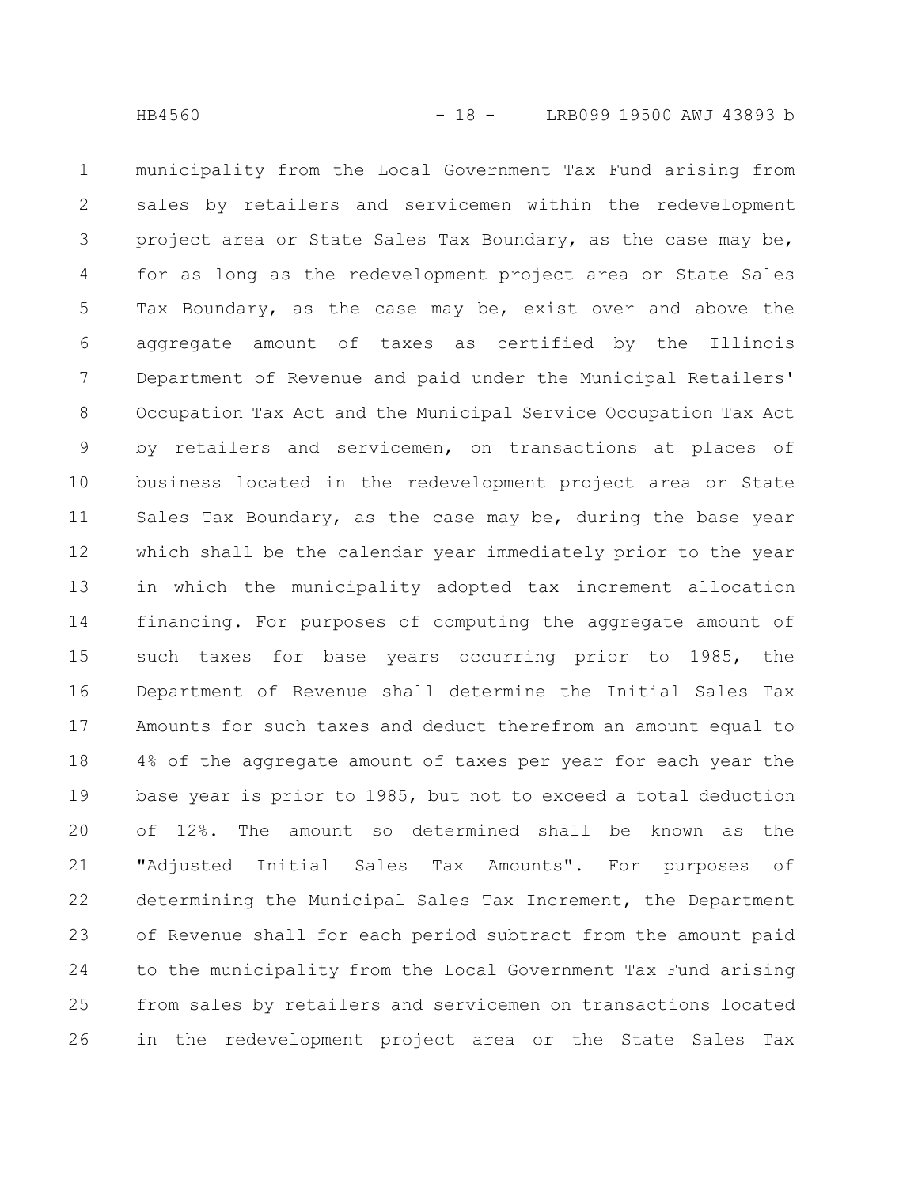municipality from the Local Government Tax Fund arising from sales by retailers and servicemen within the redevelopment project area or State Sales Tax Boundary, as the case may be, for as long as the redevelopment project area or State Sales Tax Boundary, as the case may be, exist over and above the aggregate amount of taxes as certified by the Illinois Department of Revenue and paid under the Municipal Retailers' Occupation Tax Act and the Municipal Service Occupation Tax Act by retailers and servicemen, on transactions at places of business located in the redevelopment project area or State Sales Tax Boundary, as the case may be, during the base year which shall be the calendar year immediately prior to the year in which the municipality adopted tax increment allocation financing. For purposes of computing the aggregate amount of such taxes for base years occurring prior to 1985, the Department of Revenue shall determine the Initial Sales Tax Amounts for such taxes and deduct therefrom an amount equal to 4% of the aggregate amount of taxes per year for each year the base year is prior to 1985, but not to exceed a total deduction of 12%. The amount so determined shall be known as the "Adjusted Initial Sales Tax Amounts". For purposes of determining the Municipal Sales Tax Increment, the Department of Revenue shall for each period subtract from the amount paid to the municipality from the Local Government Tax Fund arising from sales by retailers and servicemen on transactions located in the redevelopment project area or the State Sales Tax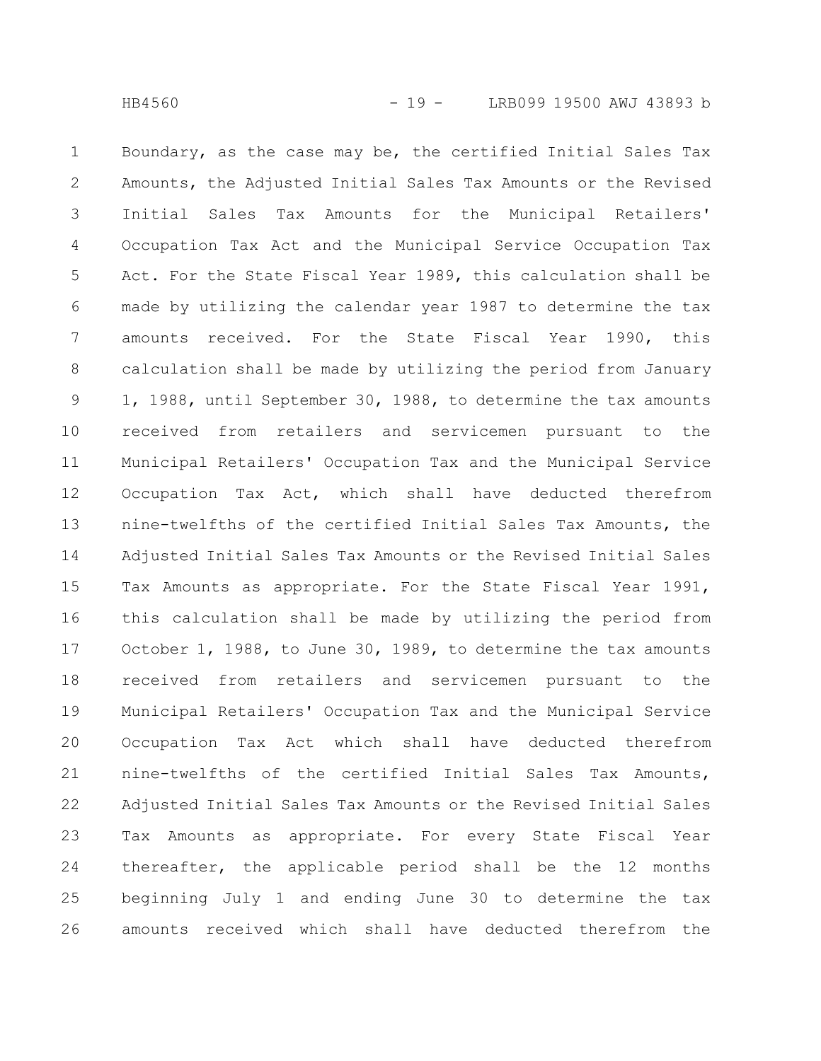Boundary, as the case may be, the certified Initial Sales Tax Amounts, the Adjusted Initial Sales Tax Amounts or the Revised Initial Sales Tax Amounts for the Municipal Retailers' Occupation Tax Act and the Municipal Service Occupation Tax Act. For the State Fiscal Year 1989, this calculation shall be made by utilizing the calendar year 1987 to determine the tax amounts received. For the State Fiscal Year 1990, this calculation shall be made by utilizing the period from January 1, 1988, until September 30, 1988, to determine the tax amounts received from retailers and servicemen pursuant to the Municipal Retailers' Occupation Tax and the Municipal Service Occupation Tax Act, which shall have deducted therefrom nine-twelfths of the certified Initial Sales Tax Amounts, the Adjusted Initial Sales Tax Amounts or the Revised Initial Sales Tax Amounts as appropriate. For the State Fiscal Year 1991, this calculation shall be made by utilizing the period from October 1, 1988, to June 30, 1989, to determine the tax amounts received from retailers and servicemen pursuant to the Municipal Retailers' Occupation Tax and the Municipal Service Occupation Tax Act which shall have deducted therefrom nine-twelfths of the certified Initial Sales Tax Amounts, Adjusted Initial Sales Tax Amounts or the Revised Initial Sales Tax Amounts as appropriate. For every State Fiscal Year thereafter, the applicable period shall be the 12 months beginning July 1 and ending June 30 to determine the tax amounts received which shall have deducted therefrom the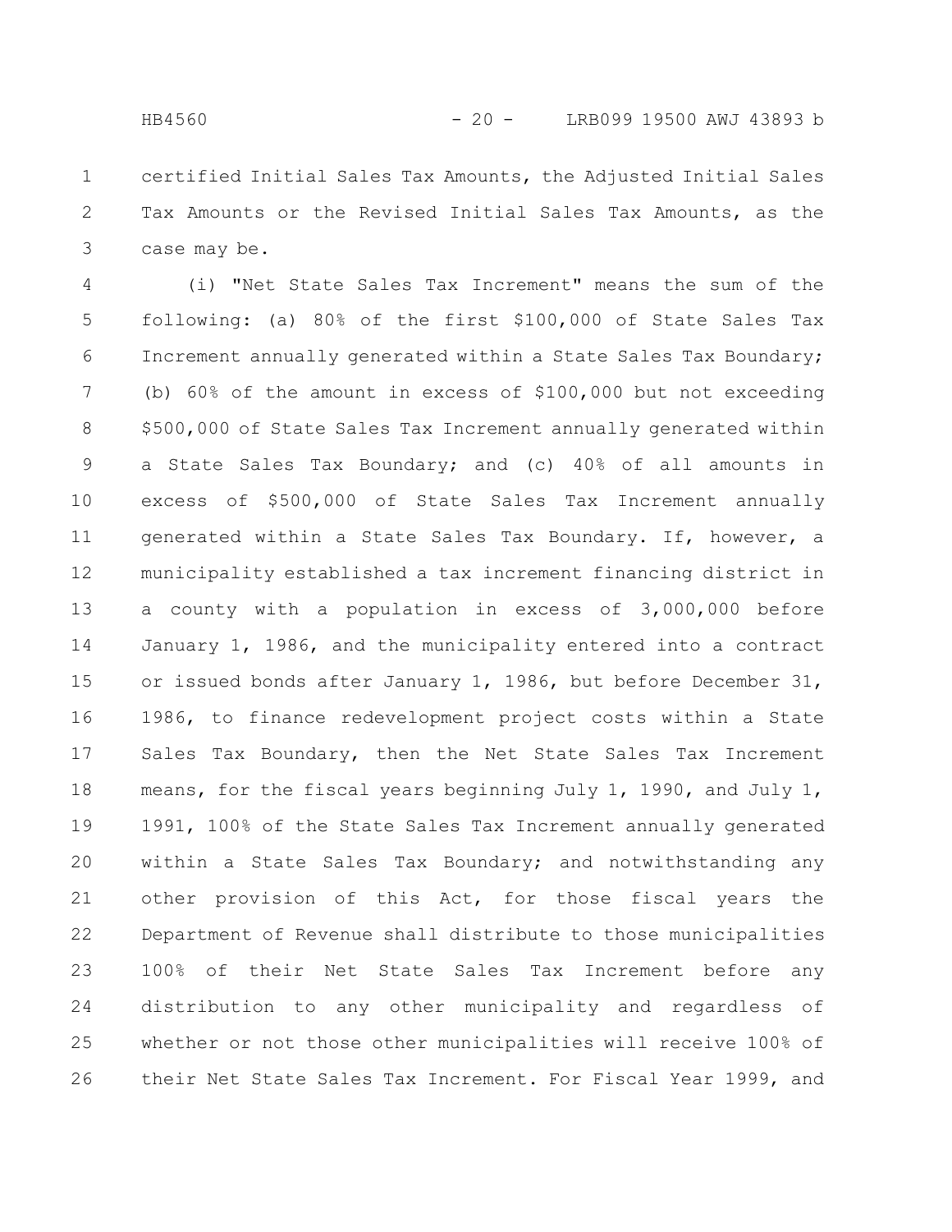certified Initial Sales Tax Amounts, the Adjusted Initial Sales Tax Amounts or the Revised Initial Sales Tax Amounts, as the case may be.

(i) "Net State Sales Tax Increment" means the sum of the following: (a) 80% of the first $100,000 of State Sales Tax Increment annually generated within a State Sales Tax Boundary; (b) 60% of the amount in excess of $100,000 but not exceeding $500,000 of State Sales Tax Increment annually generated within a State Sales Tax Boundary; and (c) 40% of all amounts in excess of $500,000 of State Sales Tax Increment annually generated within a State Sales Tax Boundary. If, however, a municipality established a tax increment financing district in a county with a population in excess of 3,000,000 before January 1, 1986, and the municipality entered into a contract or issued bonds after January 1, 1986, but before December 31, 1986, to finance redevelopment project costs within a State Sales Tax Boundary, then the Net State Sales Tax Increment means, for the fiscal years beginning July 1, 1990, and July 1, 1991, 100% of the State Sales Tax Increment annually generated within a State Sales Tax Boundary; and notwithstanding any other provision of this Act, for those fiscal years the Department of Revenue shall distribute to those municipalities 100% of their Net State Sales Tax Increment before any distribution to any other municipality and regardless of whether or not those other municipalities will receive 100% of their Net State Sales Tax Increment. For Fiscal Year 1999, and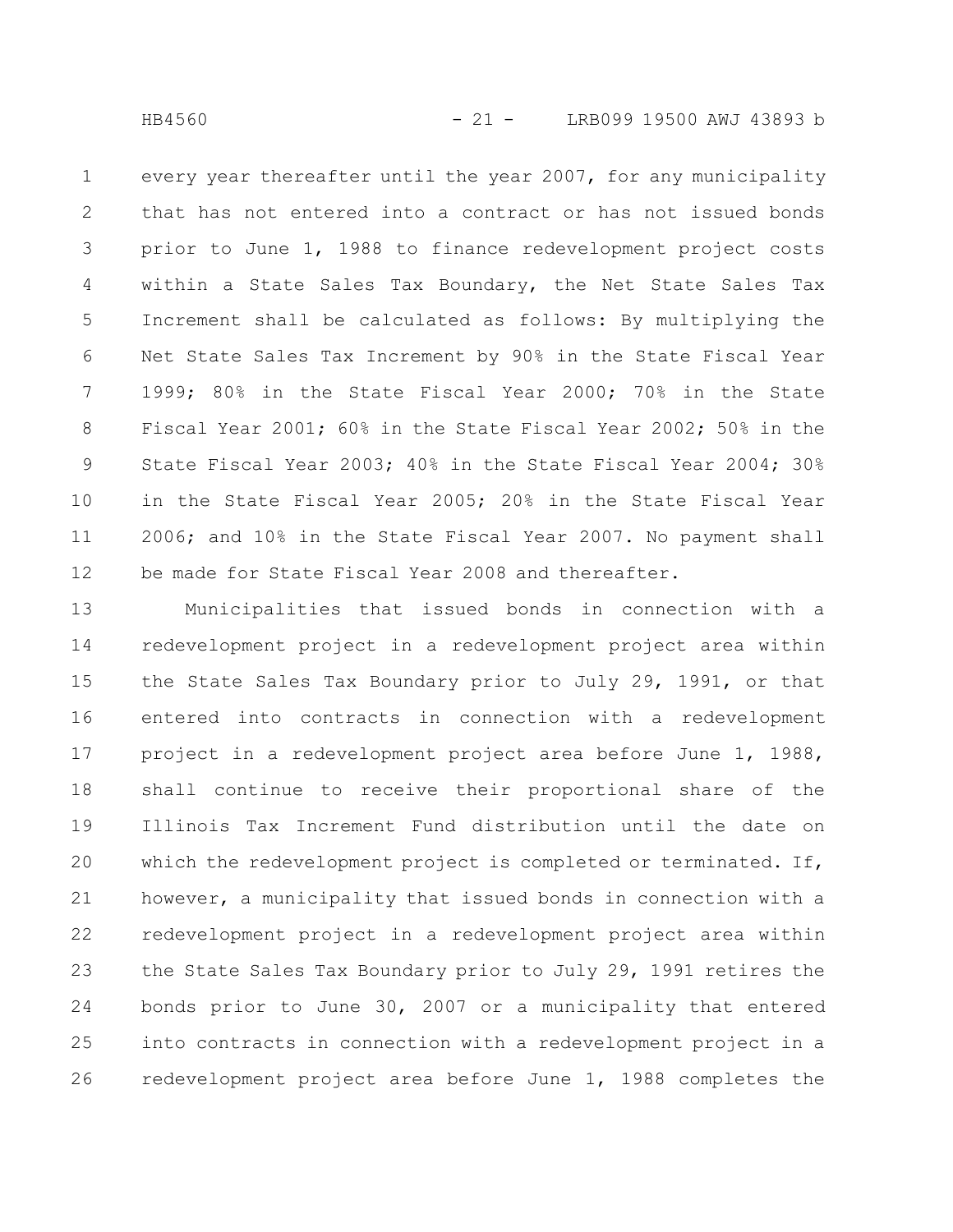every year thereafter until the year 2007, for any municipality that has not entered into a contract or has not issued bonds prior to June 1, 1988 to finance redevelopment project costs within a State Sales Tax Boundary, the Net State Sales Tax Increment shall be calculated as follows: By multiplying the Net State Sales Tax Increment by 90% in the State Fiscal Year 1999; 80% in the State Fiscal Year 2000; 70% in the State Fiscal Year 2001; 60% in the State Fiscal Year 2002; 50% in the State Fiscal Year 2003; 40% in the State Fiscal Year 2004; 30% in the State Fiscal Year 2005; 20% in the State Fiscal Year 2006; and 10% in the State Fiscal Year 2007. No payment shall be made for State Fiscal Year 2008 and thereafter.

Municipalities that issued bonds in connection with a redevelopment project in a redevelopment project area within the State Sales Tax Boundary prior to July 29, 1991, or that entered into contracts in connection with a redevelopment project in a redevelopment project area before June 1, 1988, shall continue to receive their proportional share of the Illinois Tax Increment Fund distribution until the date on which the redevelopment project is completed or terminated. If, however, a municipality that issued bonds in connection with a redevelopment project in a redevelopment project area within the State Sales Tax Boundary prior to July 29, 1991 retires the bonds prior to June 30, 2007 or a municipality that entered into contracts in connection with a redevelopment project in a redevelopment project area before June 1, 1988 completes the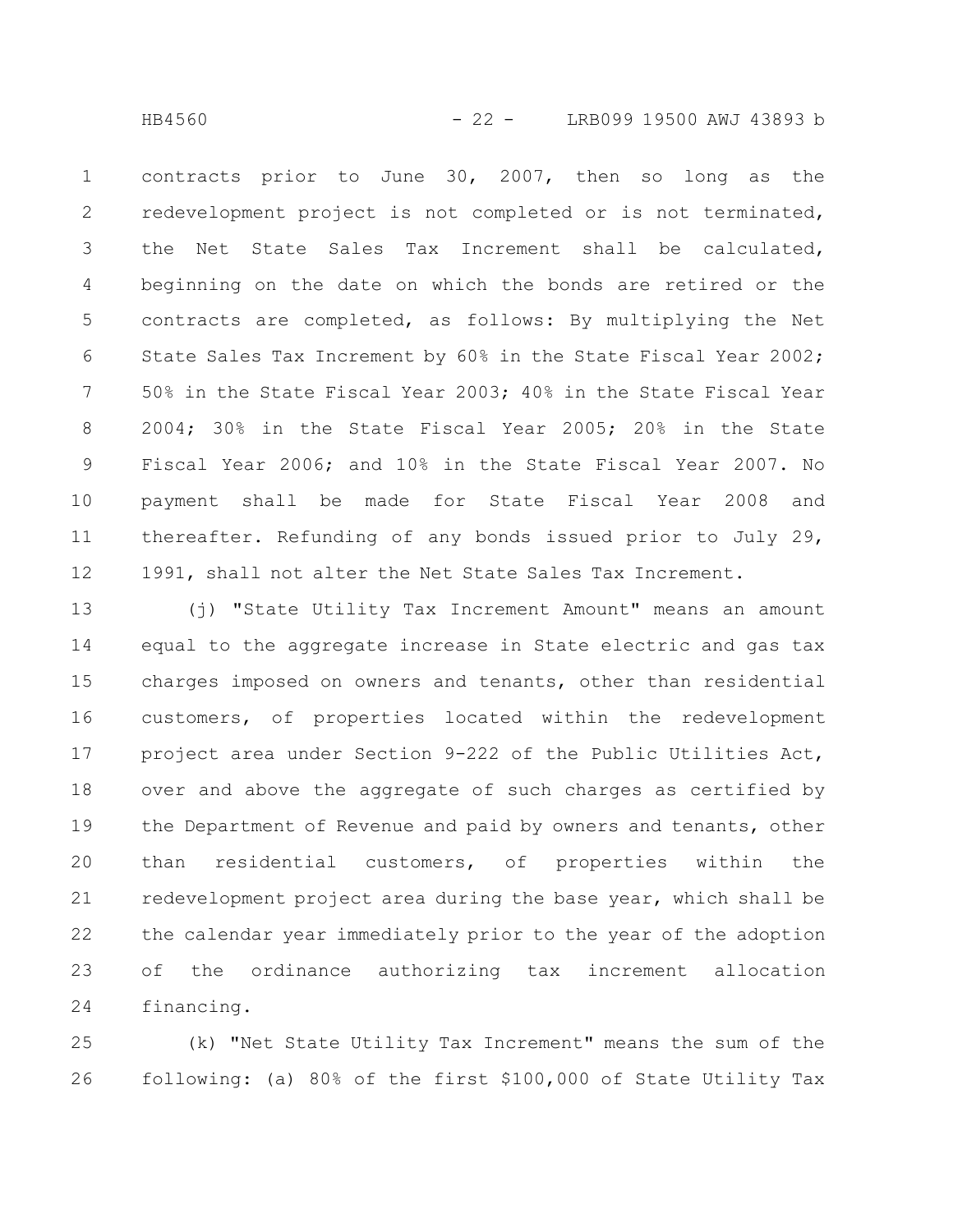contracts prior to June 30, 2007, then so long as the redevelopment project is not completed or is not terminated, the Net State Sales Tax Increment shall be calculated, beginning on the date on which the bonds are retired or the contracts are completed, as follows: By multiplying the Net State Sales Tax Increment by 60% in the State Fiscal Year 2002; 50% in the State Fiscal Year 2003; 40% in the State Fiscal Year 2004; 30% in the State Fiscal Year 2005; 20% in the State Fiscal Year 2006; and 10% in the State Fiscal Year 2007. No payment shall be made for State Fiscal Year 2008 and thereafter. Refunding of any bonds issued prior to July 29, 1991, shall not alter the Net State Sales Tax Increment.

(j) "State Utility Tax Increment Amount" means an amount equal to the aggregate increase in State electric and gas tax charges imposed on owners and tenants, other than residential customers, of properties located within the redevelopment project area under Section 9-222 of the Public Utilities Act, over and above the aggregate of such charges as certified by the Department of Revenue and paid by owners and tenants, other than residential customers, of properties within the redevelopment project area during the base year, which shall be the calendar year immediately prior to the year of the adoption of the ordinance authorizing tax increment allocation financing.

(k) "Net State Utility Tax Increment" means the sum of the following: (a) 80% of the first $100,000 of State Utility Tax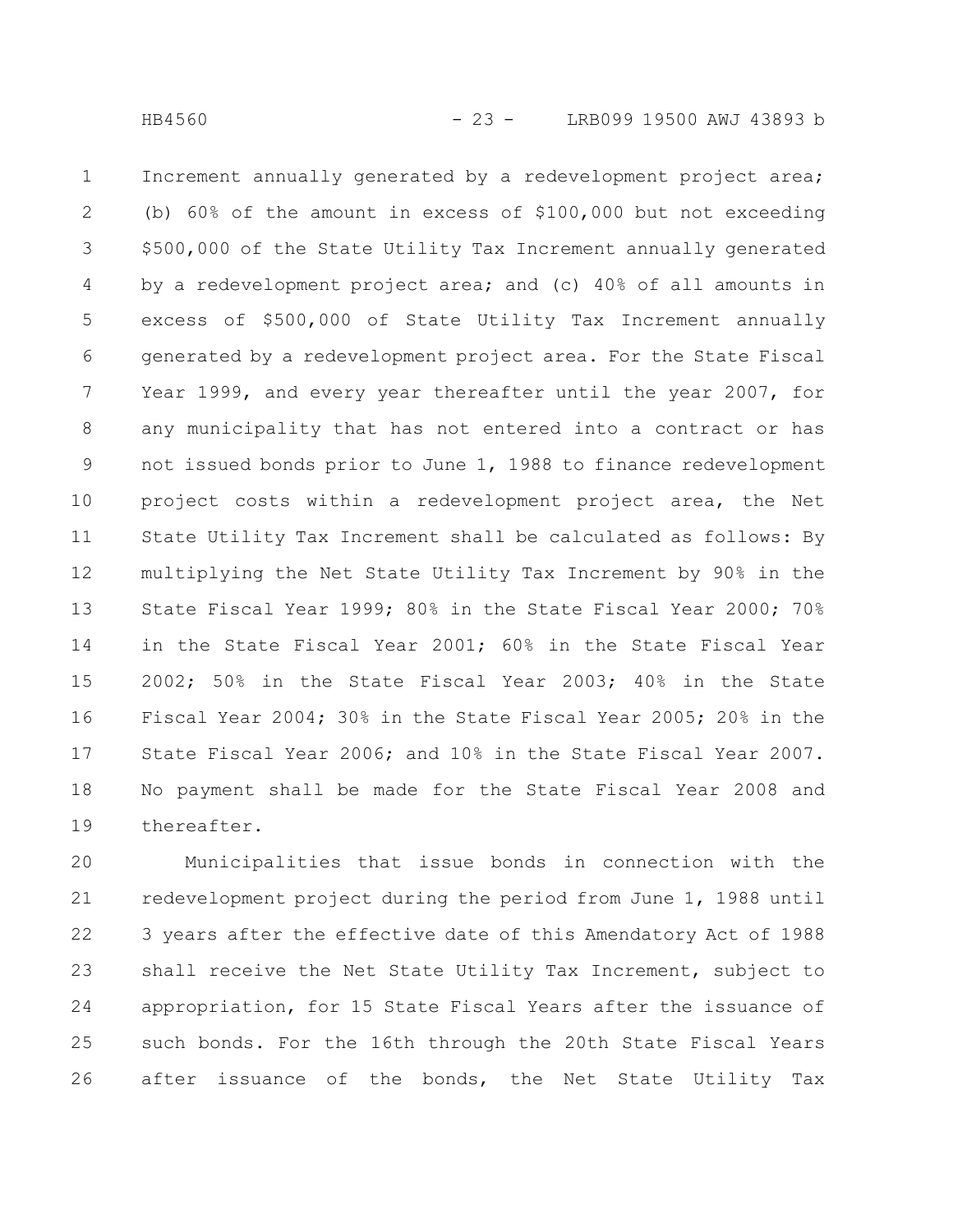Increment annually generated by a redevelopment project area; (b) 60% of the amount in excess of $100,000 but not exceeding $500,000 of the State Utility Tax Increment annually generated by a redevelopment project area; and (c) 40% of all amounts in excess of $500,000 of State Utility Tax Increment annually generated by a redevelopment project area. For the State Fiscal Year 1999, and every year thereafter until the year 2007, for any municipality that has not entered into a contract or has not issued bonds prior to June 1, 1988 to finance redevelopment project costs within a redevelopment project area, the Net State Utility Tax Increment shall be calculated as follows: By multiplying the Net State Utility Tax Increment by 90% in the State Fiscal Year 1999; 80% in the State Fiscal Year 2000; 70% in the State Fiscal Year 2001; 60% in the State Fiscal Year 2002; 50% in the State Fiscal Year 2003; 40% in the State Fiscal Year 2004; 30% in the State Fiscal Year 2005; 20% in the State Fiscal Year 2006; and 10% in the State Fiscal Year 2007. No payment shall be made for the State Fiscal Year 2008 and thereafter.

Municipalities that issue bonds in connection with the redevelopment project during the period from June 1, 1988 until 3 years after the effective date of this Amendatory Act of 1988 shall receive the Net State Utility Tax Increment, subject to appropriation, for 15 State Fiscal Years after the issuance of such bonds. For the 16th through the 20th State Fiscal Years after issuance of the bonds, the Net State Utility Tax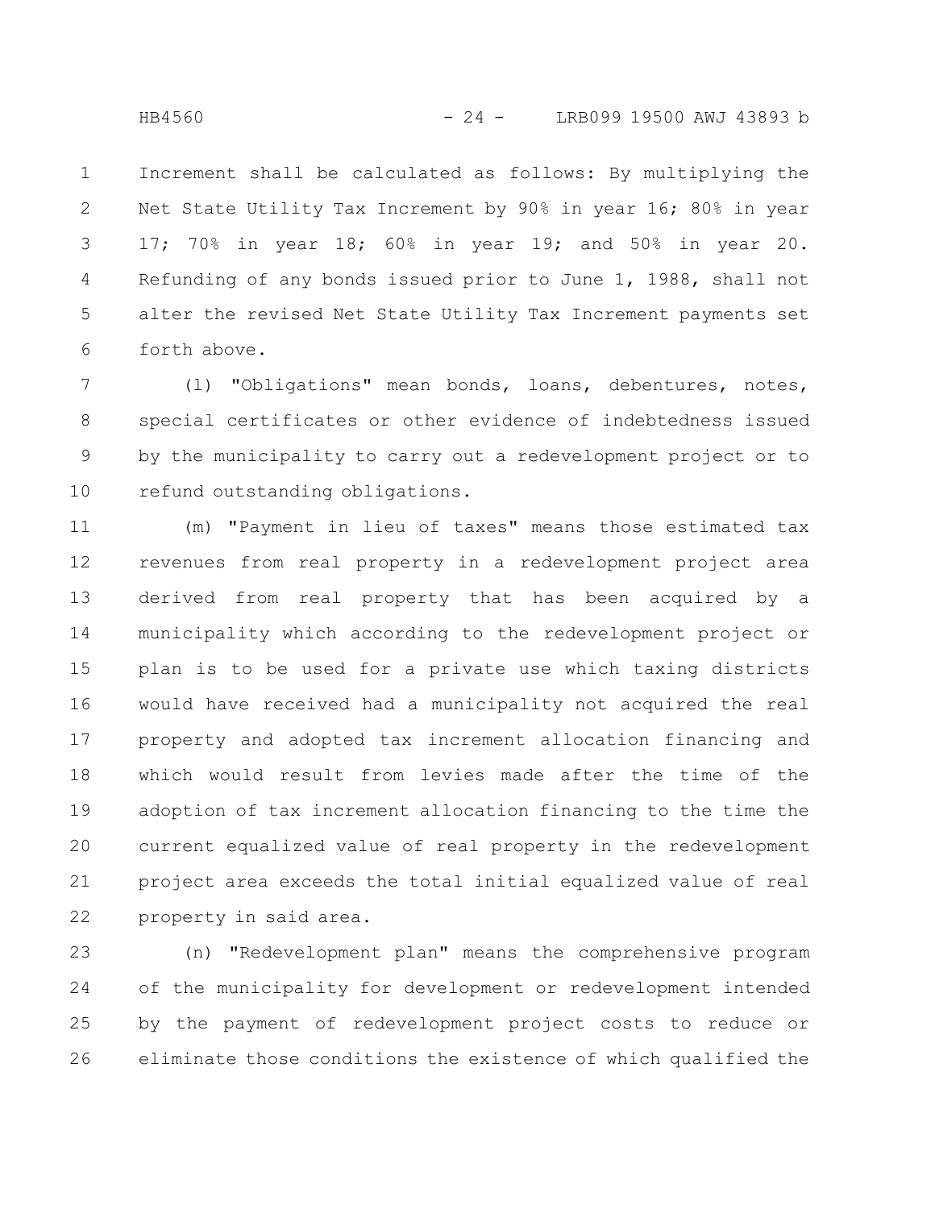Increment shall be calculated as follows: By multiplying the Net State Utility Tax Increment by 90% in year 16; 80% in year 17; 70% in year 18; 60% in year 19; and 50% in year 20. Refunding of any bonds issued prior to June 1, 1988, shall not alter the revised Net State Utility Tax Increment payments set forth above.

(l) "Obligations" mean bonds, loans, debentures, notes, special certificates or other evidence of indebtedness issued by the municipality to carry out a redevelopment project or to refund outstanding obligations.

(m) "Payment in lieu of taxes" means those estimated tax revenues from real property in a redevelopment project area derived from real property that has been acquired by a municipality which according to the redevelopment project or plan is to be used for a private use which taxing districts would have received had a municipality not acquired the real property and adopted tax increment allocation financing and which would result from levies made after the time of the adoption of tax increment allocation financing to the time the current equalized value of real property in the redevelopment project area exceeds the total initial equalized value of real property in said area.

(n) "Redevelopment plan" means the comprehensive program of the municipality for development or redevelopment intended by the payment of redevelopment project costs to reduce or eliminate those conditions the existence of which qualified the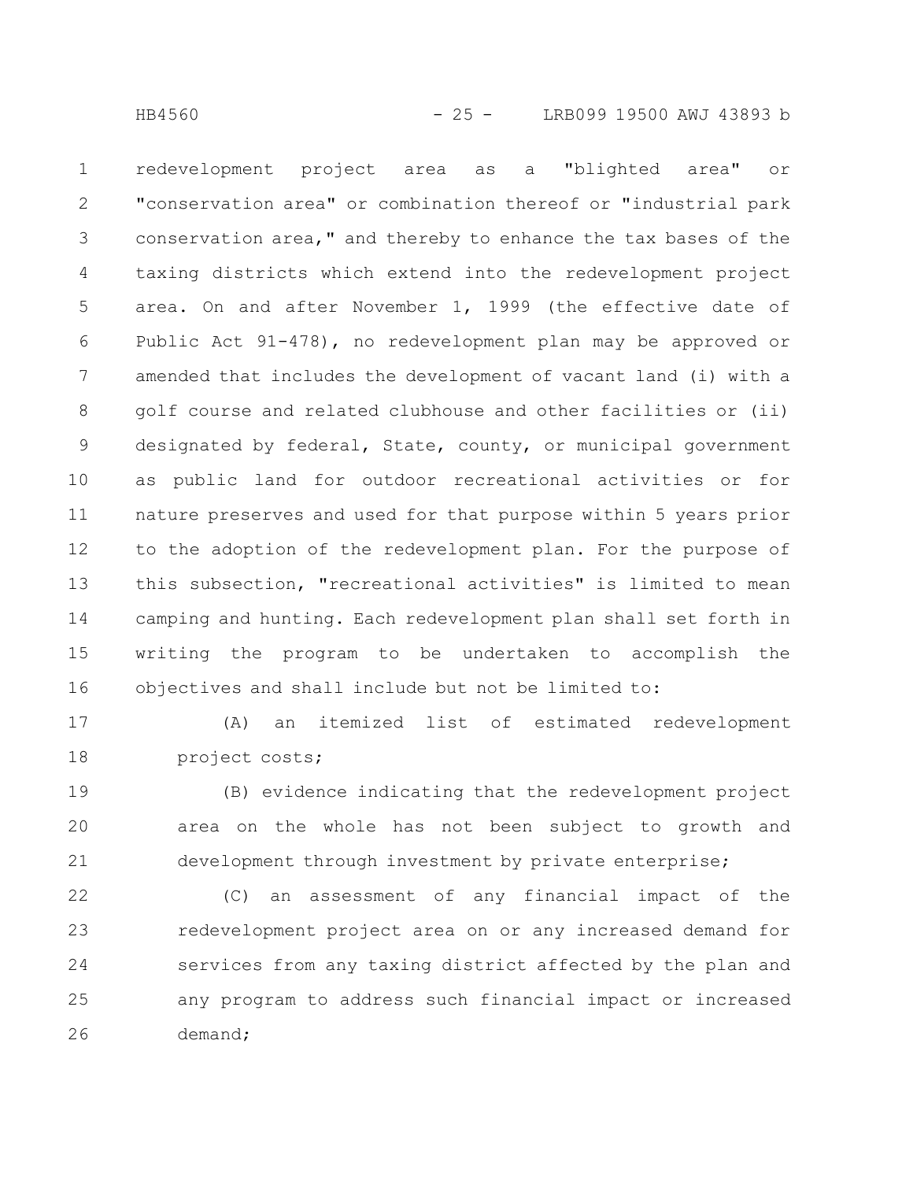redevelopment project area as a "blighted area" or "conservation area" or combination thereof or "industrial park conservation area," and thereby to enhance the tax bases of the taxing districts which extend into the redevelopment project area. On and after November 1, 1999 (the effective date of Public Act 91-478), no redevelopment plan may be approved or amended that includes the development of vacant land (i) with a golf course and related clubhouse and other facilities or (ii) designated by federal, State, county, or municipal government as public land for outdoor recreational activities or for nature preserves and used for that purpose within 5 years prior to the adoption of the redevelopment plan. For the purpose of this subsection, "recreational activities" is limited to mean camping and hunting. Each redevelopment plan shall set forth in writing the program to be undertaken to accomplish the objectives and shall include but not be limited to:

(A) an itemized list of estimated redevelopment project costs;

(B) evidence indicating that the redevelopment project area on the whole has not been subject to growth and development through investment by private enterprise;

(C) an assessment of any financial impact of the redevelopment project area on or any increased demand for services from any taxing district affected by the plan and any program to address such financial impact or increased demand;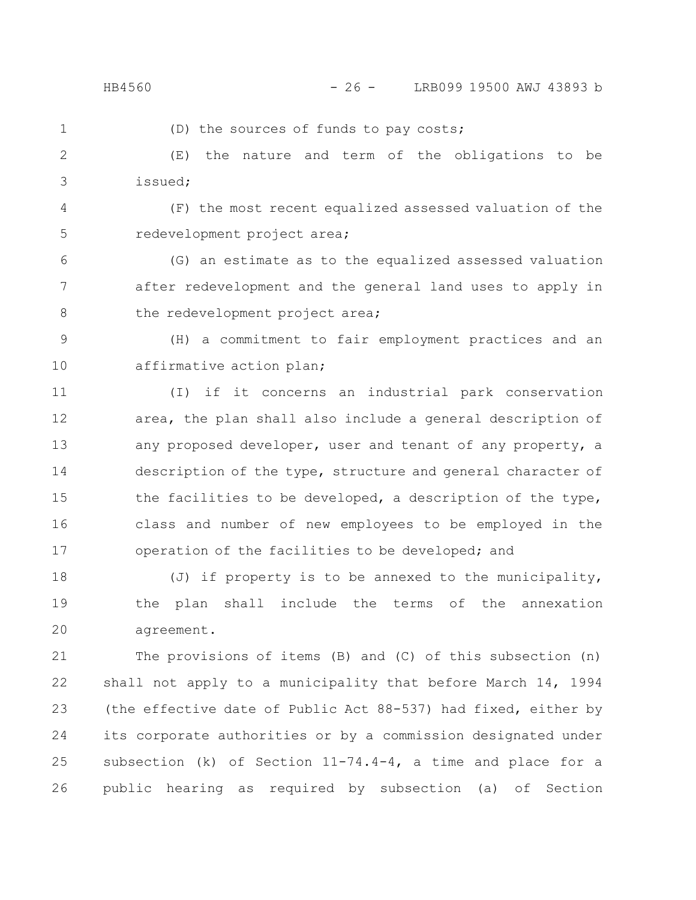(D) the sources of funds to pay costs;

(E) the nature and term of the obligations to be issued;

(F) the most recent equalized assessed valuation of the redevelopment project area;

(G) an estimate as to the equalized assessed valuation after redevelopment and the general land uses to apply in the redevelopment project area;

(H) a commitment to fair employment practices and an affirmative action plan;

(I) if it concerns an industrial park conservation area, the plan shall also include a general description of any proposed developer, user and tenant of any property, a description of the type, structure and general character of the facilities to be developed, a description of the type, class and number of new employees to be employed in the operation of the facilities to be developed; and

(J) if property is to be annexed to the municipality, the plan shall include the terms of the annexation agreement.

The provisions of items (B) and (C) of this subsection (n) shall not apply to a municipality that before March 14, 1994 (the effective date of Public Act 88-537) had fixed, either by its corporate authorities or by a commission designated under subsection (k) of Section 11-74.4-4, a time and place for a public hearing as required by subsection (a) of Section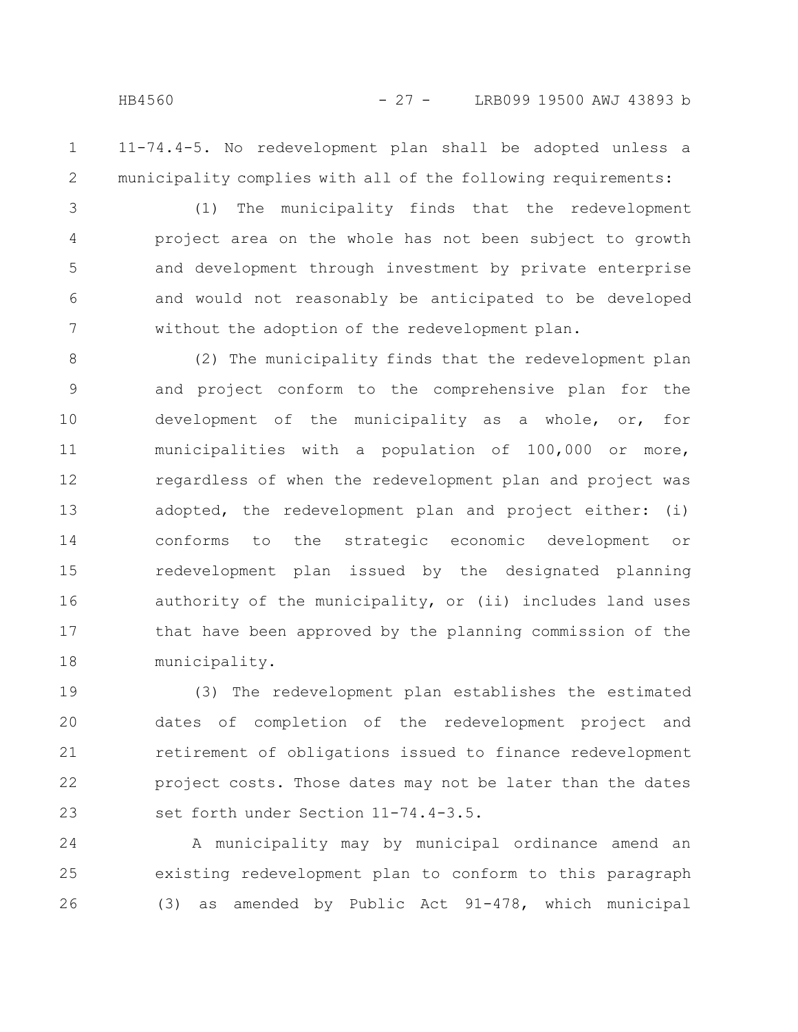11-74.4-5. No redevelopment plan shall be adopted unless a municipality complies with all of the following requirements:

(1) The municipality finds that the redevelopment project area on the whole has not been subject to growth and development through investment by private enterprise and would not reasonably be anticipated to be developed without the adoption of the redevelopment plan.

(2) The municipality finds that the redevelopment plan and project conform to the comprehensive plan for the development of the municipality as a whole, or, for municipalities with a population of 100,000 or more, regardless of when the redevelopment plan and project was adopted, the redevelopment plan and project either: (i) conforms to the strategic economic development or redevelopment plan issued by the designated planning authority of the municipality, or (ii) includes land uses that have been approved by the planning commission of the municipality.

(3) The redevelopment plan establishes the estimated dates of completion of the redevelopment project and retirement of obligations issued to finance redevelopment project costs. Those dates may not be later than the dates set forth under Section 11-74.4-3.5.

A municipality may by municipal ordinance amend an existing redevelopment plan to conform to this paragraph (3) as amended by Public Act 91-478, which municipal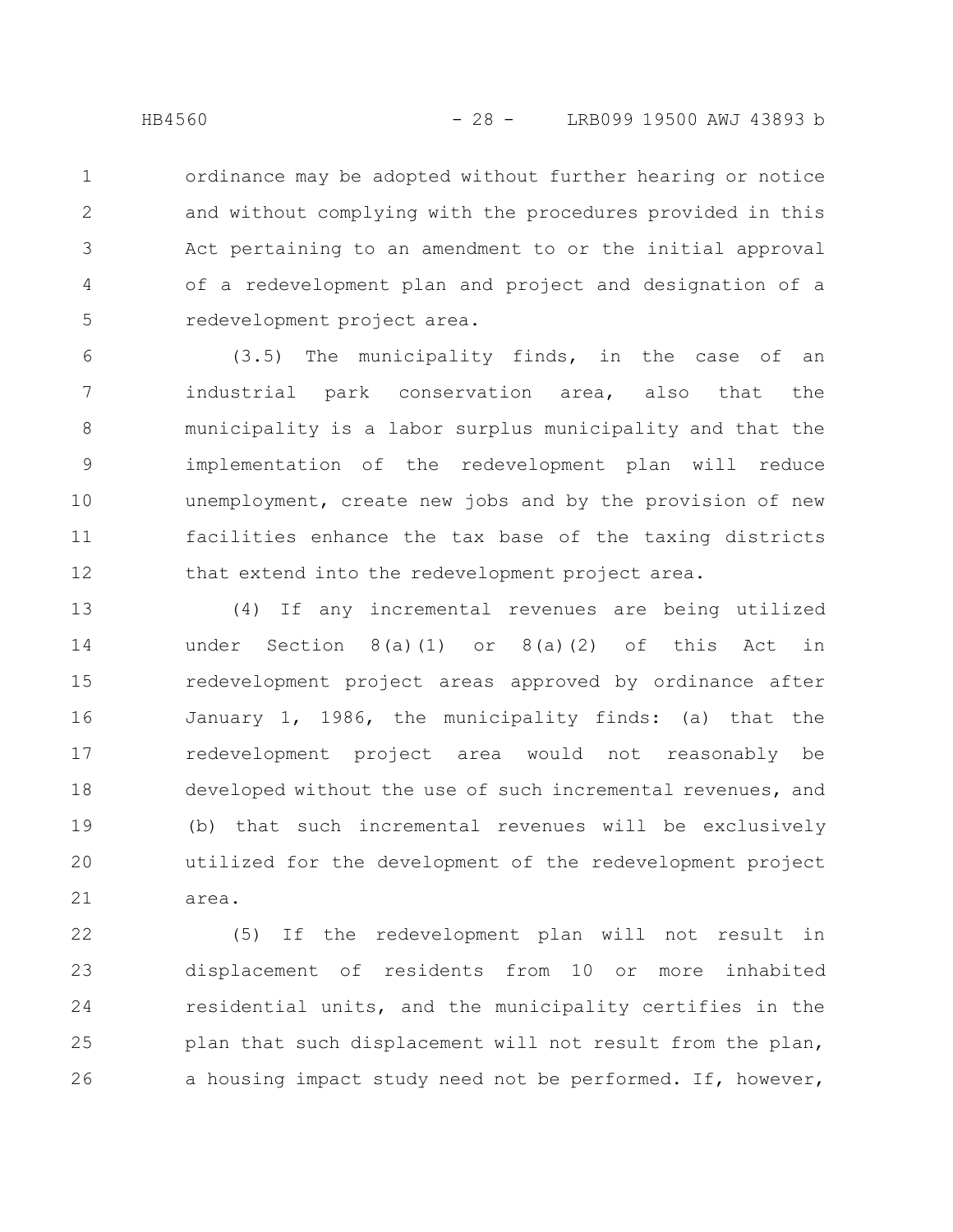ordinance may be adopted without further hearing or notice and without complying with the procedures provided in this Act pertaining to an amendment to or the initial approval of a redevelopment plan and project and designation of a redevelopment project area.

(3.5) The municipality finds, in the case of an industrial park conservation area, also that the municipality is a labor surplus municipality and that the implementation of the redevelopment plan will reduce unemployment, create new jobs and by the provision of new facilities enhance the tax base of the taxing districts that extend into the redevelopment project area.

(4) If any incremental revenues are being utilized under Section 8(a)(1) or 8(a)(2) of this Act in redevelopment project areas approved by ordinance after January 1, 1986, the municipality finds: (a) that the redevelopment project area would not reasonably be developed without the use of such incremental revenues, and (b) that such incremental revenues will be exclusively utilized for the development of the redevelopment project area.

(5) If the redevelopment plan will not result in displacement of residents from 10 or more inhabited residential units, and the municipality certifies in the plan that such displacement will not result from the plan, a housing impact study need not be performed. If, however,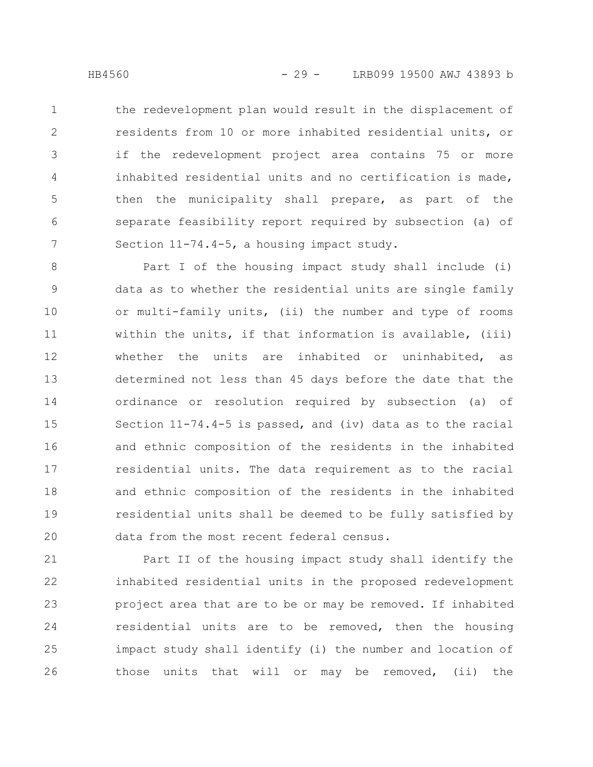the redevelopment plan would result in the displacement of residents from 10 or more inhabited residential units, or if the redevelopment project area contains 75 or more inhabited residential units and no certification is made, then the municipality shall prepare, as part of the separate feasibility report required by subsection (a) of Section 11-74.4-5, a housing impact study.

Part I of the housing impact study shall include (i) data as to whether the residential units are single family or multi-family units, (ii) the number and type of rooms within the units, if that information is available, (iii) whether the units are inhabited or uninhabited, as determined not less than 45 days before the date that the ordinance or resolution required by subsection (a) of Section 11-74.4-5 is passed, and (iv) data as to the racial and ethnic composition of the residents in the inhabited residential units. The data requirement as to the racial and ethnic composition of the residents in the inhabited residential units shall be deemed to be fully satisfied by data from the most recent federal census.

Part II of the housing impact study shall identify the inhabited residential units in the proposed redevelopment project area that are to be or may be removed. If inhabited residential units are to be removed, then the housing impact study shall identify (i) the number and location of those units that will or may be removed, (ii) the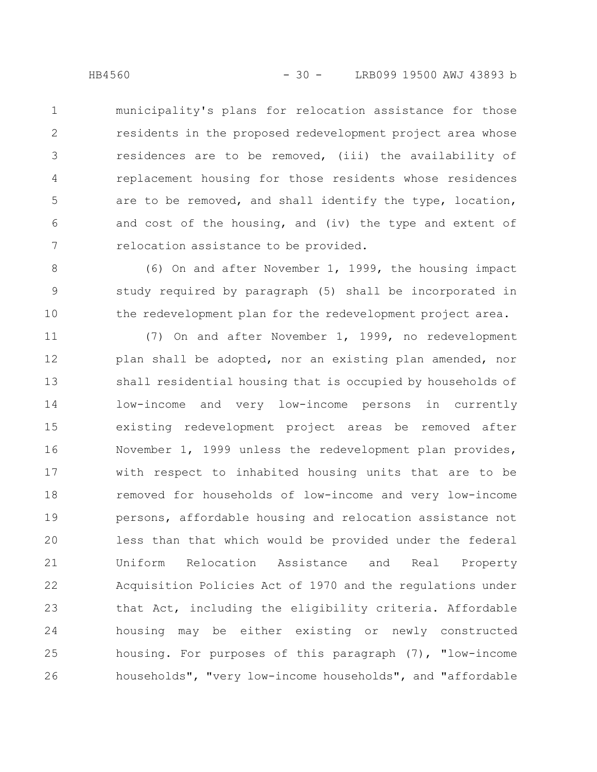municipality's plans for relocation assistance for those residents in the proposed redevelopment project area whose residences are to be removed, (iii) the availability of replacement housing for those residents whose residences are to be removed, and shall identify the type, location, and cost of the housing, and (iv) the type and extent of relocation assistance to be provided.

(6) On and after November 1, 1999, the housing impact study required by paragraph (5) shall be incorporated in the redevelopment plan for the redevelopment project area.

(7) On and after November 1, 1999, no redevelopment plan shall be adopted, nor an existing plan amended, nor shall residential housing that is occupied by households of low-income and very low-income persons in currently existing redevelopment project areas be removed after November 1, 1999 unless the redevelopment plan provides, with respect to inhabited housing units that are to be removed for households of low-income and very low-income persons, affordable housing and relocation assistance not less than that which would be provided under the federal Uniform Relocation Assistance and Real Property Acquisition Policies Act of 1970 and the regulations under that Act, including the eligibility criteria. Affordable housing may be either existing or newly constructed housing. For purposes of this paragraph (7), "low-income households", "very low-income households", and "affordable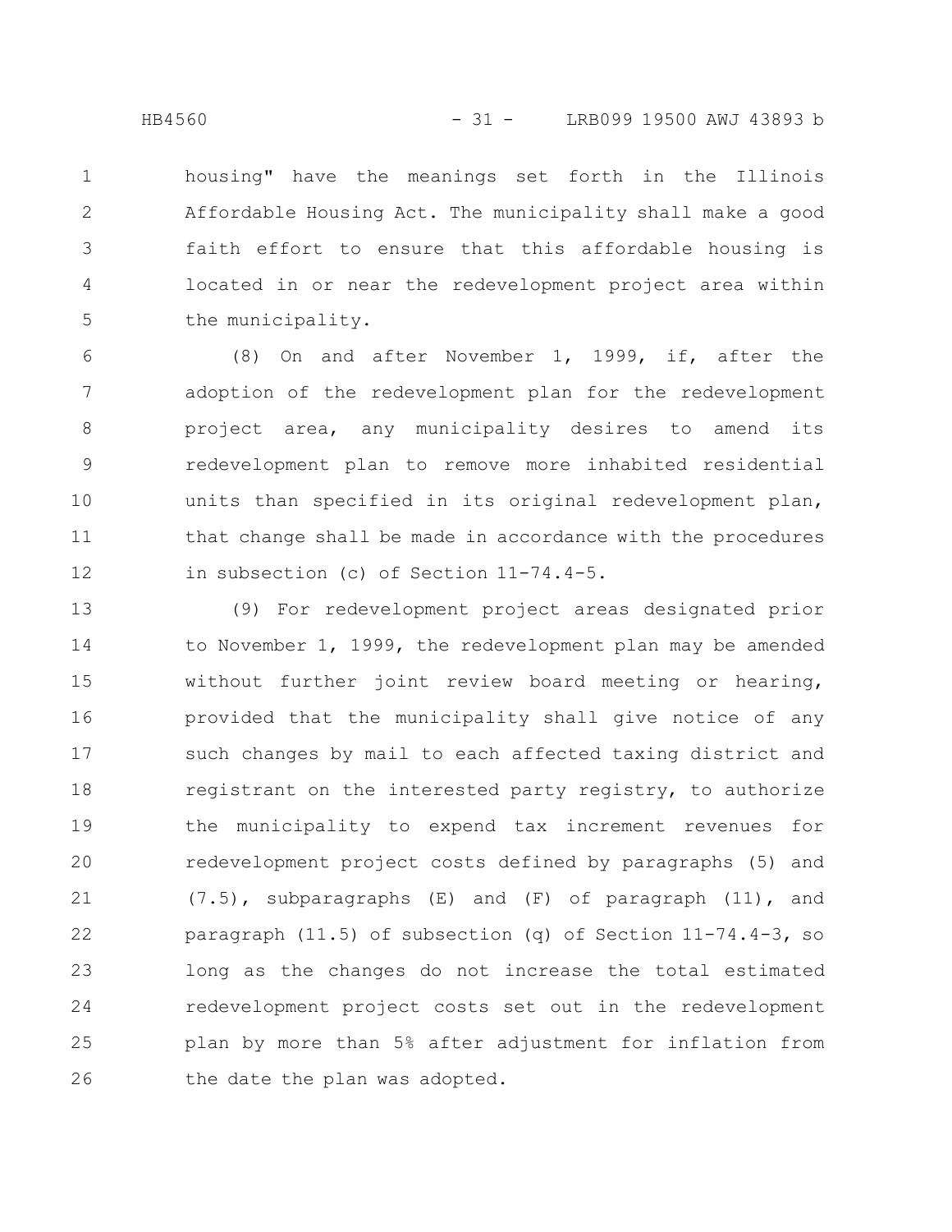housing" have the meanings set forth in the Illinois Affordable Housing Act. The municipality shall make a good faith effort to ensure that this affordable housing is located in or near the redevelopment project area within the municipality.

(8) On and after November 1, 1999, if, after the adoption of the redevelopment plan for the redevelopment project area, any municipality desires to amend its redevelopment plan to remove more inhabited residential units than specified in its original redevelopment plan, that change shall be made in accordance with the procedures in subsection (c) of Section 11-74.4-5.

(9) For redevelopment project areas designated prior to November 1, 1999, the redevelopment plan may be amended without further joint review board meeting or hearing, provided that the municipality shall give notice of any such changes by mail to each affected taxing district and registrant on the interested party registry, to authorize the municipality to expend tax increment revenues for redevelopment project costs defined by paragraphs (5) and (7.5), subparagraphs (E) and (F) of paragraph (11), and paragraph (11.5) of subsection (q) of Section 11-74.4-3, so long as the changes do not increase the total estimated redevelopment project costs set out in the redevelopment plan by more than 5% after adjustment for inflation from the date the plan was adopted.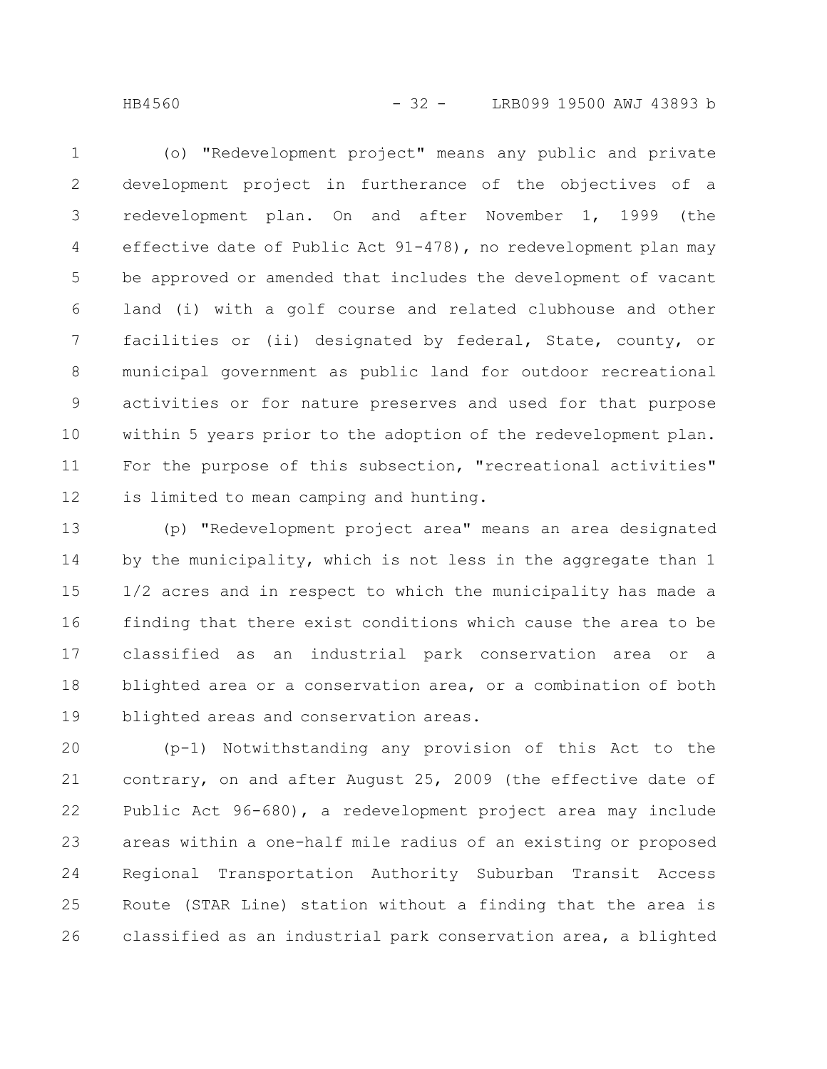(o) "Redevelopment project" means any public and private development project in furtherance of the objectives of a redevelopment plan. On and after November 1, 1999 (the effective date of Public Act 91-478), no redevelopment plan may be approved or amended that includes the development of vacant land (i) with a golf course and related clubhouse and other facilities or (ii) designated by federal, State, county, or municipal government as public land for outdoor recreational activities or for nature preserves and used for that purpose within 5 years prior to the adoption of the redevelopment plan. For the purpose of this subsection, "recreational activities" is limited to mean camping and hunting.

(p) "Redevelopment project area" means an area designated by the municipality, which is not less in the aggregate than 1 1/2 acres and in respect to which the municipality has made a finding that there exist conditions which cause the area to be classified as an industrial park conservation area or a blighted area or a conservation area, or a combination of both blighted areas and conservation areas.

(p-1) Notwithstanding any provision of this Act to the contrary, on and after August 25, 2009 (the effective date of Public Act 96-680), a redevelopment project area may include areas within a one-half mile radius of an existing or proposed Regional Transportation Authority Suburban Transit Access Route (STAR Line) station without a finding that the area is classified as an industrial park conservation area, a blighted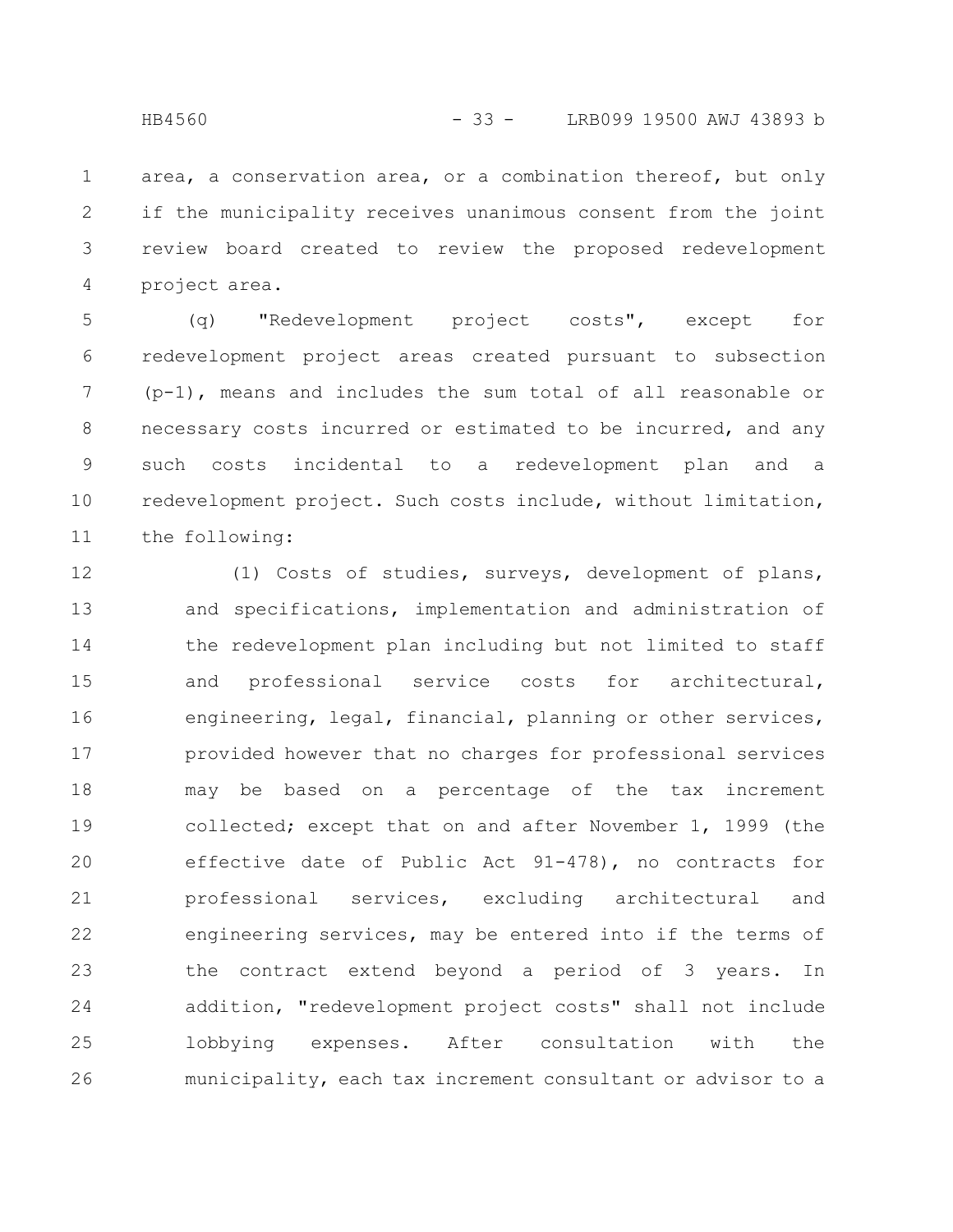area, a conservation area, or a combination thereof, but only if the municipality receives unanimous consent from the joint review board created to review the proposed redevelopment project area.

(q) "Redevelopment project costs", except for redevelopment project areas created pursuant to subsection (p-1), means and includes the sum total of all reasonable or necessary costs incurred or estimated to be incurred, and any such costs incidental to a redevelopment plan and a redevelopment project. Such costs include, without limitation, the following:

(1) Costs of studies, surveys, development of plans, and specifications, implementation and administration of the redevelopment plan including but not limited to staff and professional service costs for architectural, engineering, legal, financial, planning or other services, provided however that no charges for professional services may be based on a percentage of the tax increment collected; except that on and after November 1, 1999 (the effective date of Public Act 91-478), no contracts for professional services, excluding architectural and engineering services, may be entered into if the terms of the contract extend beyond a period of 3 years. In addition, "redevelopment project costs" shall not include lobbying expenses. After consultation with the municipality, each tax increment consultant or advisor to a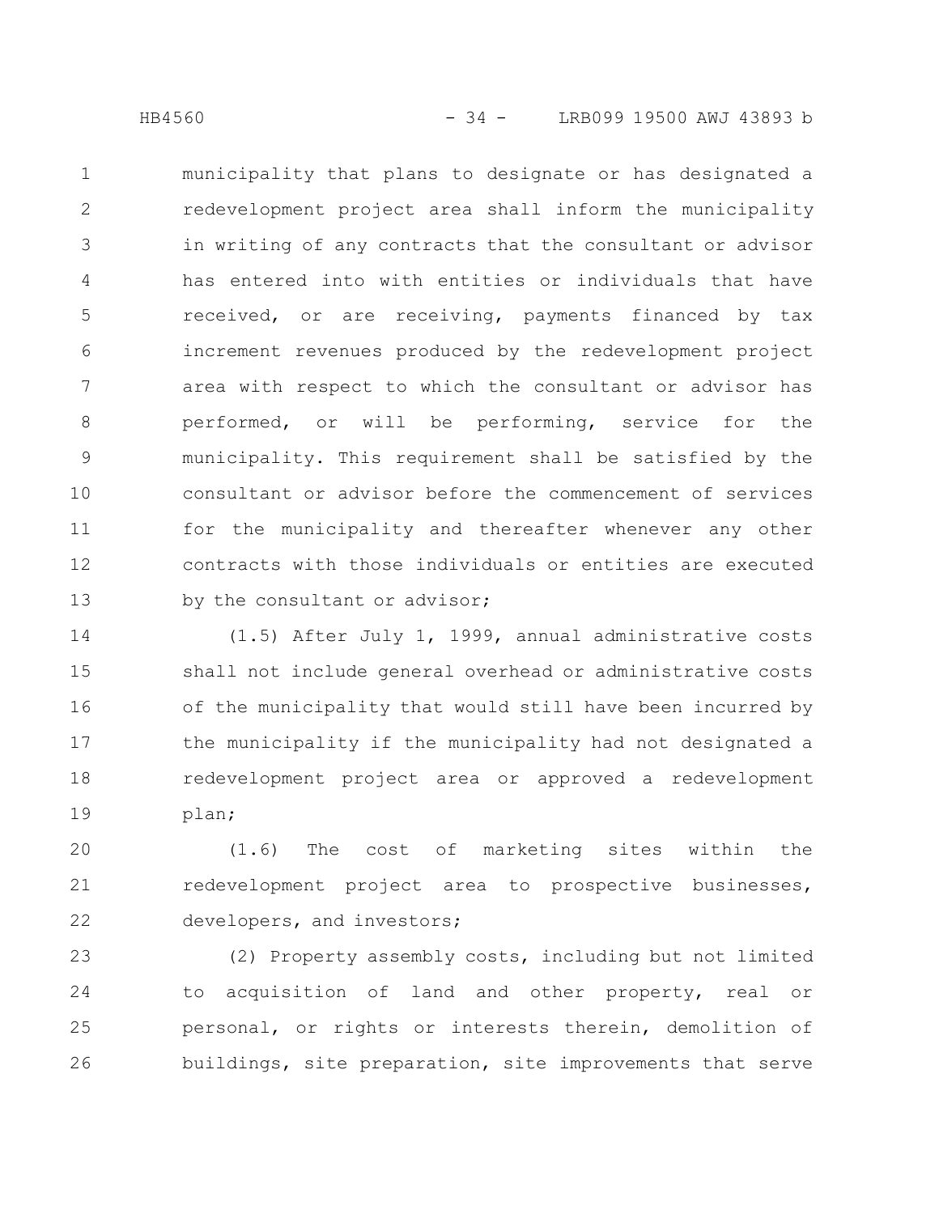municipality that plans to designate or has designated a redevelopment project area shall inform the municipality in writing of any contracts that the consultant or advisor has entered into with entities or individuals that have received, or are receiving, payments financed by tax increment revenues produced by the redevelopment project area with respect to which the consultant or advisor has performed, or will be performing, service for the municipality. This requirement shall be satisfied by the consultant or advisor before the commencement of services for the municipality and thereafter whenever any other contracts with those individuals or entities are executed by the consultant or advisor;

(1.5) After July 1, 1999, annual administrative costs shall not include general overhead or administrative costs of the municipality that would still have been incurred by the municipality if the municipality had not designated a redevelopment project area or approved a redevelopment plan;

(1.6) The cost of marketing sites within the redevelopment project area to prospective businesses, developers, and investors;

(2) Property assembly costs, including but not limited to acquisition of land and other property, real or personal, or rights or interests therein, demolition of buildings, site preparation, site improvements that serve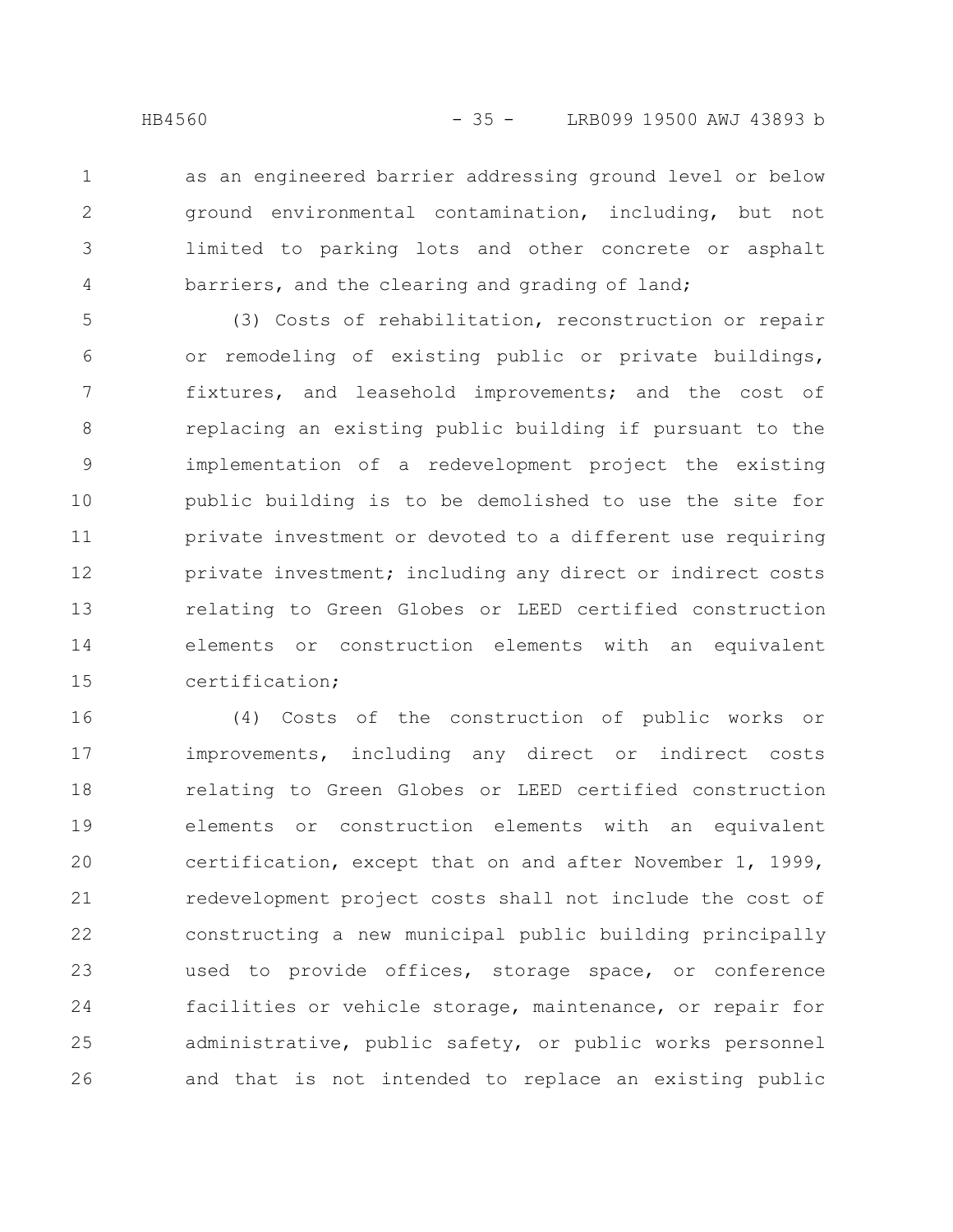as an engineered barrier addressing ground level or below ground environmental contamination, including, but not limited to parking lots and other concrete or asphalt barriers, and the clearing and grading of land;

(3) Costs of rehabilitation, reconstruction or repair or remodeling of existing public or private buildings, fixtures, and leasehold improvements; and the cost of replacing an existing public building if pursuant to the implementation of a redevelopment project the existing public building is to be demolished to use the site for private investment or devoted to a different use requiring private investment; including any direct or indirect costs relating to Green Globes or LEED certified construction elements or construction elements with an equivalent certification;

(4) Costs of the construction of public works or improvements, including any direct or indirect costs relating to Green Globes or LEED certified construction elements or construction elements with an equivalent certification, except that on and after November 1, 1999, redevelopment project costs shall not include the cost of constructing a new municipal public building principally used to provide offices, storage space, or conference facilities or vehicle storage, maintenance, or repair for administrative, public safety, or public works personnel and that is not intended to replace an existing public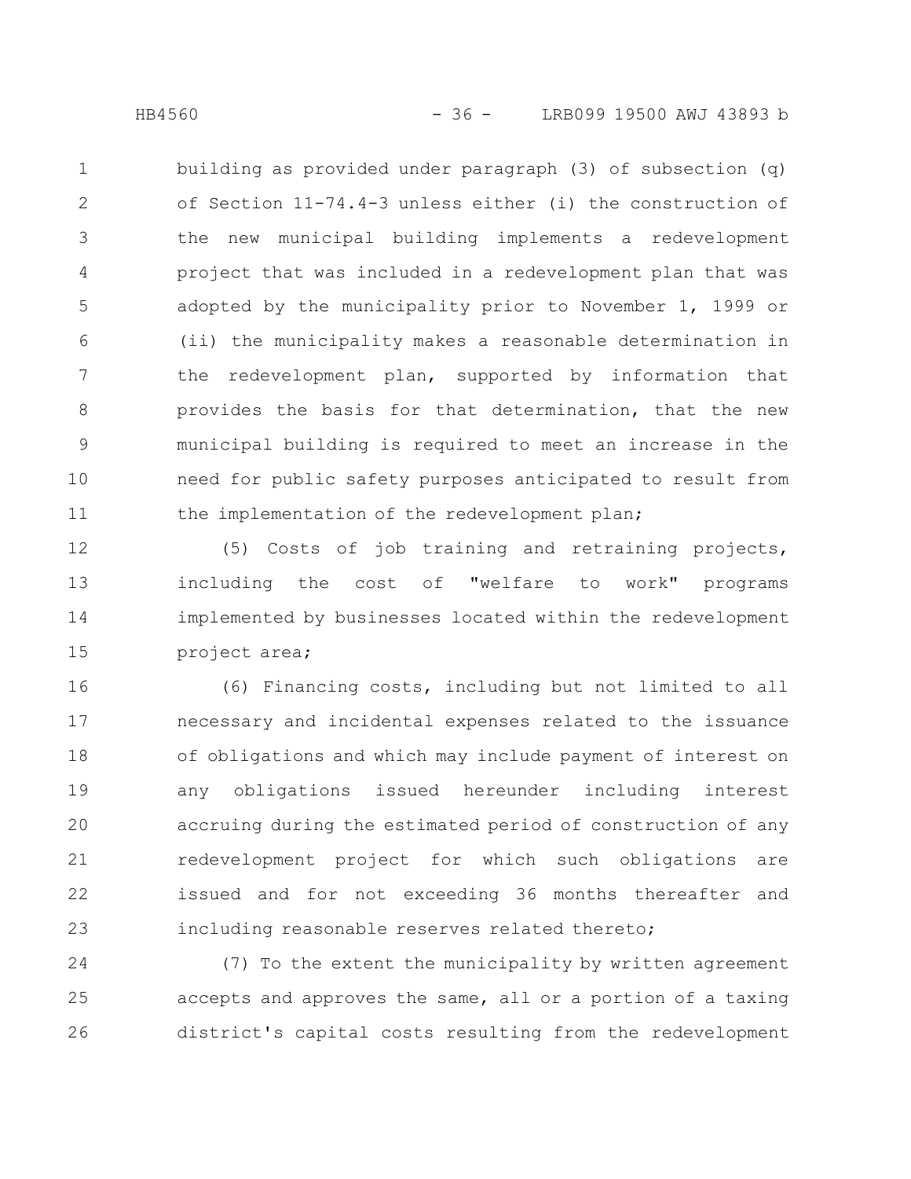building as provided under paragraph (3) of subsection (q) of Section 11-74.4-3 unless either (i) the construction of the new municipal building implements a redevelopment project that was included in a redevelopment plan that was adopted by the municipality prior to November 1, 1999 or (ii) the municipality makes a reasonable determination in the redevelopment plan, supported by information that provides the basis for that determination, that the new municipal building is required to meet an increase in the need for public safety purposes anticipated to result from the implementation of the redevelopment plan;

(5) Costs of job training and retraining projects, including the cost of "welfare to work" programs implemented by businesses located within the redevelopment project area;

(6) Financing costs, including but not limited to all necessary and incidental expenses related to the issuance of obligations and which may include payment of interest on any obligations issued hereunder including interest accruing during the estimated period of construction of any redevelopment project for which such obligations are issued and for not exceeding 36 months thereafter and including reasonable reserves related thereto;

(7) To the extent the municipality by written agreement accepts and approves the same, all or a portion of a taxing district's capital costs resulting from the redevelopment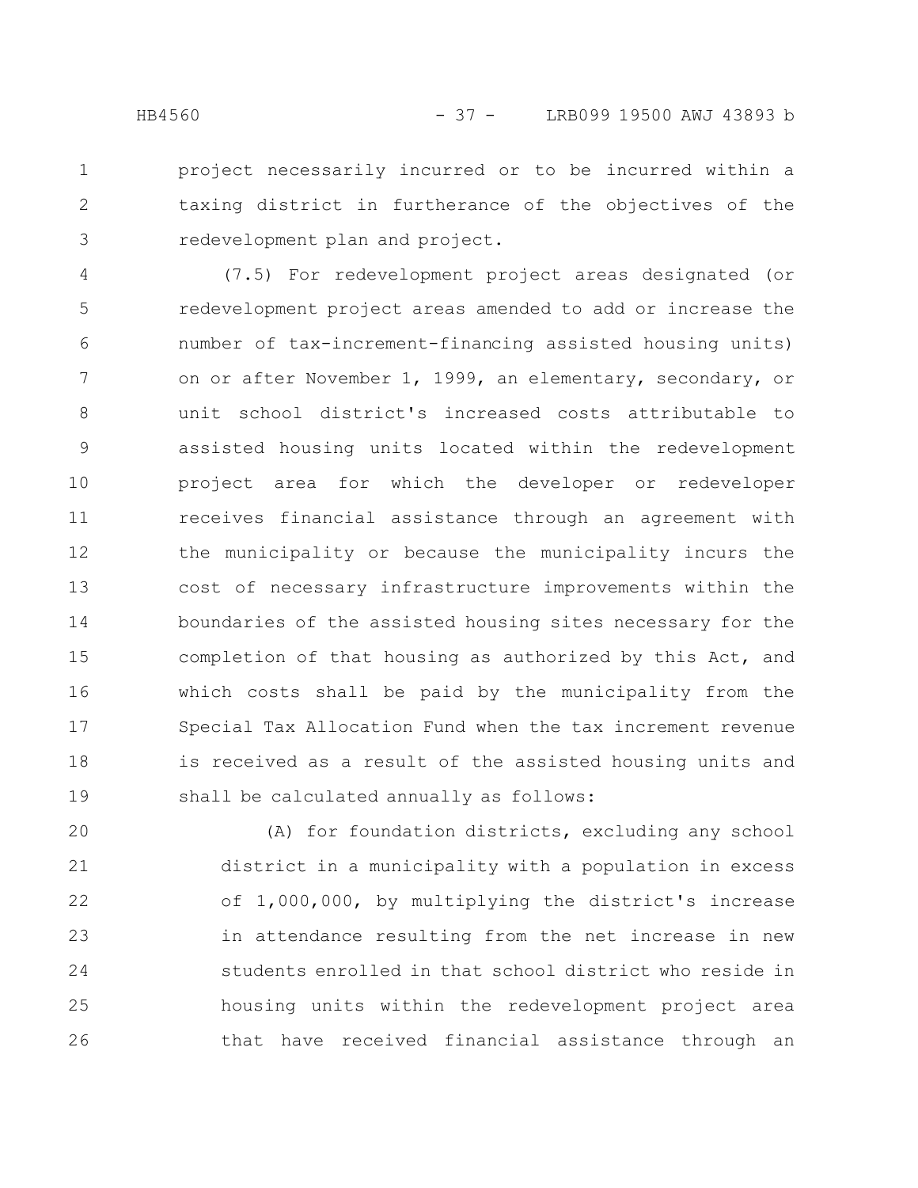project necessarily incurred or to be incurred within a taxing district in furtherance of the objectives of the redevelopment plan and project.

(7.5) For redevelopment project areas designated (or redevelopment project areas amended to add or increase the number of tax-increment-financing assisted housing units) on or after November 1, 1999, an elementary, secondary, or unit school district's increased costs attributable to assisted housing units located within the redevelopment project area for which the developer or redeveloper receives financial assistance through an agreement with the municipality or because the municipality incurs the cost of necessary infrastructure improvements within the boundaries of the assisted housing sites necessary for the completion of that housing as authorized by this Act, and which costs shall be paid by the municipality from the Special Tax Allocation Fund when the tax increment revenue is received as a result of the assisted housing units and shall be calculated annually as follows:

(A) for foundation districts, excluding any school district in a municipality with a population in excess of 1,000,000, by multiplying the district's increase in attendance resulting from the net increase in new students enrolled in that school district who reside in housing units within the redevelopment project area that have received financial assistance through an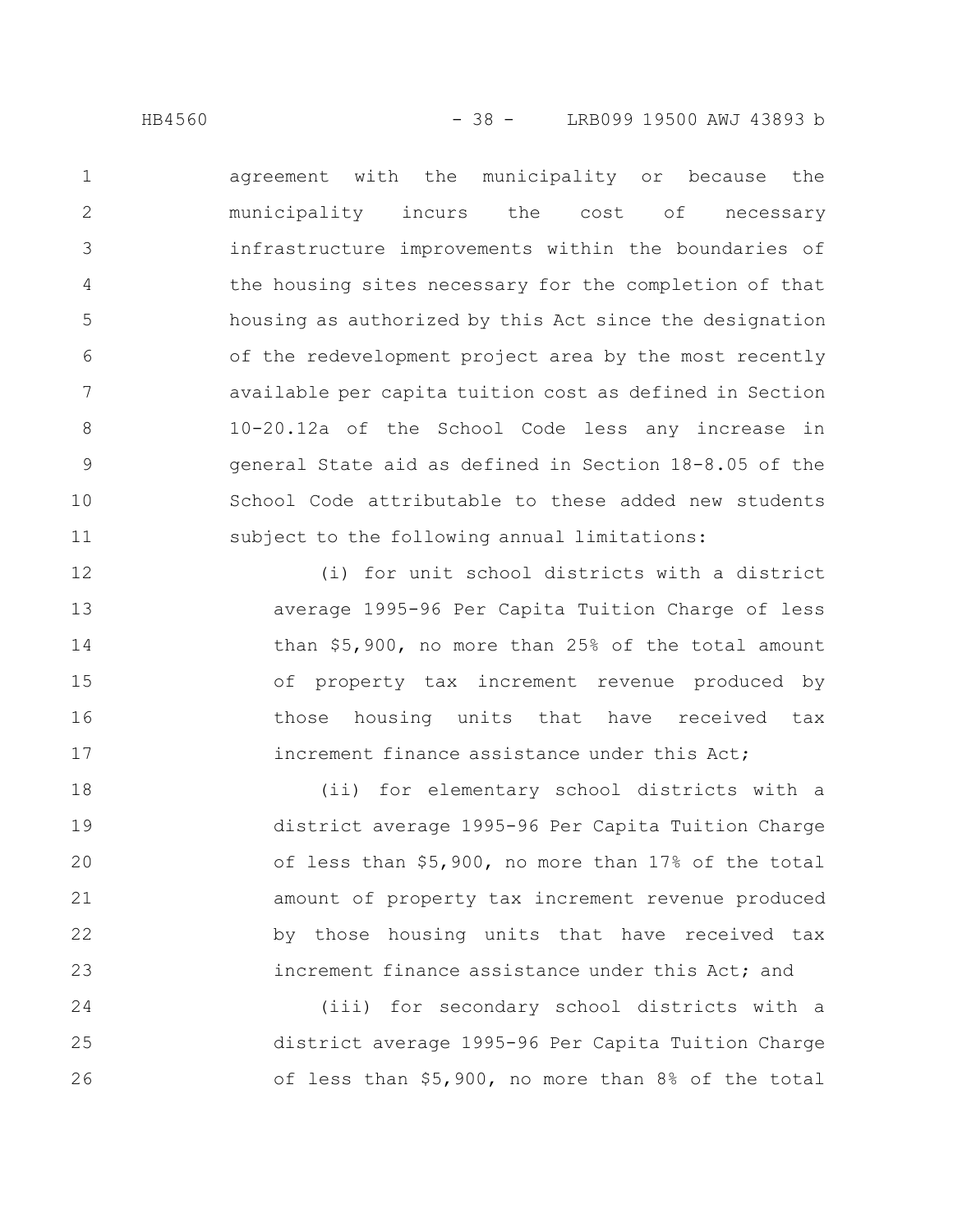agreement with the municipality or because the municipality incurs the cost of necessary infrastructure improvements within the boundaries of the housing sites necessary for the completion of that housing as authorized by this Act since the designation of the redevelopment project area by the most recently available per capita tuition cost as defined in Section 10-20.12a of the School Code less any increase in general State aid as defined in Section 18-8.05 of the School Code attributable to these added new students subject to the following annual limitations:

(i) for unit school districts with a district average 1995-96 Per Capita Tuition Charge of less than $5,900, no more than 25% of the total amount of property tax increment revenue produced by those housing units that have received tax increment finance assistance under this Act;

(ii) for elementary school districts with a district average 1995-96 Per Capita Tuition Charge of less than $5,900, no more than 17% of the total amount of property tax increment revenue produced by those housing units that have received tax increment finance assistance under this Act; and

(iii) for secondary school districts with a district average 1995-96 Per Capita Tuition Charge of less than $5,900, no more than 8% of the total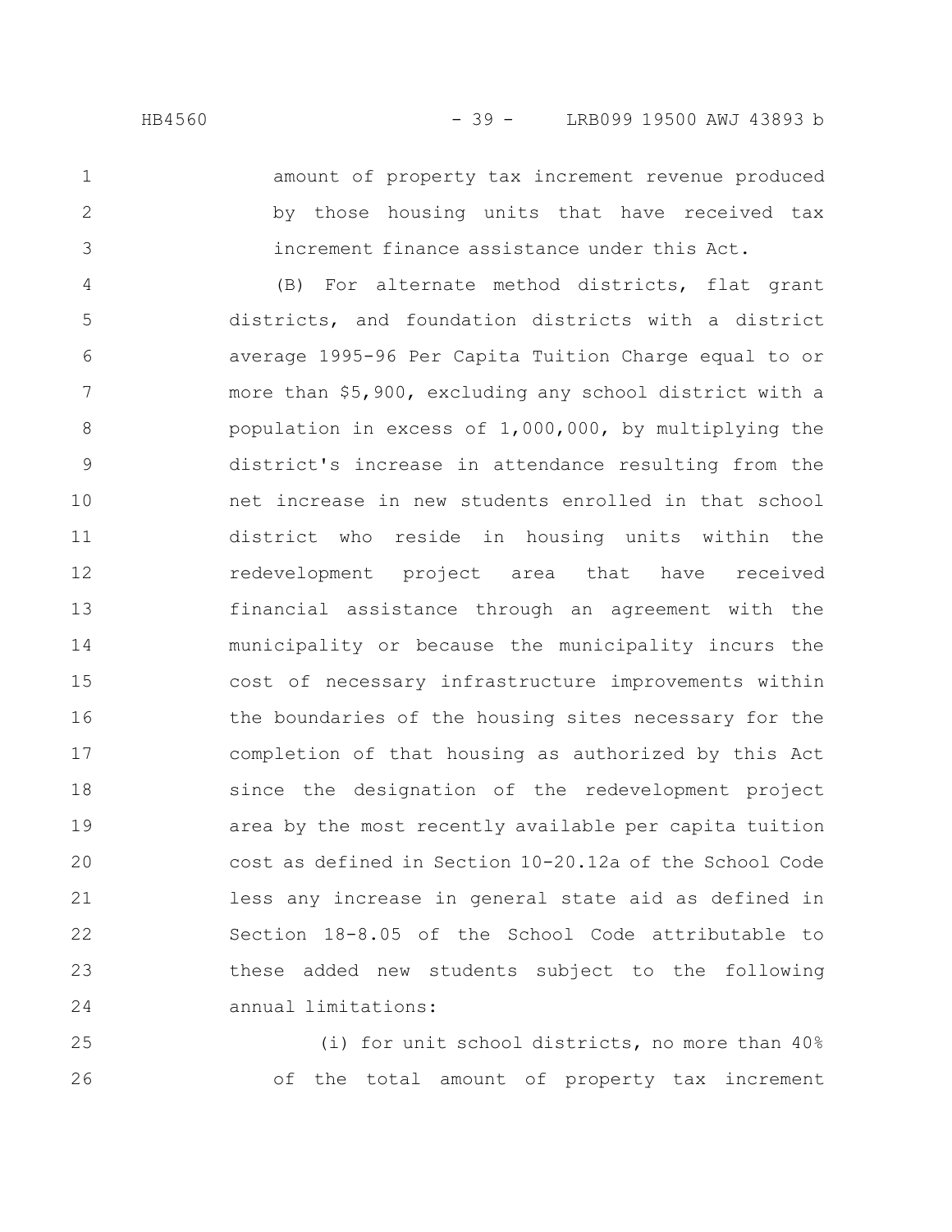amount of property tax increment revenue produced by those housing units that have received tax increment finance assistance under this Act.

(B) For alternate method districts, flat grant districts, and foundation districts with a district average 1995-96 Per Capita Tuition Charge equal to or more than $5,900, excluding any school district with a population in excess of 1,000,000, by multiplying the district's increase in attendance resulting from the net increase in new students enrolled in that school district who reside in housing units within the redevelopment project area that have received financial assistance through an agreement with the municipality or because the municipality incurs the cost of necessary infrastructure improvements within the boundaries of the housing sites necessary for the completion of that housing as authorized by this Act since the designation of the redevelopment project area by the most recently available per capita tuition cost as defined in Section 10-20.12a of the School Code less any increase in general state aid as defined in Section 18-8.05 of the School Code attributable to these added new students subject to the following annual limitations:

(i) for unit school districts, no more than 40% of the total amount of property tax increment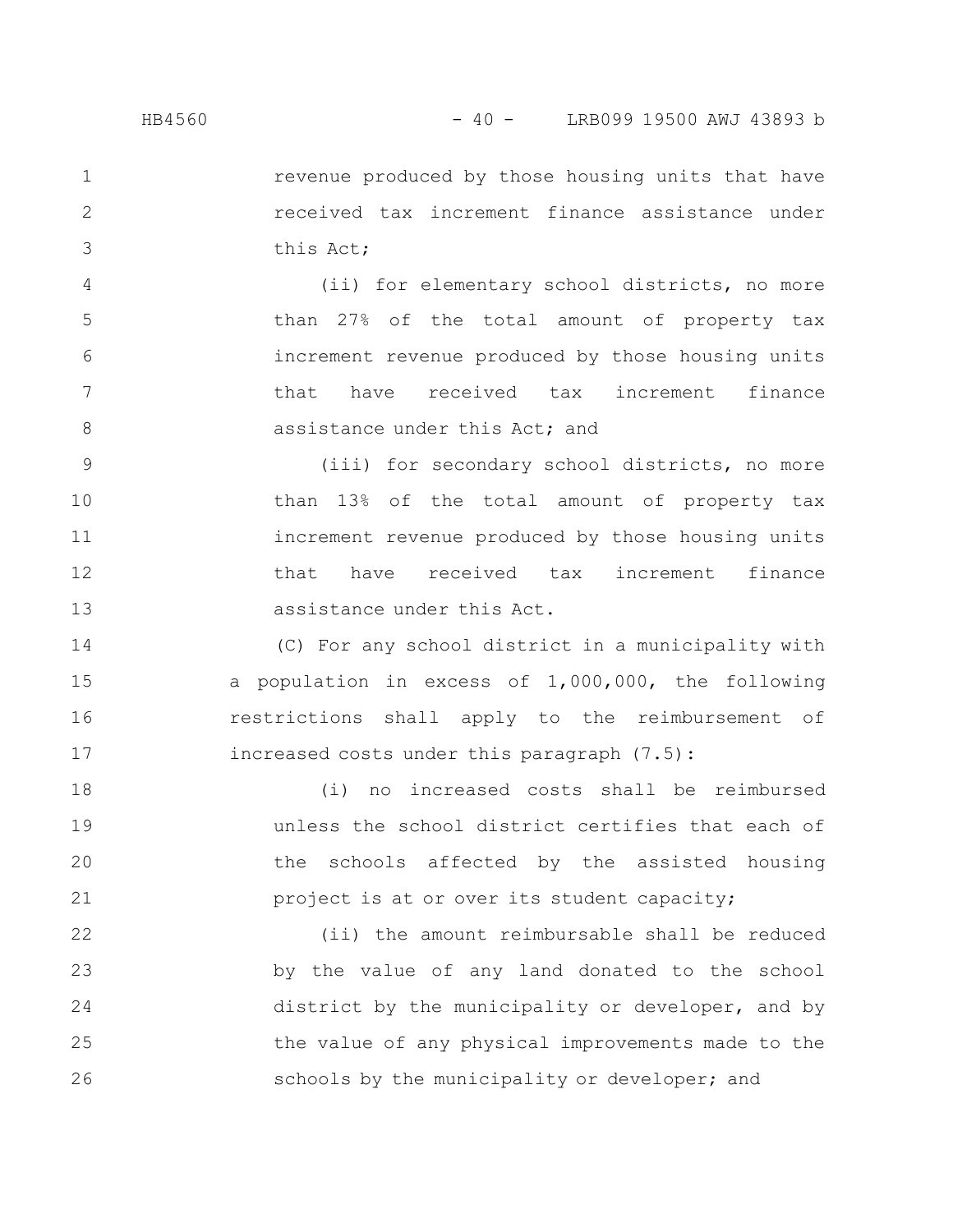revenue produced by those housing units that have received tax increment finance assistance under this Act;

(ii) for elementary school districts, no more than 27% of the total amount of property tax increment revenue produced by those housing units that have received tax increment finance assistance under this Act; and

(iii) for secondary school districts, no more than 13% of the total amount of property tax increment revenue produced by those housing units that have received tax increment finance assistance under this Act.

(C) For any school district in a municipality with a population in excess of 1,000,000, the following restrictions shall apply to the reimbursement of increased costs under this paragraph (7.5):

(i) no increased costs shall be reimbursed unless the school district certifies that each of the schools affected by the assisted housing project is at or over its student capacity;

(ii) the amount reimbursable shall be reduced by the value of any land donated to the school district by the municipality or developer, and by the value of any physical improvements made to the schools by the municipality or developer; and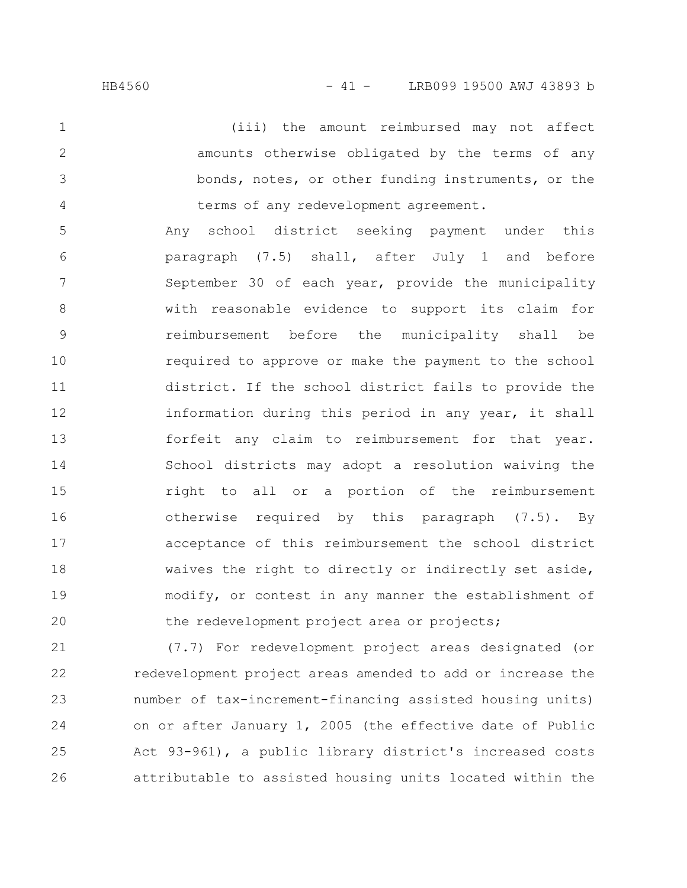(iii) the amount reimbursed may not affect amounts otherwise obligated by the terms of any bonds, notes, or other funding instruments, or the terms of any redevelopment agreement.

Any school district seeking payment under this paragraph (7.5) shall, after July 1 and before September 30 of each year, provide the municipality with reasonable evidence to support its claim for reimbursement before the municipality shall be required to approve or make the payment to the school district. If the school district fails to provide the information during this period in any year, it shall forfeit any claim to reimbursement for that year. School districts may adopt a resolution waiving the right to all or a portion of the reimbursement otherwise required by this paragraph (7.5). By acceptance of this reimbursement the school district waives the right to directly or indirectly set aside, modify, or contest in any manner the establishment of the redevelopment project area or projects;

(7.7) For redevelopment project areas designated (or redevelopment project areas amended to add or increase the number of tax-increment-financing assisted housing units) on or after January 1, 2005 (the effective date of Public Act 93-961), a public library district's increased costs attributable to assisted housing units located within the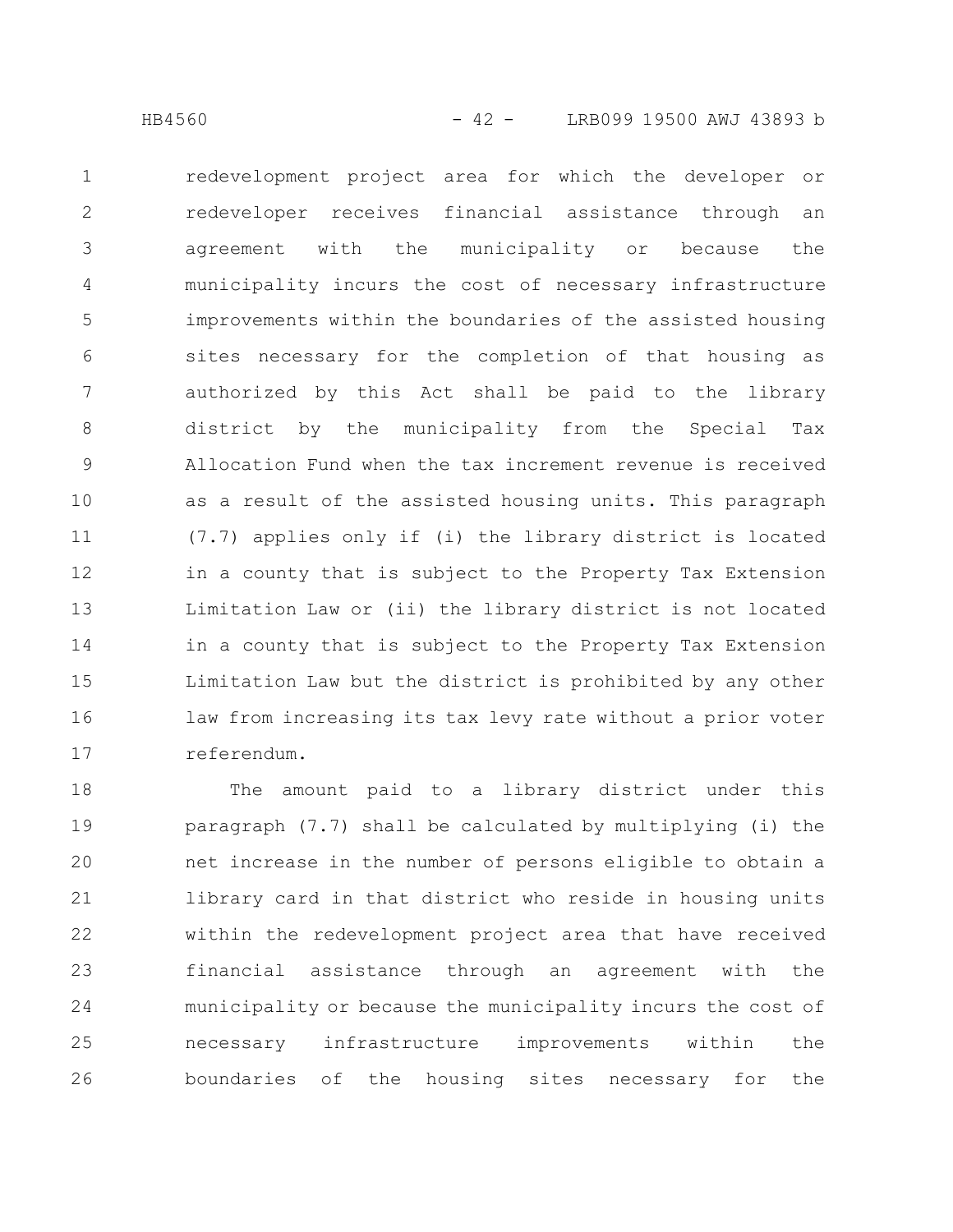redevelopment project area for which the developer or redeveloper receives financial assistance through an agreement with the municipality or because the municipality incurs the cost of necessary infrastructure improvements within the boundaries of the assisted housing sites necessary for the completion of that housing as authorized by this Act shall be paid to the library district by the municipality from the Special Tax Allocation Fund when the tax increment revenue is received as a result of the assisted housing units. This paragraph (7.7) applies only if (i) the library district is located in a county that is subject to the Property Tax Extension Limitation Law or (ii) the library district is not located in a county that is subject to the Property Tax Extension Limitation Law but the district is prohibited by any other law from increasing its tax levy rate without a prior voter referendum.

The amount paid to a library district under this paragraph (7.7) shall be calculated by multiplying (i) the net increase in the number of persons eligible to obtain a library card in that district who reside in housing units within the redevelopment project area that have received financial assistance through an agreement with the municipality or because the municipality incurs the cost of necessary infrastructure improvements within the boundaries of the housing sites necessary for the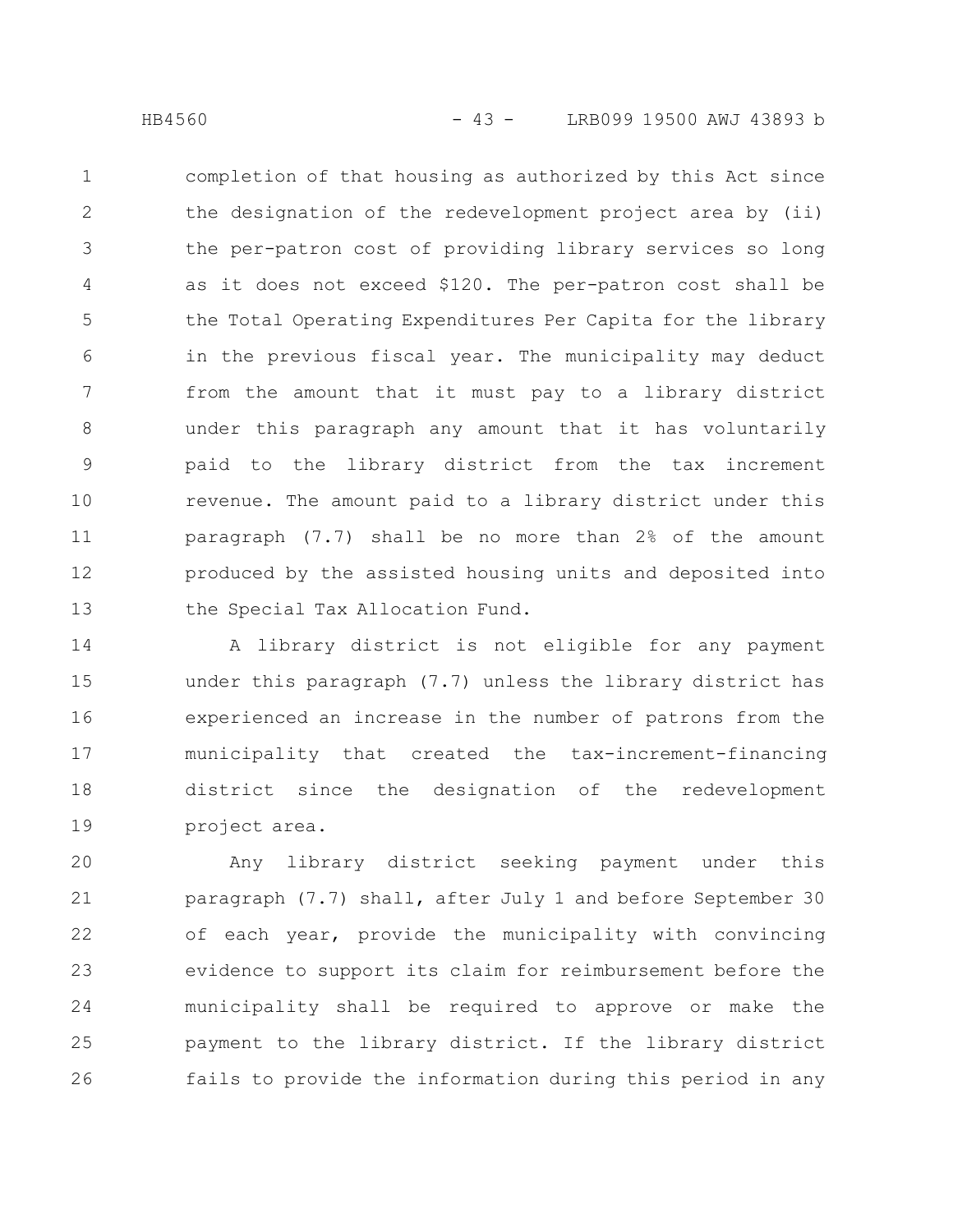completion of that housing as authorized by this Act since the designation of the redevelopment project area by (ii) the per-patron cost of providing library services so long as it does not exceed $120. The per-patron cost shall be the Total Operating Expenditures Per Capita for the library in the previous fiscal year. The municipality may deduct from the amount that it must pay to a library district under this paragraph any amount that it has voluntarily paid to the library district from the tax increment revenue. The amount paid to a library district under this paragraph (7.7) shall be no more than 2% of the amount produced by the assisted housing units and deposited into the Special Tax Allocation Fund.

A library district is not eligible for any payment under this paragraph (7.7) unless the library district has experienced an increase in the number of patrons from the municipality that created the tax-increment-financing district since the designation of the redevelopment project area.

Any library district seeking payment under this paragraph (7.7) shall, after July 1 and before September 30 of each year, provide the municipality with convincing evidence to support its claim for reimbursement before the municipality shall be required to approve or make the payment to the library district. If the library district fails to provide the information during this period in any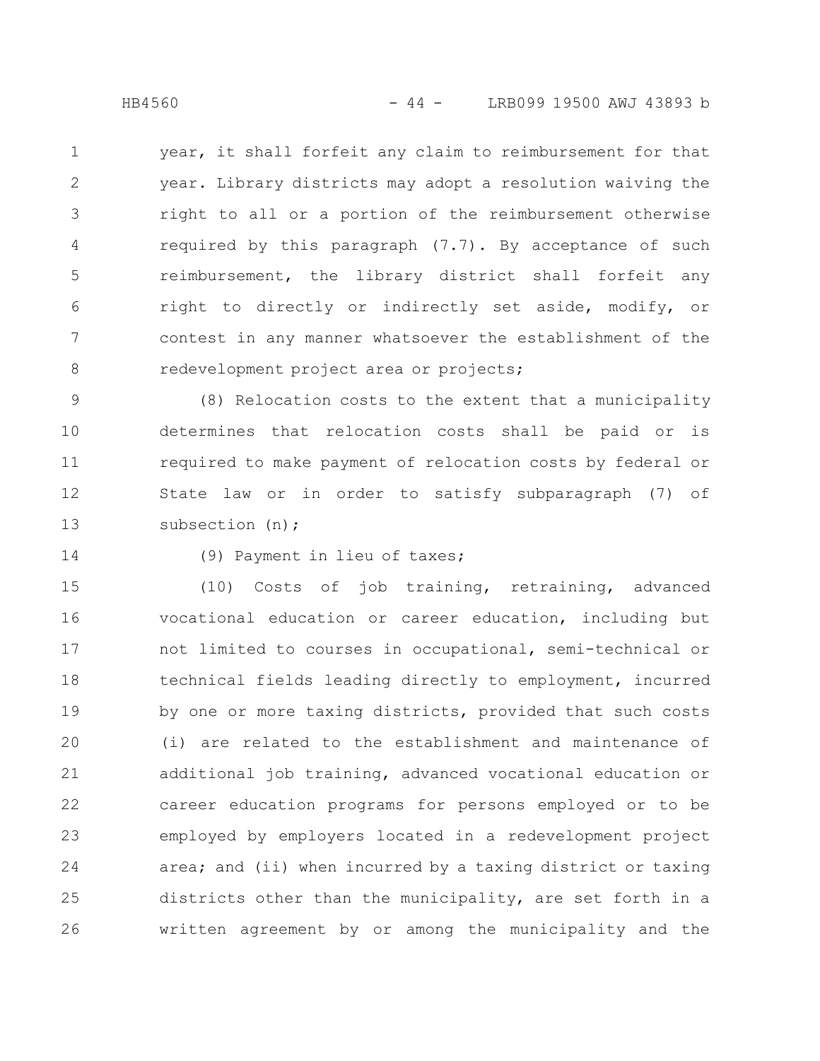year, it shall forfeit any claim to reimbursement for that year. Library districts may adopt a resolution waiving the right to all or a portion of the reimbursement otherwise required by this paragraph (7.7). By acceptance of such reimbursement, the library district shall forfeit any right to directly or indirectly set aside, modify, or contest in any manner whatsoever the establishment of the redevelopment project area or projects;

(8) Relocation costs to the extent that a municipality determines that relocation costs shall be paid or is required to make payment of relocation costs by federal or State law or in order to satisfy subparagraph (7) of subsection (n);

(9) Payment in lieu of taxes;

(10) Costs of job training, retraining, advanced vocational education or career education, including but not limited to courses in occupational, semi-technical or technical fields leading directly to employment, incurred by one or more taxing districts, provided that such costs (i) are related to the establishment and maintenance of additional job training, advanced vocational education or career education programs for persons employed or to be employed by employers located in a redevelopment project area; and (ii) when incurred by a taxing district or taxing districts other than the municipality, are set forth in a written agreement by or among the municipality and the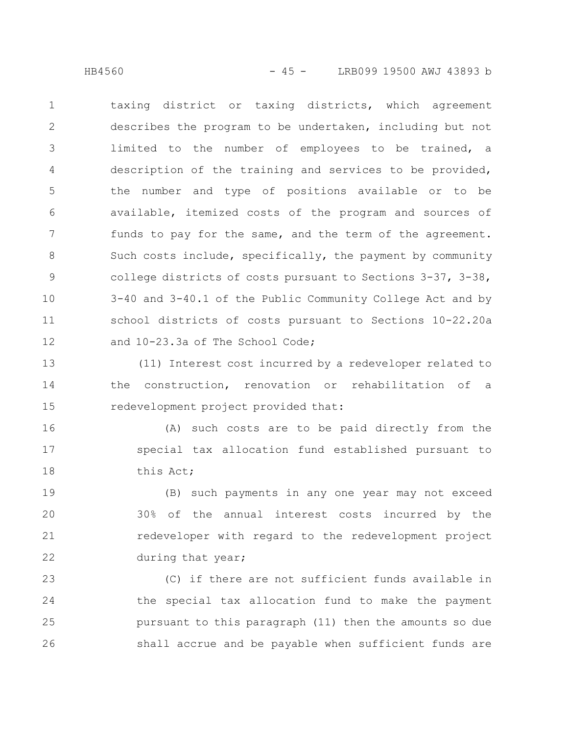taxing district or taxing districts, which agreement describes the program to be undertaken, including but not limited to the number of employees to be trained, a description of the training and services to be provided, the number and type of positions available or to be available, itemized costs of the program and sources of funds to pay for the same, and the term of the agreement. Such costs include, specifically, the payment by community college districts of costs pursuant to Sections 3-37, 3-38, 3-40 and 3-40.1 of the Public Community College Act and by school districts of costs pursuant to Sections 10-22.20a and 10-23.3a of The School Code;

(11) Interest cost incurred by a redeveloper related to the construction, renovation or rehabilitation of a redevelopment project provided that:

(A) such costs are to be paid directly from the special tax allocation fund established pursuant to this Act;

(B) such payments in any one year may not exceed 30% of the annual interest costs incurred by the redeveloper with regard to the redevelopment project during that year;

(C) if there are not sufficient funds available in the special tax allocation fund to make the payment pursuant to this paragraph (11) then the amounts so due shall accrue and be payable when sufficient funds are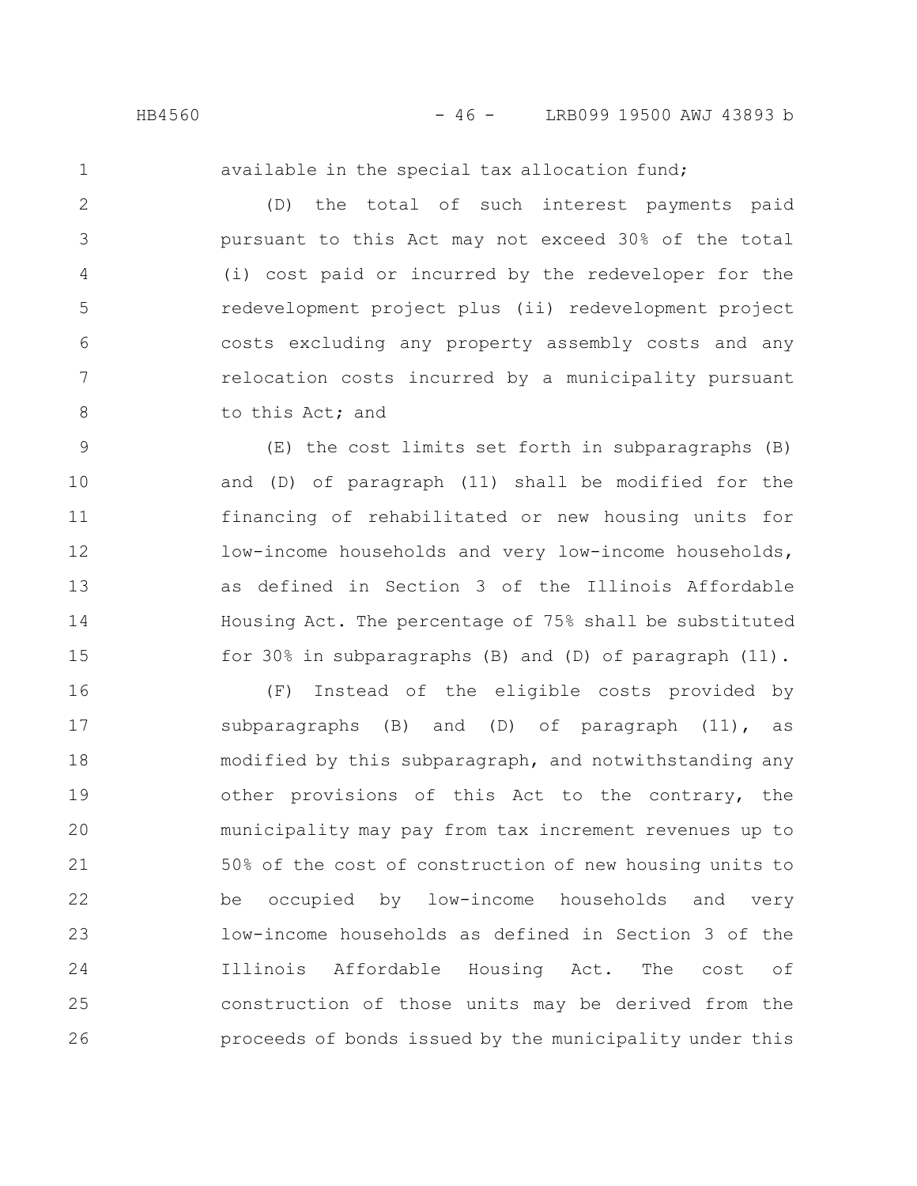available in the special tax allocation fund;

(D) the total of such interest payments paid pursuant to this Act may not exceed 30% of the total (i) cost paid or incurred by the redeveloper for the redevelopment project plus (ii) redevelopment project costs excluding any property assembly costs and any relocation costs incurred by a municipality pursuant to this Act; and

(E) the cost limits set forth in subparagraphs (B) and (D) of paragraph (11) shall be modified for the financing of rehabilitated or new housing units for low-income households and very low-income households, as defined in Section 3 of the Illinois Affordable Housing Act. The percentage of 75% shall be substituted for 30% in subparagraphs (B) and (D) of paragraph (11).

(F) Instead of the eligible costs provided by subparagraphs (B) and (D) of paragraph (11), as modified by this subparagraph, and notwithstanding any other provisions of this Act to the contrary, the municipality may pay from tax increment revenues up to 50% of the cost of construction of new housing units to be occupied by low-income households and very low-income households as defined in Section 3 of the Illinois Affordable Housing Act. The cost of construction of those units may be derived from the proceeds of bonds issued by the municipality under this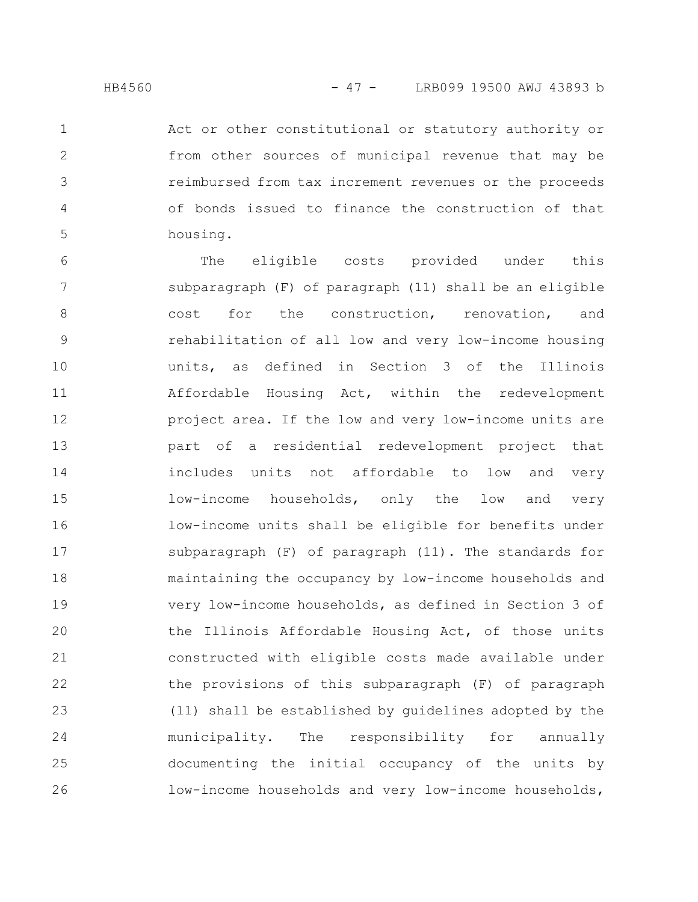Act or other constitutional or statutory authority or from other sources of municipal revenue that may be reimbursed from tax increment revenues or the proceeds of bonds issued to finance the construction of that housing.

The eligible costs provided under this subparagraph (F) of paragraph (11) shall be an eligible cost for the construction, renovation, and rehabilitation of all low and very low-income housing units, as defined in Section 3 of the Illinois Affordable Housing Act, within the redevelopment project area. If the low and very low-income units are part of a residential redevelopment project that includes units not affordable to low and very low-income households, only the low and very low-income units shall be eligible for benefits under subparagraph (F) of paragraph (11). The standards for maintaining the occupancy by low-income households and very low-income households, as defined in Section 3 of the Illinois Affordable Housing Act, of those units constructed with eligible costs made available under the provisions of this subparagraph (F) of paragraph (11) shall be established by guidelines adopted by the municipality. The responsibility for annually documenting the initial occupancy of the units by low-income households and very low-income households,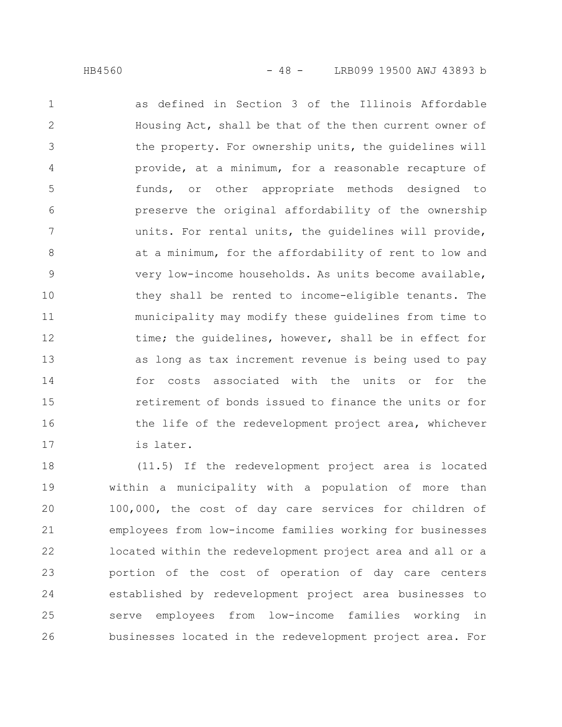as defined in Section 3 of the Illinois Affordable Housing Act, shall be that of the then current owner of the property. For ownership units, the guidelines will provide, at a minimum, for a reasonable recapture of funds, or other appropriate methods designed to preserve the original affordability of the ownership units. For rental units, the guidelines will provide, at a minimum, for the affordability of rent to low and very low-income households. As units become available, they shall be rented to income-eligible tenants. The municipality may modify these guidelines from time to time; the guidelines, however, shall be in effect for as long as tax increment revenue is being used to pay for costs associated with the units or for the retirement of bonds issued to finance the units or for the life of the redevelopment project area, whichever is later.

(11.5) If the redevelopment project area is located within a municipality with a population of more than 100,000, the cost of day care services for children of employees from low-income families working for businesses located within the redevelopment project area and all or a portion of the cost of operation of day care centers established by redevelopment project area businesses to serve employees from low-income families working in businesses located in the redevelopment project area. For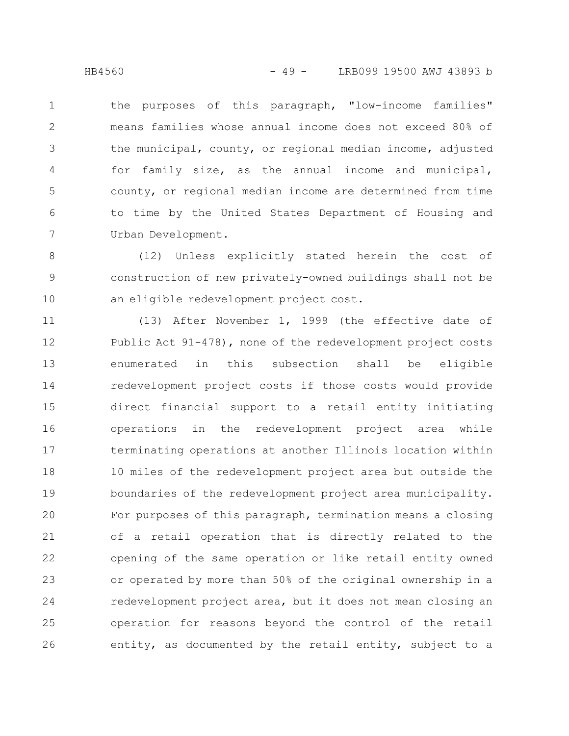the purposes of this paragraph, "low-income families" means families whose annual income does not exceed 80% of the municipal, county, or regional median income, adjusted for family size, as the annual income and municipal, county, or regional median income are determined from time to time by the United States Department of Housing and Urban Development.

(12) Unless explicitly stated herein the cost of construction of new privately-owned buildings shall not be an eligible redevelopment project cost.

(13) After November 1, 1999 (the effective date of Public Act 91-478), none of the redevelopment project costs enumerated in this subsection shall be eligible redevelopment project costs if those costs would provide direct financial support to a retail entity initiating operations in the redevelopment project area while terminating operations at another Illinois location within 10 miles of the redevelopment project area but outside the boundaries of the redevelopment project area municipality. For purposes of this paragraph, termination means a closing of a retail operation that is directly related to the opening of the same operation or like retail entity owned or operated by more than 50% of the original ownership in a redevelopment project area, but it does not mean closing an operation for reasons beyond the control of the retail entity, as documented by the retail entity, subject to a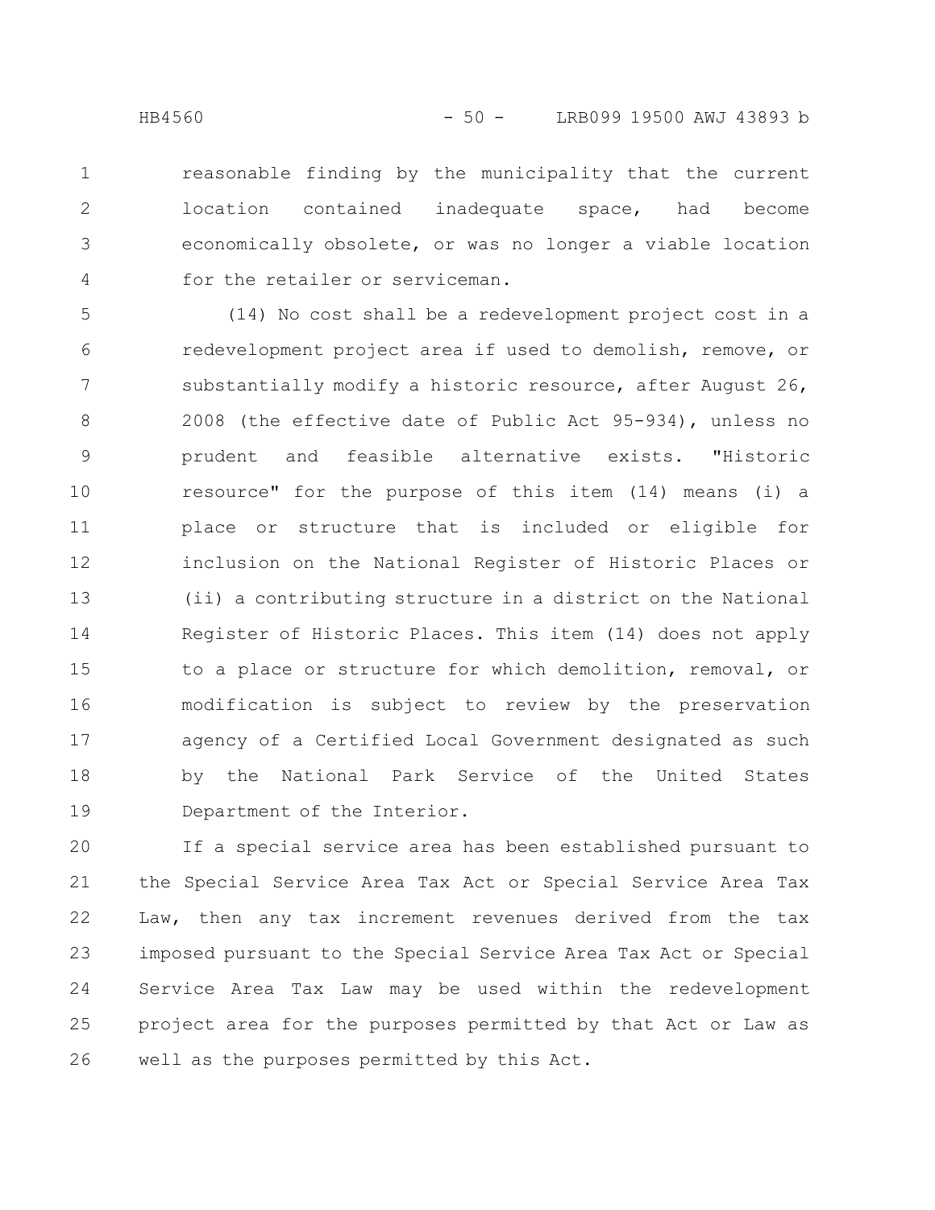reasonable finding by the municipality that the current location contained inadequate space, had become economically obsolete, or was no longer a viable location for the retailer or serviceman.

(14) No cost shall be a redevelopment project cost in a redevelopment project area if used to demolish, remove, or substantially modify a historic resource, after August 26, 2008 (the effective date of Public Act 95-934), unless no prudent and feasible alternative exists. "Historic resource" for the purpose of this item (14) means (i) a place or structure that is included or eligible for inclusion on the National Register of Historic Places or (ii) a contributing structure in a district on the National Register of Historic Places. This item (14) does not apply to a place or structure for which demolition, removal, or modification is subject to review by the preservation agency of a Certified Local Government designated as such by the National Park Service of the United States Department of the Interior.

If a special service area has been established pursuant to the Special Service Area Tax Act or Special Service Area Tax Law, then any tax increment revenues derived from the tax imposed pursuant to the Special Service Area Tax Act or Special Service Area Tax Law may be used within the redevelopment project area for the purposes permitted by that Act or Law as well as the purposes permitted by this Act.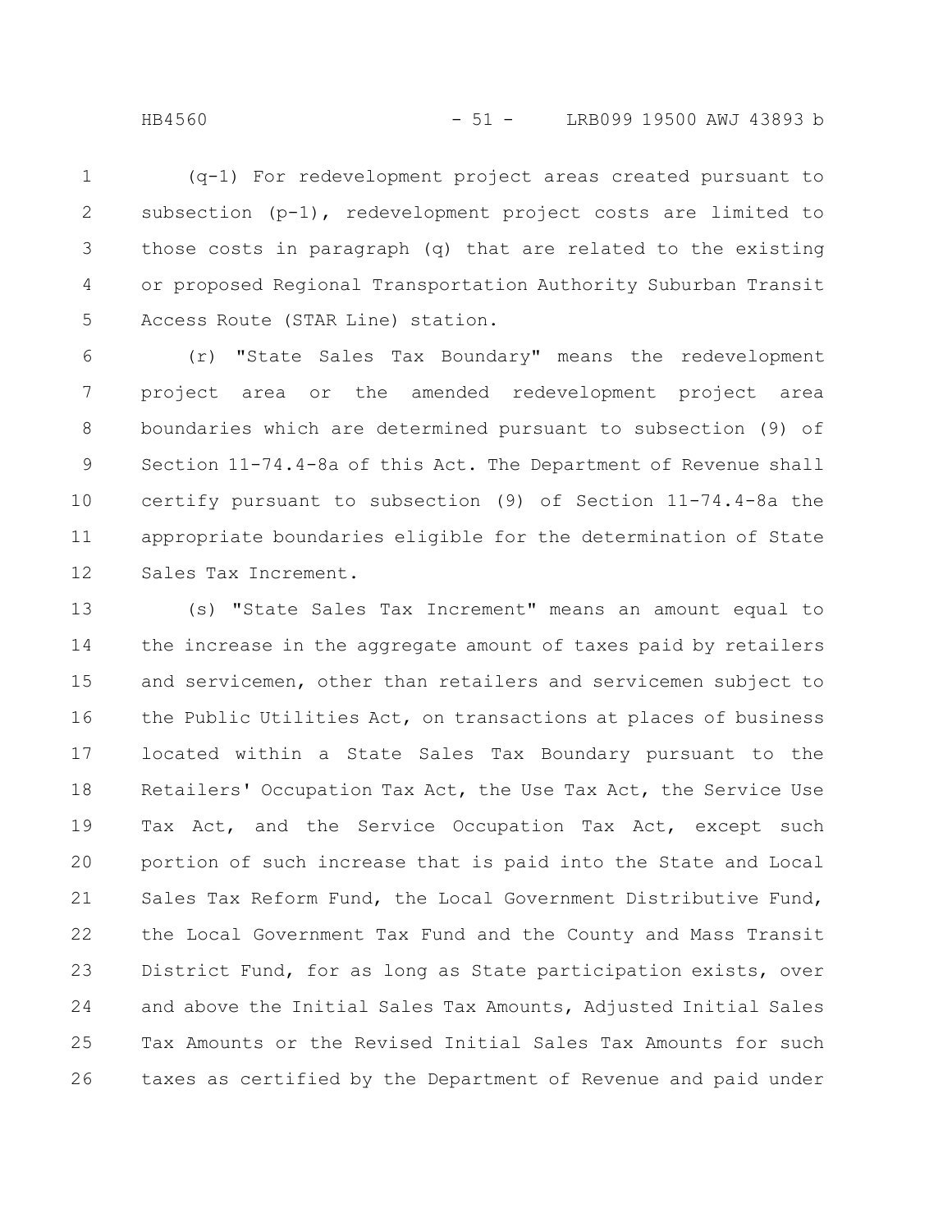(q-1) For redevelopment project areas created pursuant to subsection (p-1), redevelopment project costs are limited to those costs in paragraph (q) that are related to the existing or proposed Regional Transportation Authority Suburban Transit Access Route (STAR Line) station.

(r) "State Sales Tax Boundary" means the redevelopment project area or the amended redevelopment project area boundaries which are determined pursuant to subsection (9) of Section 11-74.4-8a of this Act. The Department of Revenue shall certify pursuant to subsection (9) of Section 11-74.4-8a the appropriate boundaries eligible for the determination of State Sales Tax Increment.

(s) "State Sales Tax Increment" means an amount equal to the increase in the aggregate amount of taxes paid by retailers and servicemen, other than retailers and servicemen subject to the Public Utilities Act, on transactions at places of business located within a State Sales Tax Boundary pursuant to the Retailers' Occupation Tax Act, the Use Tax Act, the Service Use Tax Act, and the Service Occupation Tax Act, except such portion of such increase that is paid into the State and Local Sales Tax Reform Fund, the Local Government Distributive Fund, the Local Government Tax Fund and the County and Mass Transit District Fund, for as long as State participation exists, over and above the Initial Sales Tax Amounts, Adjusted Initial Sales Tax Amounts or the Revised Initial Sales Tax Amounts for such taxes as certified by the Department of Revenue and paid under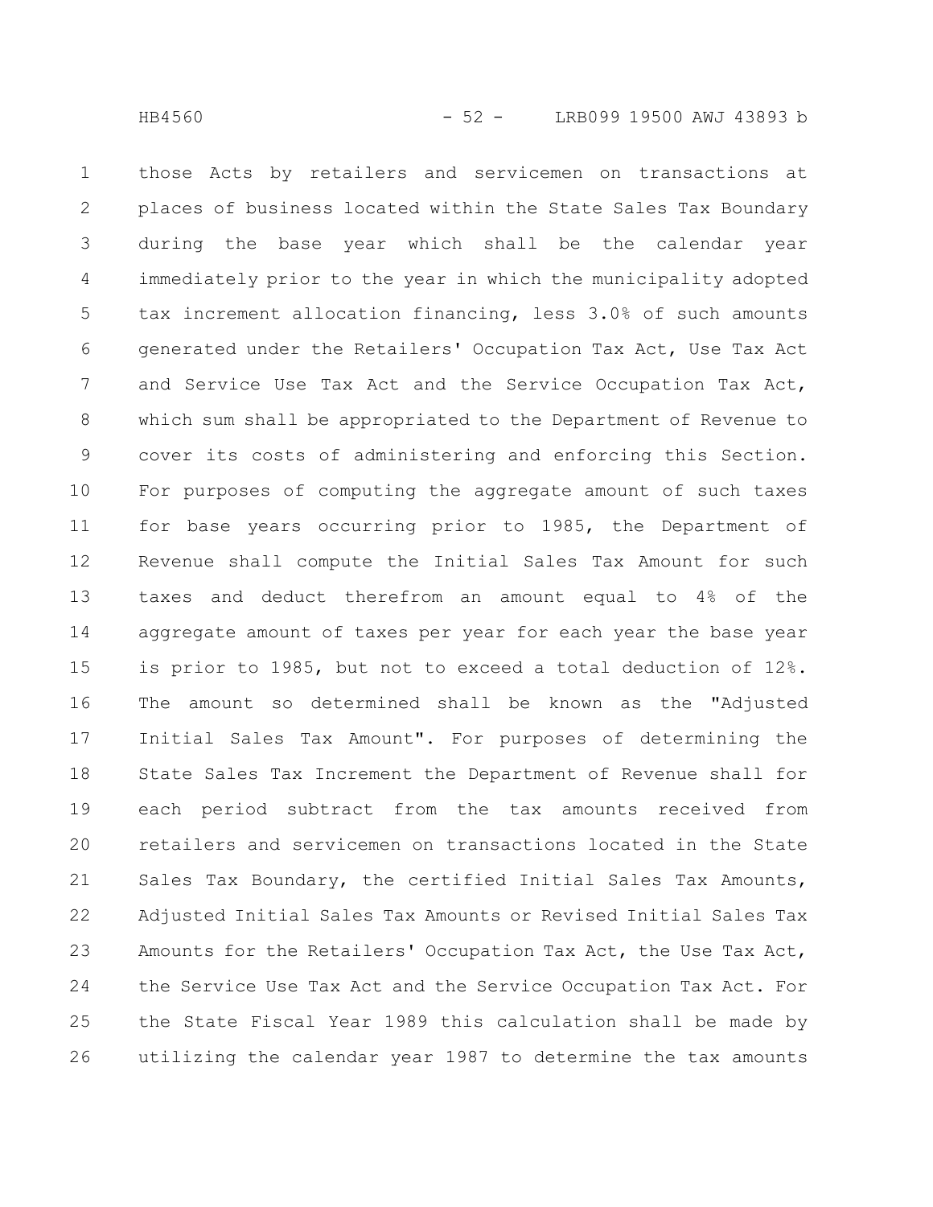those Acts by retailers and servicemen on transactions at places of business located within the State Sales Tax Boundary during the base year which shall be the calendar year immediately prior to the year in which the municipality adopted tax increment allocation financing, less 3.0% of such amounts generated under the Retailers' Occupation Tax Act, Use Tax Act and Service Use Tax Act and the Service Occupation Tax Act, which sum shall be appropriated to the Department of Revenue to cover its costs of administering and enforcing this Section. For purposes of computing the aggregate amount of such taxes for base years occurring prior to 1985, the Department of Revenue shall compute the Initial Sales Tax Amount for such taxes and deduct therefrom an amount equal to 4% of the aggregate amount of taxes per year for each year the base year is prior to 1985, but not to exceed a total deduction of 12%. The amount so determined shall be known as the "Adjusted Initial Sales Tax Amount". For purposes of determining the State Sales Tax Increment the Department of Revenue shall for each period subtract from the tax amounts received from retailers and servicemen on transactions located in the State Sales Tax Boundary, the certified Initial Sales Tax Amounts, Adjusted Initial Sales Tax Amounts or Revised Initial Sales Tax Amounts for the Retailers' Occupation Tax Act, the Use Tax Act, the Service Use Tax Act and the Service Occupation Tax Act. For the State Fiscal Year 1989 this calculation shall be made by utilizing the calendar year 1987 to determine the tax amounts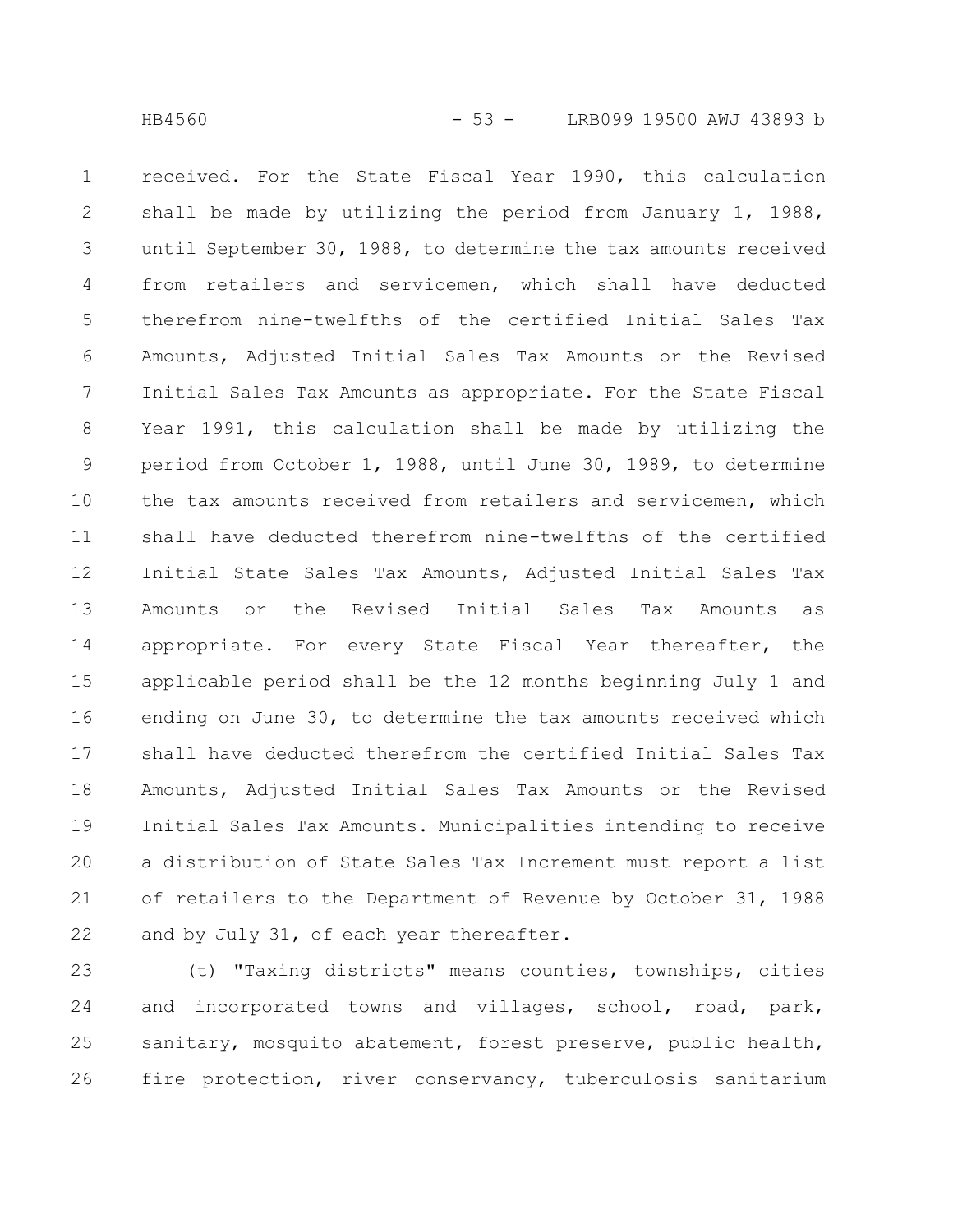received. For the State Fiscal Year 1990, this calculation shall be made by utilizing the period from January 1, 1988, until September 30, 1988, to determine the tax amounts received from retailers and servicemen, which shall have deducted therefrom nine-twelfths of the certified Initial Sales Tax Amounts, Adjusted Initial Sales Tax Amounts or the Revised Initial Sales Tax Amounts as appropriate. For the State Fiscal Year 1991, this calculation shall be made by utilizing the period from October 1, 1988, until June 30, 1989, to determine the tax amounts received from retailers and servicemen, which shall have deducted therefrom nine-twelfths of the certified Initial State Sales Tax Amounts, Adjusted Initial Sales Tax Amounts or the Revised Initial Sales Tax Amounts as appropriate. For every State Fiscal Year thereafter, the applicable period shall be the 12 months beginning July 1 and ending on June 30, to determine the tax amounts received which shall have deducted therefrom the certified Initial Sales Tax Amounts, Adjusted Initial Sales Tax Amounts or the Revised Initial Sales Tax Amounts. Municipalities intending to receive a distribution of State Sales Tax Increment must report a list of retailers to the Department of Revenue by October 31, 1988 and by July 31, of each year thereafter.

(t) "Taxing districts" means counties, townships, cities and incorporated towns and villages, school, road, park, sanitary, mosquito abatement, forest preserve, public health, fire protection, river conservancy, tuberculosis sanitarium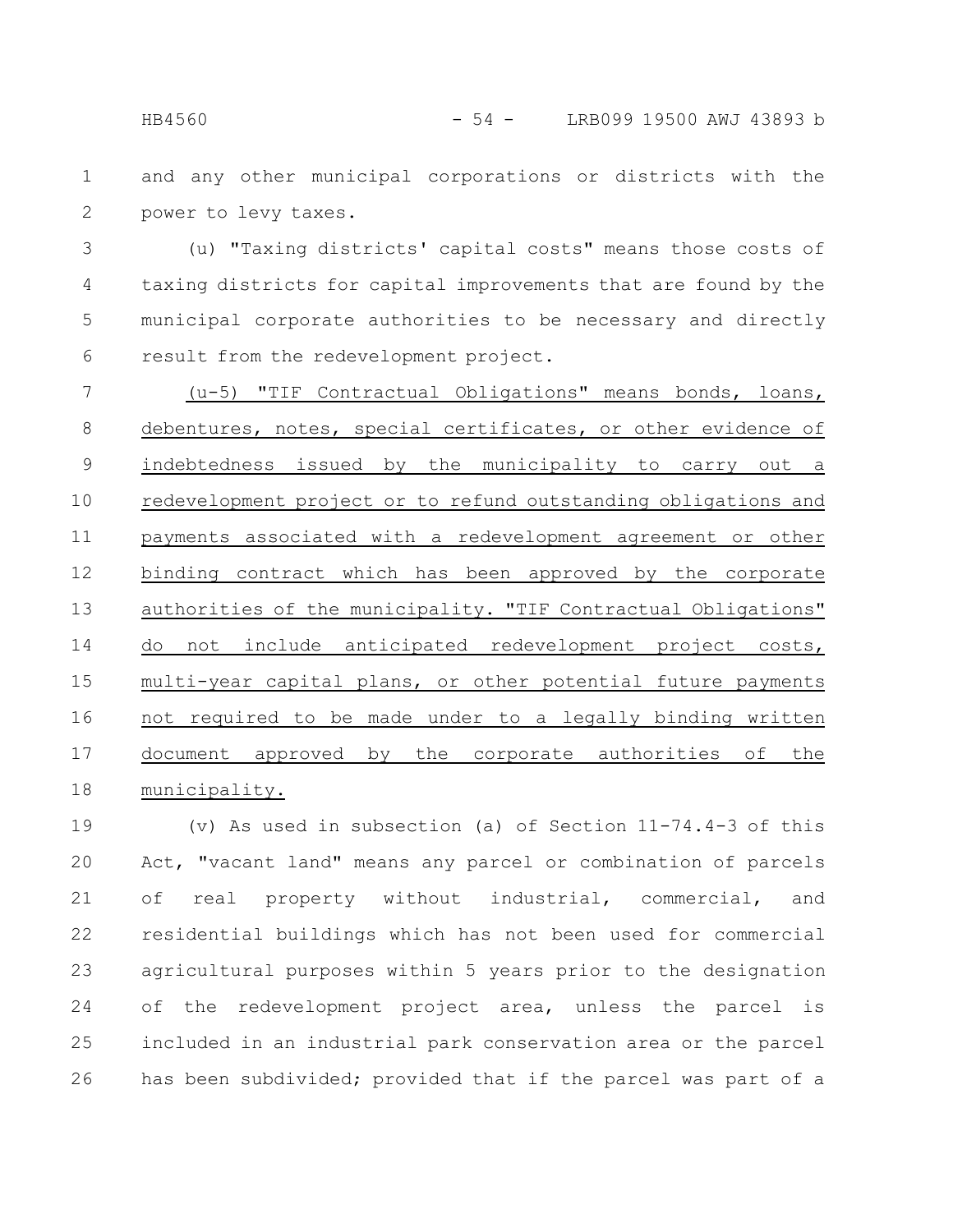and any other municipal corporations or districts with the power to levy taxes.

(u) "Taxing districts' capital costs" means those costs of taxing districts for capital improvements that are found by the municipal corporate authorities to be necessary and directly result from the redevelopment project.

<u>(u-5) "TIF Contractual Obligations" means bonds, loans, debentures, notes, special certificates, or other evidence of indebtedness issued by the municipality to carry out a redevelopment project or to refund outstanding obligations and payments associated with a redevelopment agreement or other binding contract which has been approved by the corporate authorities of the municipality. "TIF Contractual Obligations" do not include anticipated redevelopment project costs, multi-year capital plans, or other potential future payments not required to be made under to a legally binding written document approved by the corporate authorities of the municipality.</u>

(v) As used in subsection (a) of Section 11-74.4-3 of this Act, "vacant land" means any parcel or combination of parcels of real property without industrial, commercial, and residential buildings which has not been used for commercial agricultural purposes within 5 years prior to the designation of the redevelopment project area, unless the parcel is included in an industrial park conservation area or the parcel has been subdivided; provided that if the parcel was part of a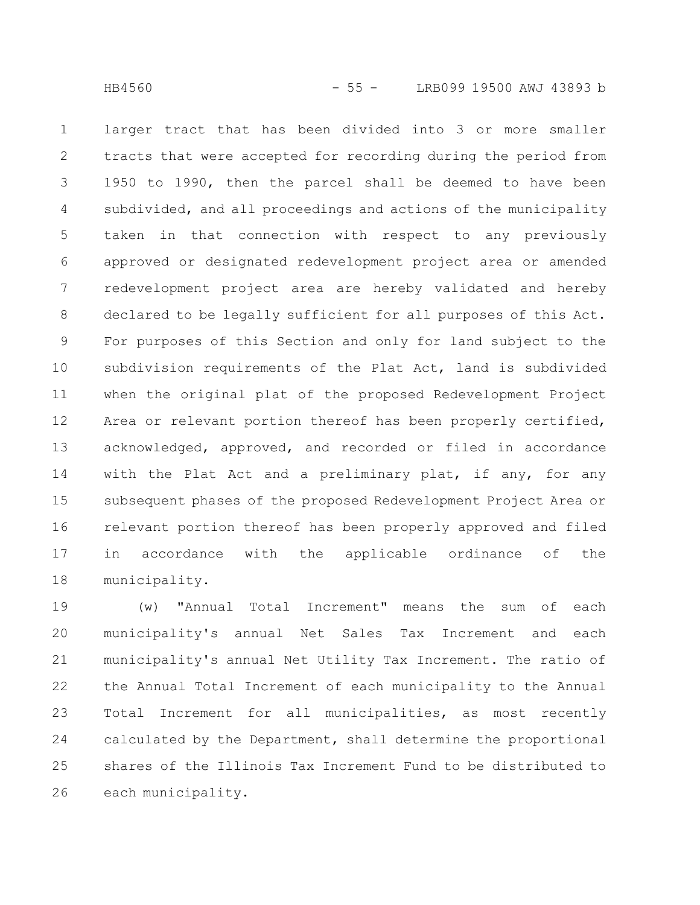larger tract that has been divided into 3 or more smaller tracts that were accepted for recording during the period from 1950 to 1990, then the parcel shall be deemed to have been subdivided, and all proceedings and actions of the municipality taken in that connection with respect to any previously approved or designated redevelopment project area or amended redevelopment project area are hereby validated and hereby declared to be legally sufficient for all purposes of this Act. For purposes of this Section and only for land subject to the subdivision requirements of the Plat Act, land is subdivided when the original plat of the proposed Redevelopment Project Area or relevant portion thereof has been properly certified, acknowledged, approved, and recorded or filed in accordance with the Plat Act and a preliminary plat, if any, for any subsequent phases of the proposed Redevelopment Project Area or relevant portion thereof has been properly approved and filed in accordance with the applicable ordinance of the municipality.

(w) "Annual Total Increment" means the sum of each municipality's annual Net Sales Tax Increment and each municipality's annual Net Utility Tax Increment. The ratio of the Annual Total Increment of each municipality to the Annual Total Increment for all municipalities, as most recently calculated by the Department, shall determine the proportional shares of the Illinois Tax Increment Fund to be distributed to each municipality.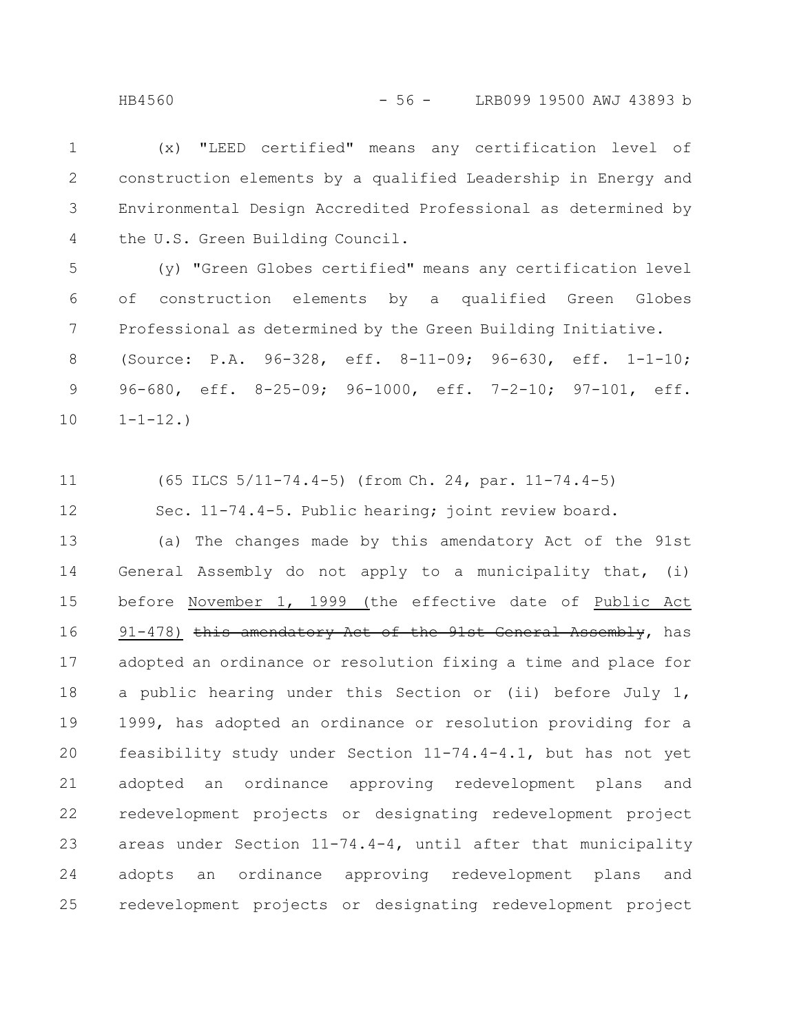(x) "LEED certified" means any certification level of construction elements by a qualified Leadership in Energy and Environmental Design Accredited Professional as determined by the U.S. Green Building Council.

(y) "Green Globes certified" means any certification level of construction elements by a qualified Green Globes Professional as determined by the Green Building Initiative.

(Source: P.A. 96-328, eff. 8-11-09; 96-630, eff. 1-1-10; 96-680, eff. 8-25-09; 96-1000, eff. 7-2-10; 97-101, eff. 1-1-12.)

(65 ILCS 5/11-74.4-5) (from Ch. 24, par. 11-74.4-5)

Sec. 11-74.4-5. Public hearing; joint review board.

(a) The changes made by this amendatory Act of the 91st General Assembly do not apply to a municipality that, (i) before November 1, 1999 (the effective date of Public Act 91-478) ~~this amendatory Act of the 91st General Assembly~~, has adopted an ordinance or resolution fixing a time and place for a public hearing under this Section or (ii) before July 1, 1999, has adopted an ordinance or resolution providing for a feasibility study under Section 11-74.4-4.1, but has not yet adopted an ordinance approving redevelopment plans and redevelopment projects or designating redevelopment project areas under Section 11-74.4-4, until after that municipality adopts an ordinance approving redevelopment plans and redevelopment projects or designating redevelopment project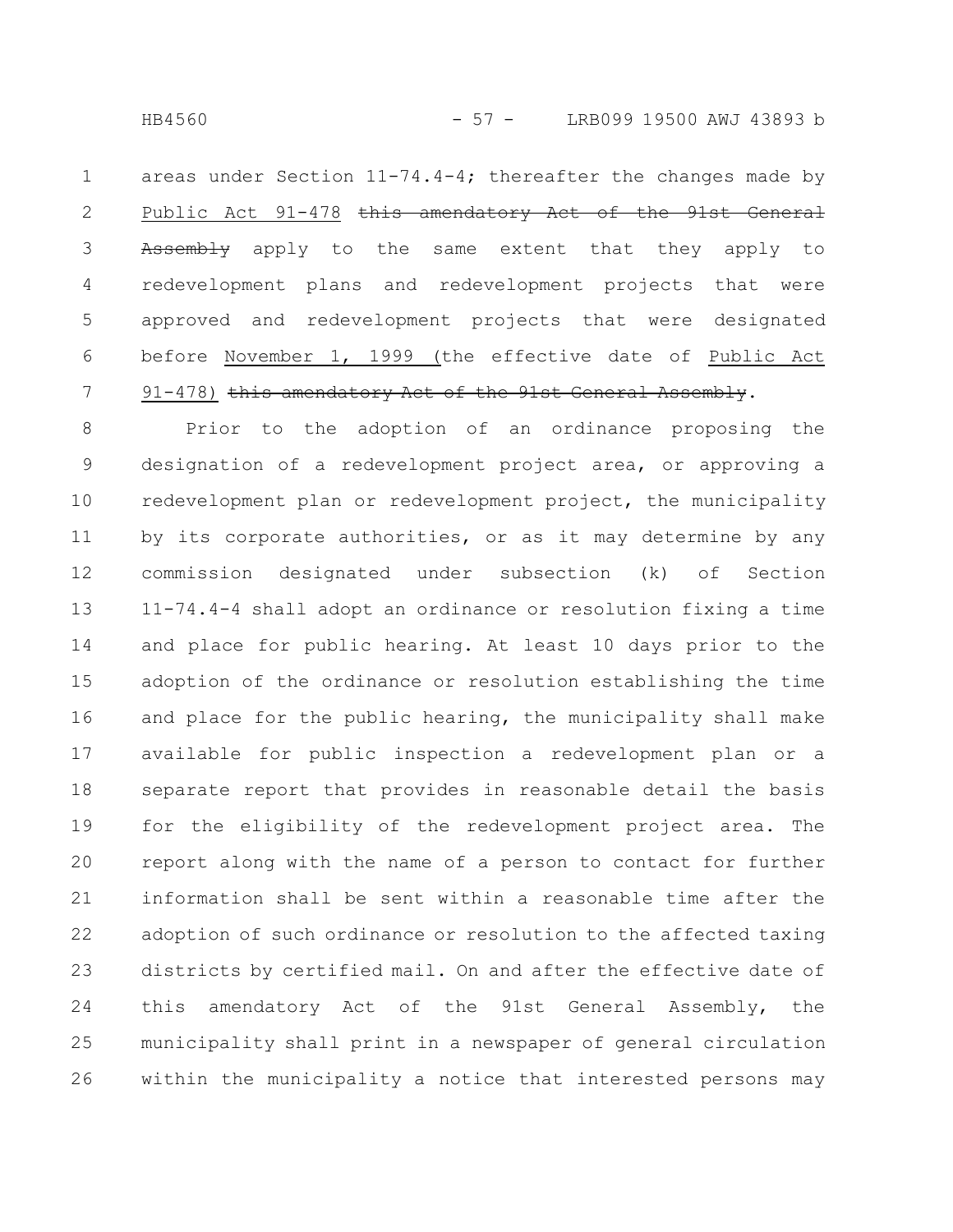areas under Section 11-74.4-4; thereafter the changes made by Public Act 91-478 ~~this amendatory Act of the 91st General Assembly~~ apply to the same extent that they apply to redevelopment plans and redevelopment projects that were approved and redevelopment projects that were designated before November 1, 1999 (the effective date of Public Act 91-478) ~~this amendatory Act of the 91st General Assembly~~.

Prior to the adoption of an ordinance proposing the designation of a redevelopment project area, or approving a redevelopment plan or redevelopment project, the municipality by its corporate authorities, or as it may determine by any commission designated under subsection (k) of Section 11-74.4-4 shall adopt an ordinance or resolution fixing a time and place for public hearing. At least 10 days prior to the adoption of the ordinance or resolution establishing the time and place for the public hearing, the municipality shall make available for public inspection a redevelopment plan or a separate report that provides in reasonable detail the basis for the eligibility of the redevelopment project area. The report along with the name of a person to contact for further information shall be sent within a reasonable time after the adoption of such ordinance or resolution to the affected taxing districts by certified mail. On and after the effective date of this amendatory Act of the 91st General Assembly, the municipality shall print in a newspaper of general circulation within the municipality a notice that interested persons may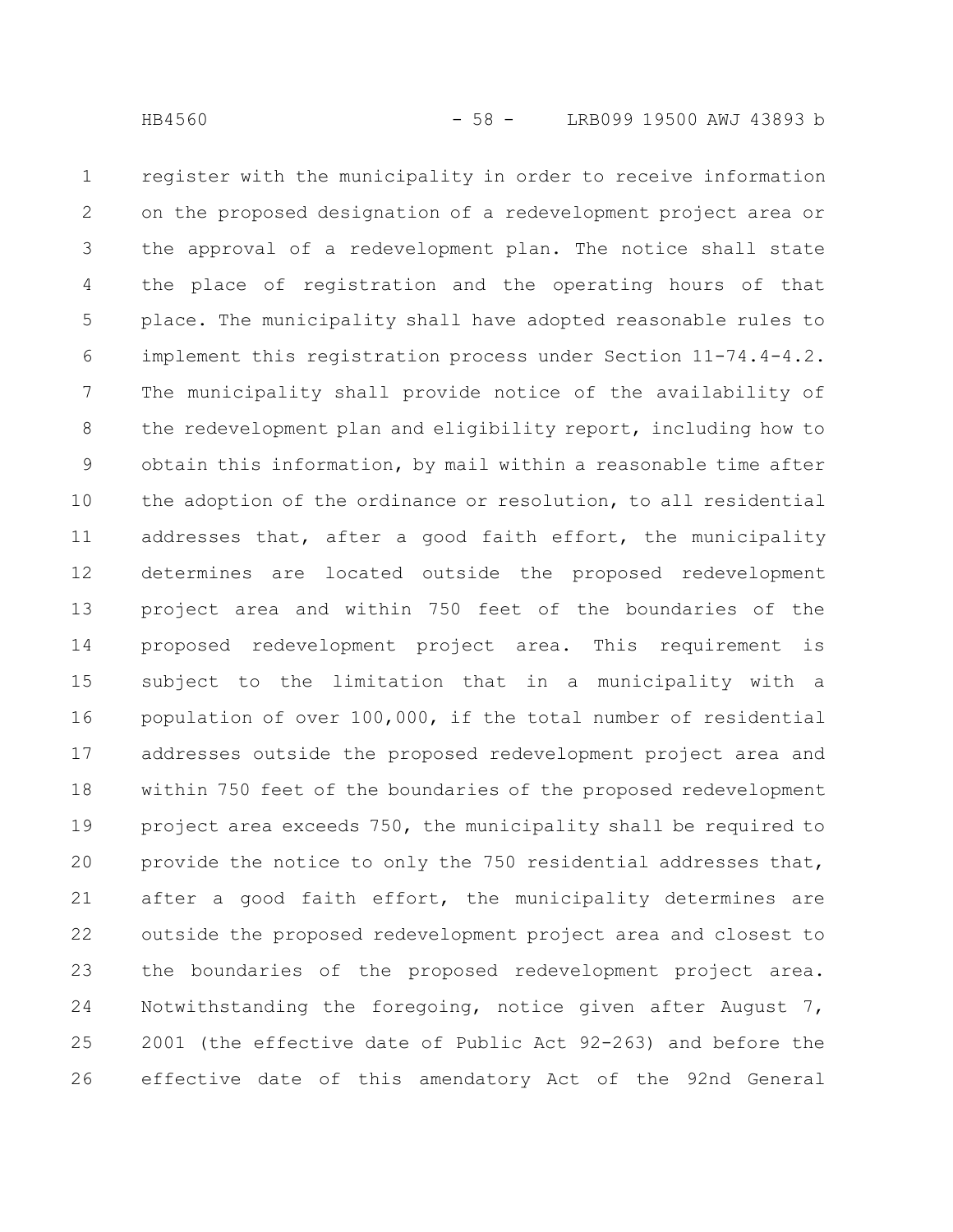register with the municipality in order to receive information on the proposed designation of a redevelopment project area or the approval of a redevelopment plan. The notice shall state the place of registration and the operating hours of that place. The municipality shall have adopted reasonable rules to implement this registration process under Section 11-74.4-4.2. The municipality shall provide notice of the availability of the redevelopment plan and eligibility report, including how to obtain this information, by mail within a reasonable time after the adoption of the ordinance or resolution, to all residential addresses that, after a good faith effort, the municipality determines are located outside the proposed redevelopment project area and within 750 feet of the boundaries of the proposed redevelopment project area. This requirement is subject to the limitation that in a municipality with a population of over 100,000, if the total number of residential addresses outside the proposed redevelopment project area and within 750 feet of the boundaries of the proposed redevelopment project area exceeds 750, the municipality shall be required to provide the notice to only the 750 residential addresses that, after a good faith effort, the municipality determines are outside the proposed redevelopment project area and closest to the boundaries of the proposed redevelopment project area. Notwithstanding the foregoing, notice given after August 7, 2001 (the effective date of Public Act 92-263) and before the effective date of this amendatory Act of the 92nd General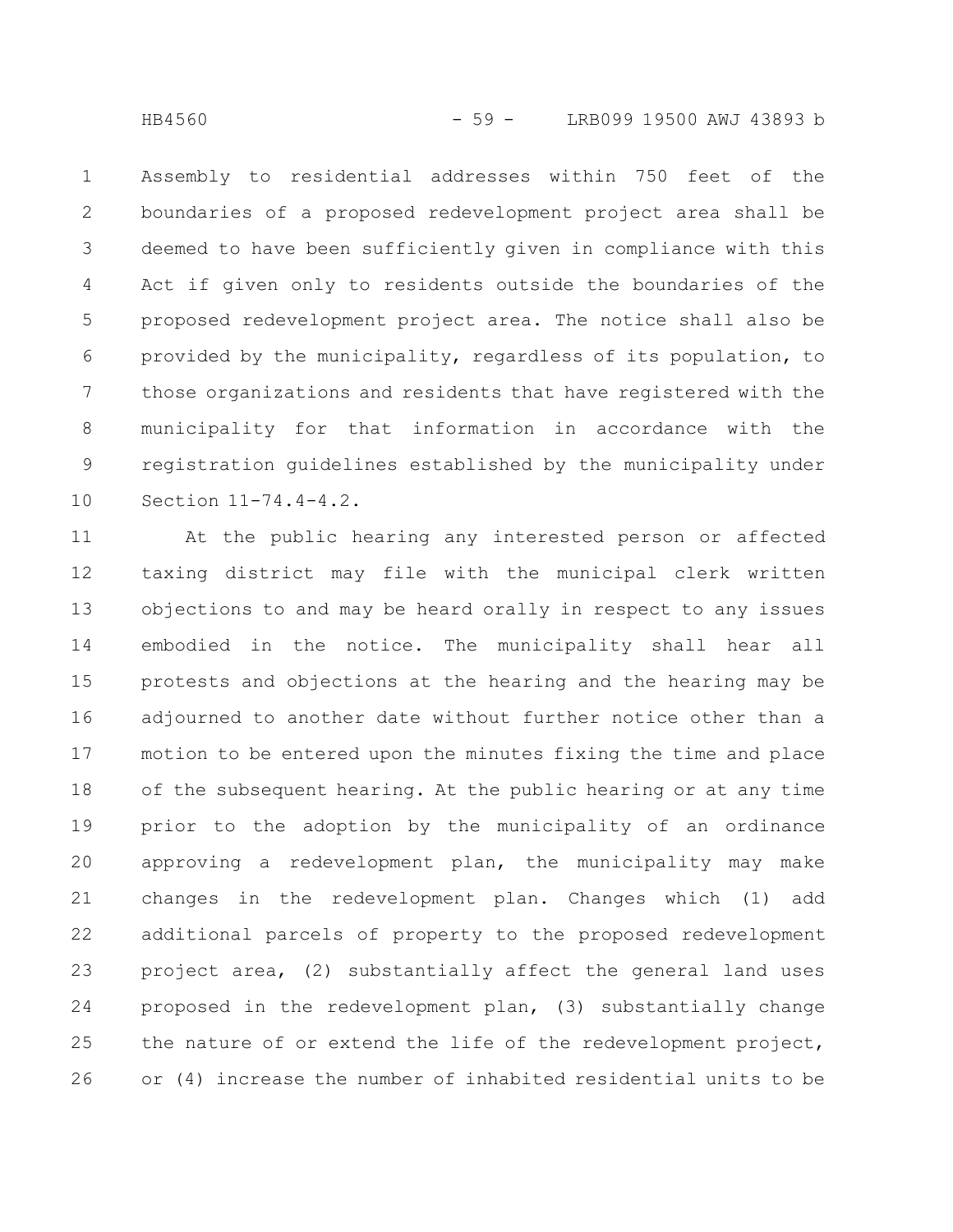Assembly to residential addresses within 750 feet of the boundaries of a proposed redevelopment project area shall be deemed to have been sufficiently given in compliance with this Act if given only to residents outside the boundaries of the proposed redevelopment project area. The notice shall also be provided by the municipality, regardless of its population, to those organizations and residents that have registered with the municipality for that information in accordance with the registration guidelines established by the municipality under Section 11-74.4-4.2.

At the public hearing any interested person or affected taxing district may file with the municipal clerk written objections to and may be heard orally in respect to any issues embodied in the notice. The municipality shall hear all protests and objections at the hearing and the hearing may be adjourned to another date without further notice other than a motion to be entered upon the minutes fixing the time and place of the subsequent hearing. At the public hearing or at any time prior to the adoption by the municipality of an ordinance approving a redevelopment plan, the municipality may make changes in the redevelopment plan. Changes which (1) add additional parcels of property to the proposed redevelopment project area, (2) substantially affect the general land uses proposed in the redevelopment plan, (3) substantially change the nature of or extend the life of the redevelopment project, or (4) increase the number of inhabited residential units to be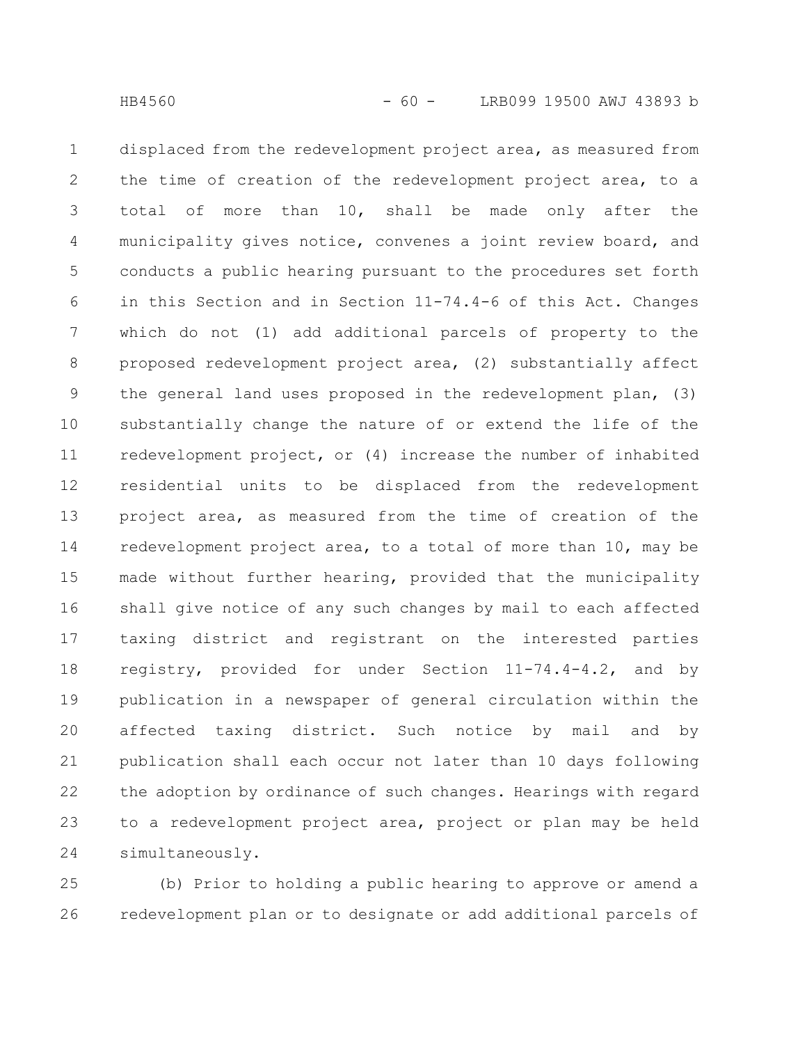displaced from the redevelopment project area, as measured from the time of creation of the redevelopment project area, to a total of more than 10, shall be made only after the municipality gives notice, convenes a joint review board, and conducts a public hearing pursuant to the procedures set forth in this Section and in Section 11-74.4-6 of this Act. Changes which do not (1) add additional parcels of property to the proposed redevelopment project area, (2) substantially affect the general land uses proposed in the redevelopment plan, (3) substantially change the nature of or extend the life of the redevelopment project, or (4) increase the number of inhabited residential units to be displaced from the redevelopment project area, as measured from the time of creation of the redevelopment project area, to a total of more than 10, may be made without further hearing, provided that the municipality shall give notice of any such changes by mail to each affected taxing district and registrant on the interested parties registry, provided for under Section 11-74.4-4.2, and by publication in a newspaper of general circulation within the affected taxing district. Such notice by mail and by publication shall each occur not later than 10 days following the adoption by ordinance of such changes. Hearings with regard to a redevelopment project area, project or plan may be held simultaneously.

(b) Prior to holding a public hearing to approve or amend a redevelopment plan or to designate or add additional parcels of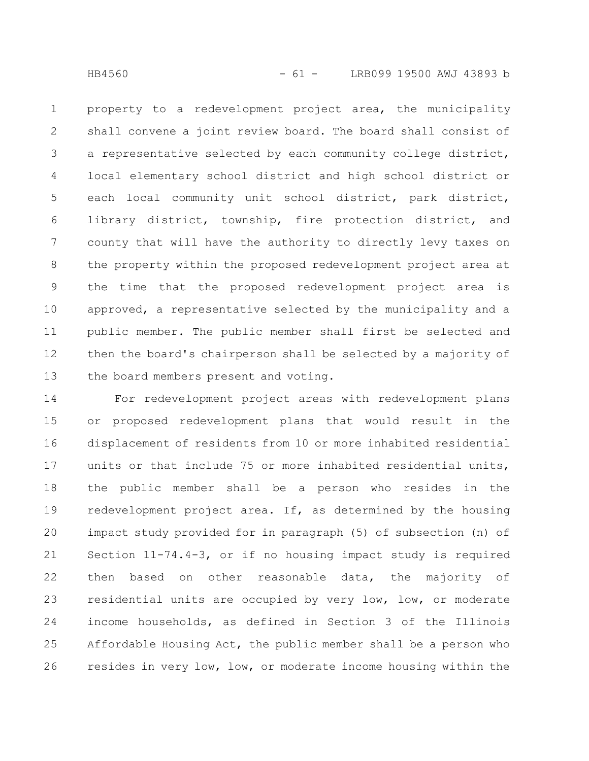property to a redevelopment project area, the municipality shall convene a joint review board. The board shall consist of a representative selected by each community college district, local elementary school district and high school district or each local community unit school district, park district, library district, township, fire protection district, and county that will have the authority to directly levy taxes on the property within the proposed redevelopment project area at the time that the proposed redevelopment project area is approved, a representative selected by the municipality and a public member. The public member shall first be selected and then the board's chairperson shall be selected by a majority of the board members present and voting.

For redevelopment project areas with redevelopment plans or proposed redevelopment plans that would result in the displacement of residents from 10 or more inhabited residential units or that include 75 or more inhabited residential units, the public member shall be a person who resides in the redevelopment project area. If, as determined by the housing impact study provided for in paragraph (5) of subsection (n) of Section 11-74.4-3, or if no housing impact study is required then based on other reasonable data, the majority of residential units are occupied by very low, low, or moderate income households, as defined in Section 3 of the Illinois Affordable Housing Act, the public member shall be a person who resides in very low, low, or moderate income housing within the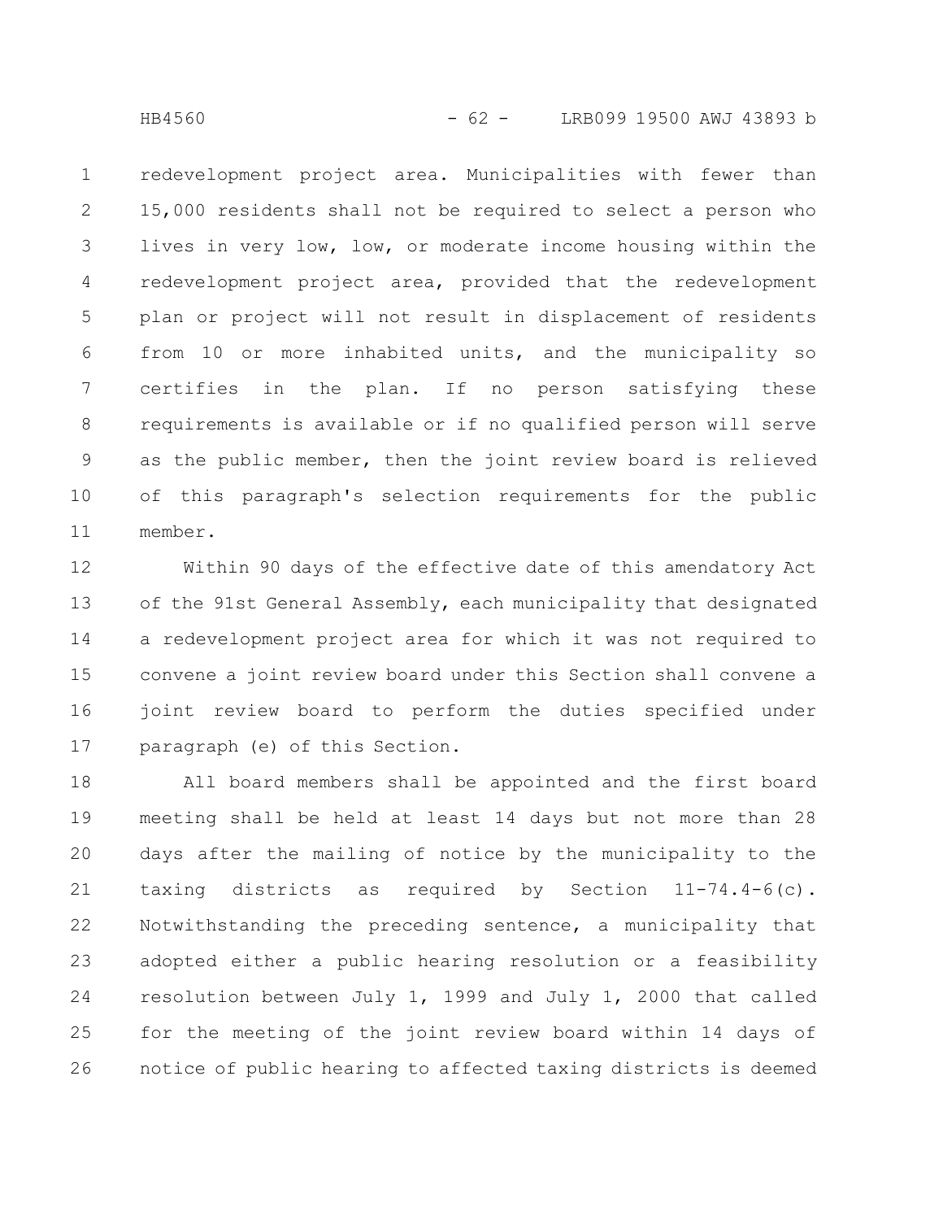redevelopment project area. Municipalities with fewer than 15,000 residents shall not be required to select a person who lives in very low, low, or moderate income housing within the redevelopment project area, provided that the redevelopment plan or project will not result in displacement of residents from 10 or more inhabited units, and the municipality so certifies in the plan. If no person satisfying these requirements is available or if no qualified person will serve as the public member, then the joint review board is relieved of this paragraph's selection requirements for the public member.

Within 90 days of the effective date of this amendatory Act of the 91st General Assembly, each municipality that designated a redevelopment project area for which it was not required to convene a joint review board under this Section shall convene a joint review board to perform the duties specified under paragraph (e) of this Section.

All board members shall be appointed and the first board meeting shall be held at least 14 days but not more than 28 days after the mailing of notice by the municipality to the taxing districts as required by Section 11-74.4-6(c). Notwithstanding the preceding sentence, a municipality that adopted either a public hearing resolution or a feasibility resolution between July 1, 1999 and July 1, 2000 that called for the meeting of the joint review board within 14 days of notice of public hearing to affected taxing districts is deemed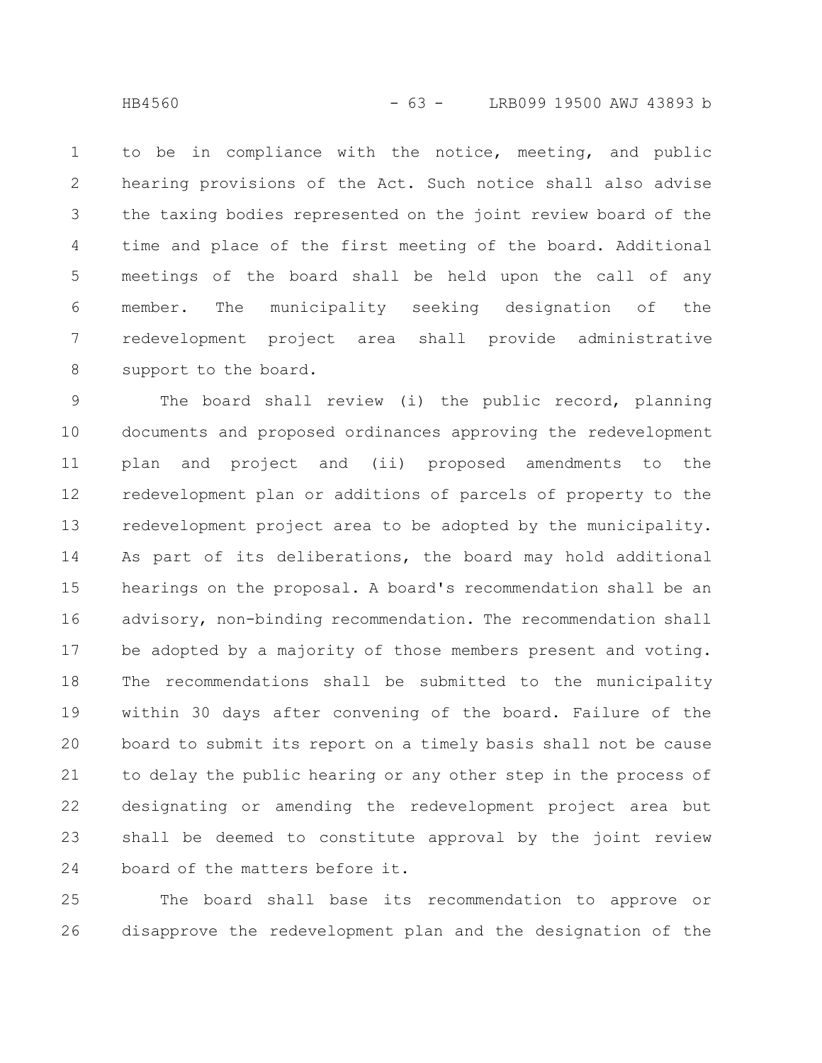to be in compliance with the notice, meeting, and public hearing provisions of the Act. Such notice shall also advise the taxing bodies represented on the joint review board of the time and place of the first meeting of the board. Additional meetings of the board shall be held upon the call of any member. The municipality seeking designation of the redevelopment project area shall provide administrative support to the board.

The board shall review (i) the public record, planning documents and proposed ordinances approving the redevelopment plan and project and (ii) proposed amendments to the redevelopment plan or additions of parcels of property to the redevelopment project area to be adopted by the municipality. As part of its deliberations, the board may hold additional hearings on the proposal. A board's recommendation shall be an advisory, non-binding recommendation. The recommendation shall be adopted by a majority of those members present and voting. The recommendations shall be submitted to the municipality within 30 days after convening of the board. Failure of the board to submit its report on a timely basis shall not be cause to delay the public hearing or any other step in the process of designating or amending the redevelopment project area but shall be deemed to constitute approval by the joint review board of the matters before it.

The board shall base its recommendation to approve or disapprove the redevelopment plan and the designation of the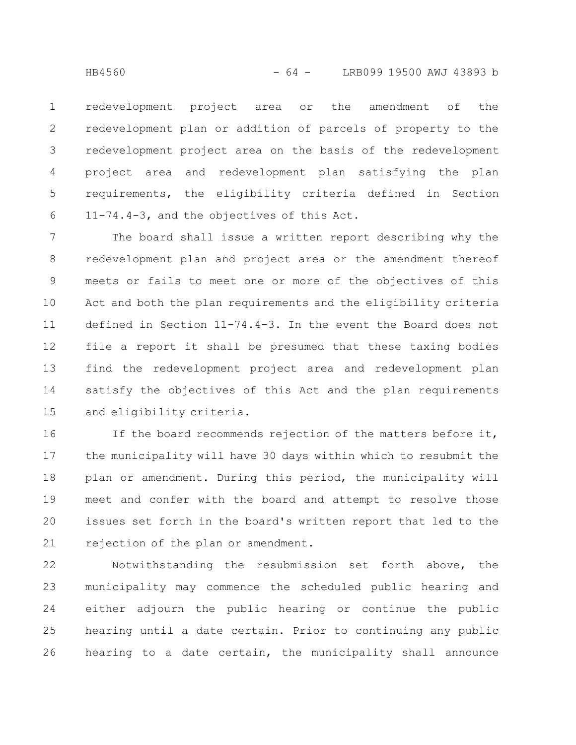redevelopment project area or the amendment of the redevelopment plan or addition of parcels of property to the redevelopment project area on the basis of the redevelopment project area and redevelopment plan satisfying the plan requirements, the eligibility criteria defined in Section 11-74.4-3, and the objectives of this Act.

The board shall issue a written report describing why the redevelopment plan and project area or the amendment thereof meets or fails to meet one or more of the objectives of this Act and both the plan requirements and the eligibility criteria defined in Section 11-74.4-3. In the event the Board does not file a report it shall be presumed that these taxing bodies find the redevelopment project area and redevelopment plan satisfy the objectives of this Act and the plan requirements and eligibility criteria.

If the board recommends rejection of the matters before it, the municipality will have 30 days within which to resubmit the plan or amendment. During this period, the municipality will meet and confer with the board and attempt to resolve those issues set forth in the board's written report that led to the rejection of the plan or amendment.

Notwithstanding the resubmission set forth above, the municipality may commence the scheduled public hearing and either adjourn the public hearing or continue the public hearing until a date certain. Prior to continuing any public hearing to a date certain, the municipality shall announce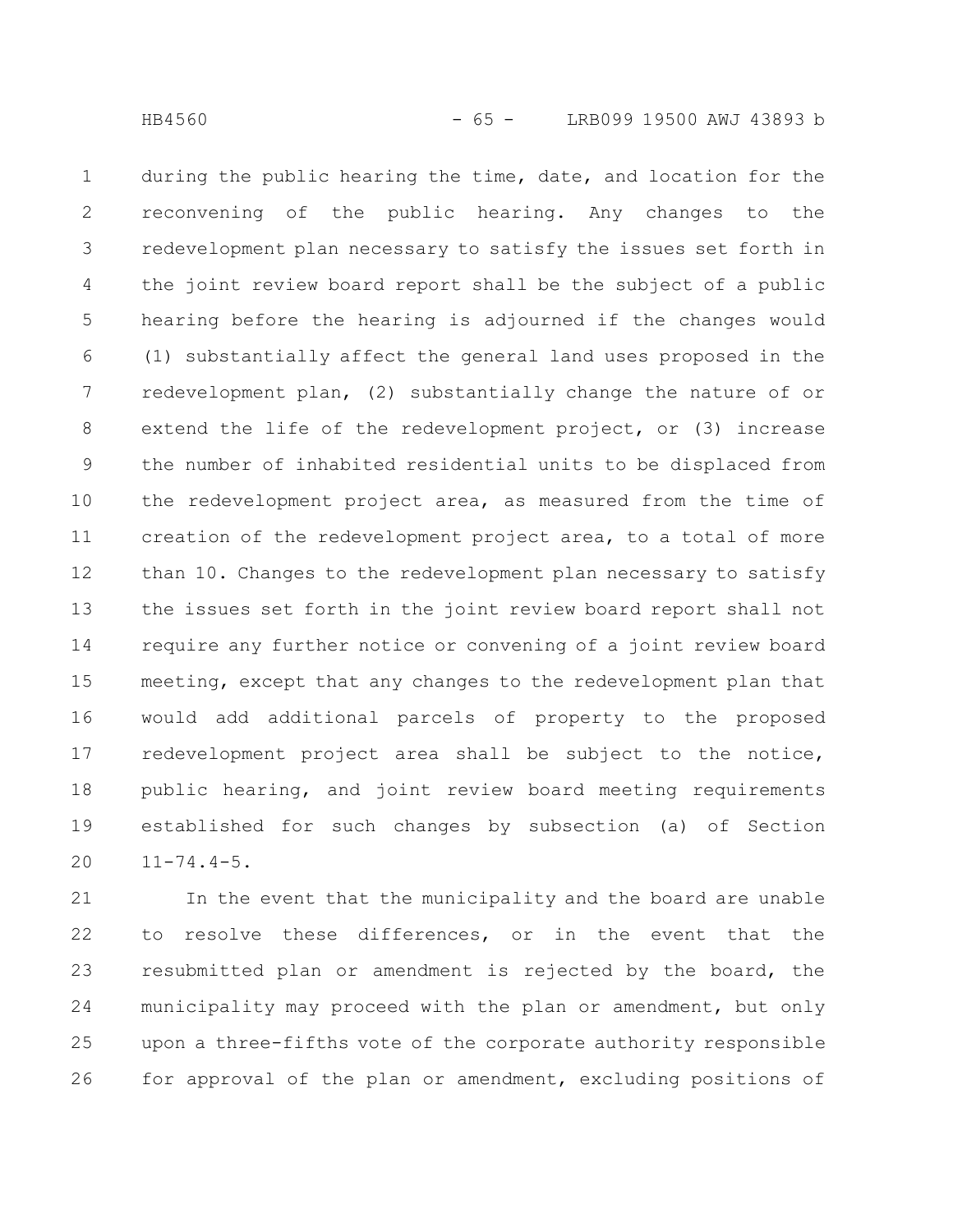during the public hearing the time, date, and location for the reconvening of the public hearing. Any changes to the redevelopment plan necessary to satisfy the issues set forth in the joint review board report shall be the subject of a public hearing before the hearing is adjourned if the changes would (1) substantially affect the general land uses proposed in the redevelopment plan, (2) substantially change the nature of or extend the life of the redevelopment project, or (3) increase the number of inhabited residential units to be displaced from the redevelopment project area, as measured from the time of creation of the redevelopment project area, to a total of more than 10. Changes to the redevelopment plan necessary to satisfy the issues set forth in the joint review board report shall not require any further notice or convening of a joint review board meeting, except that any changes to the redevelopment plan that would add additional parcels of property to the proposed redevelopment project area shall be subject to the notice, public hearing, and joint review board meeting requirements established for such changes by subsection (a) of Section 11-74.4-5.

In the event that the municipality and the board are unable to resolve these differences, or in the event that the resubmitted plan or amendment is rejected by the board, the municipality may proceed with the plan or amendment, but only upon a three-fifths vote of the corporate authority responsible for approval of the plan or amendment, excluding positions of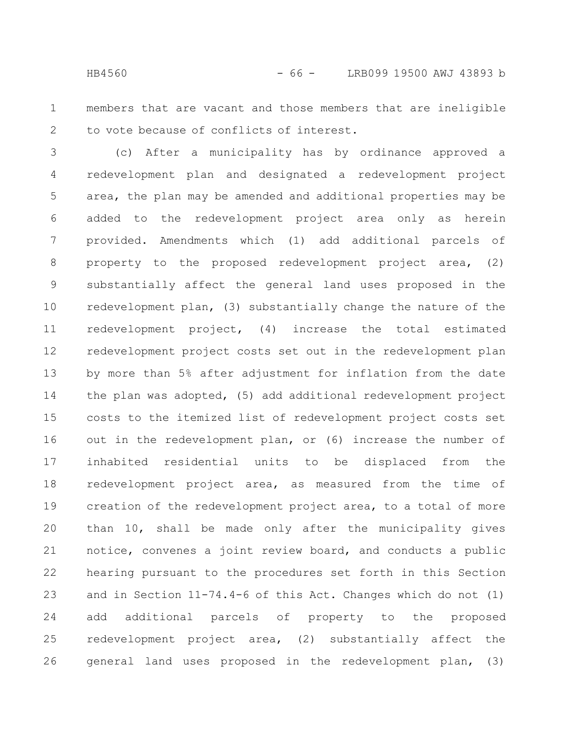members that are vacant and those members that are ineligible to vote because of conflicts of interest.

(c) After a municipality has by ordinance approved a redevelopment plan and designated a redevelopment project area, the plan may be amended and additional properties may be added to the redevelopment project area only as herein provided. Amendments which (1) add additional parcels of property to the proposed redevelopment project area, (2) substantially affect the general land uses proposed in the redevelopment plan, (3) substantially change the nature of the redevelopment project, (4) increase the total estimated redevelopment project costs set out in the redevelopment plan by more than 5% after adjustment for inflation from the date the plan was adopted, (5) add additional redevelopment project costs to the itemized list of redevelopment project costs set out in the redevelopment plan, or (6) increase the number of inhabited residential units to be displaced from the redevelopment project area, as measured from the time of creation of the redevelopment project area, to a total of more than 10, shall be made only after the municipality gives notice, convenes a joint review board, and conducts a public hearing pursuant to the procedures set forth in this Section and in Section 11-74.4-6 of this Act. Changes which do not (1) add additional parcels of property to the proposed redevelopment project area, (2) substantially affect the general land uses proposed in the redevelopment plan, (3)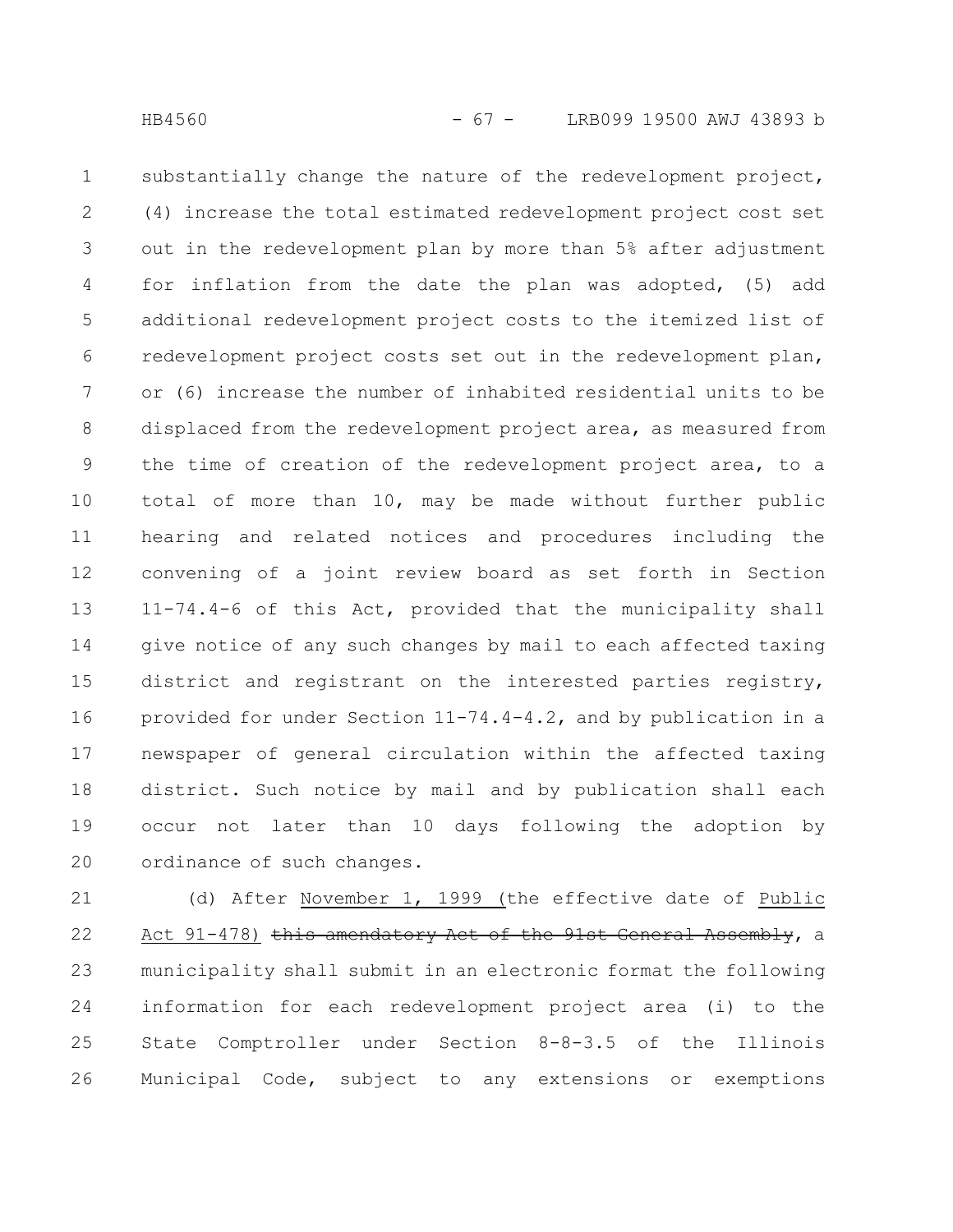substantially change the nature of the redevelopment project, (4) increase the total estimated redevelopment project cost set out in the redevelopment plan by more than 5% after adjustment for inflation from the date the plan was adopted, (5) add additional redevelopment project costs to the itemized list of redevelopment project costs set out in the redevelopment plan, or (6) increase the number of inhabited residential units to be displaced from the redevelopment project area, as measured from the time of creation of the redevelopment project area, to a total of more than 10, may be made without further public hearing and related notices and procedures including the convening of a joint review board as set forth in Section 11-74.4-6 of this Act, provided that the municipality shall give notice of any such changes by mail to each affected taxing district and registrant on the interested parties registry, provided for under Section 11-74.4-4.2, and by publication in a newspaper of general circulation within the affected taxing district. Such notice by mail and by publication shall each occur not later than 10 days following the adoption by ordinance of such changes.

(d) After November 1, 1999 (the effective date of Public Act 91-478) ~~this amendatory Act of the 91st General Assembly~~, a municipality shall submit in an electronic format the following information for each redevelopment project area (i) to the State Comptroller under Section 8-8-3.5 of the Illinois Municipal Code, subject to any extensions or exemptions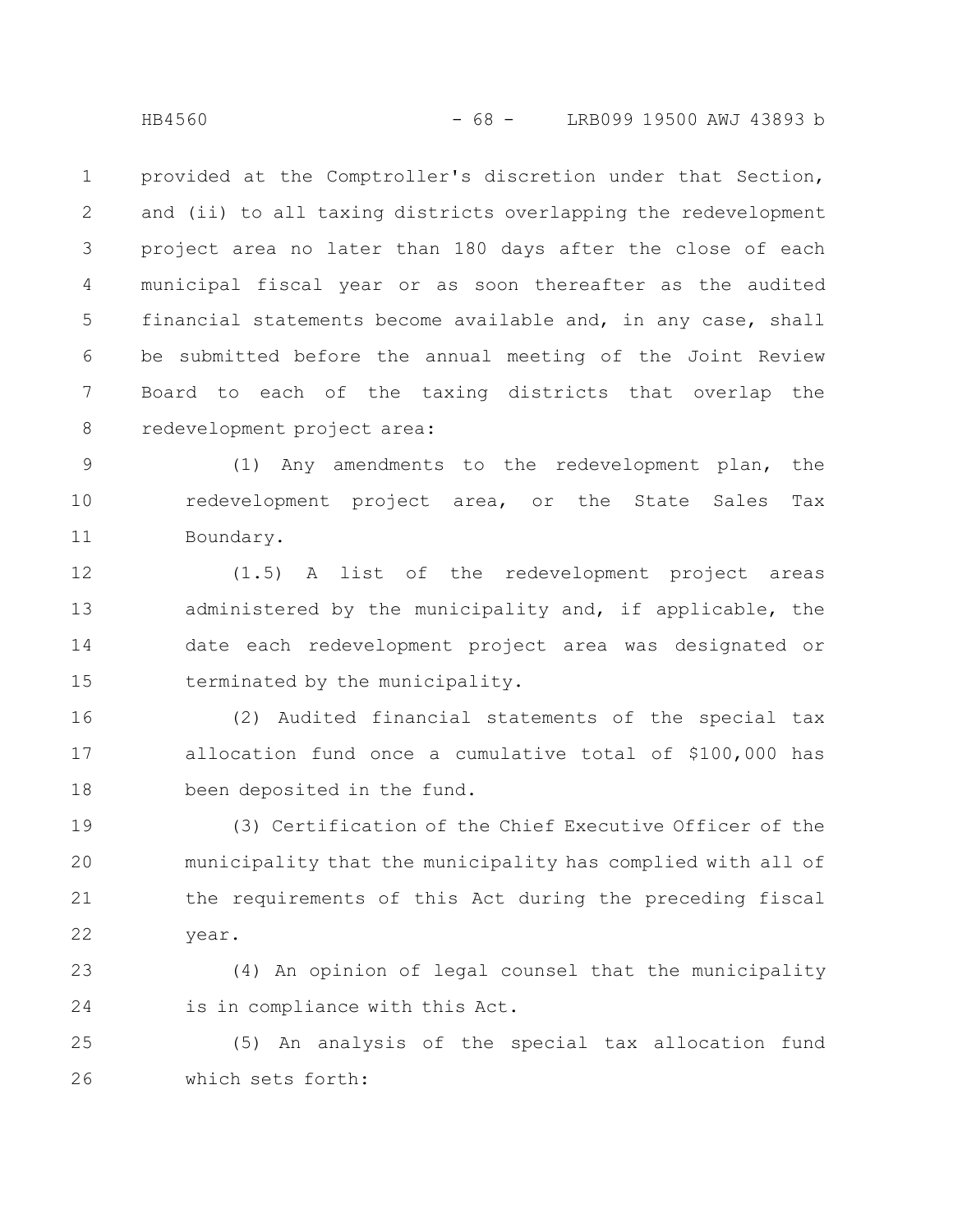provided at the Comptroller's discretion under that Section, and (ii) to all taxing districts overlapping the redevelopment project area no later than 180 days after the close of each municipal fiscal year or as soon thereafter as the audited financial statements become available and, in any case, shall be submitted before the annual meeting of the Joint Review Board to each of the taxing districts that overlap the redevelopment project area:

(1) Any amendments to the redevelopment plan, the redevelopment project area, or the State Sales Tax Boundary.

(1.5) A list of the redevelopment project areas administered by the municipality and, if applicable, the date each redevelopment project area was designated or terminated by the municipality.

(2) Audited financial statements of the special tax allocation fund once a cumulative total of $100,000 has been deposited in the fund.

(3) Certification of the Chief Executive Officer of the municipality that the municipality has complied with all of the requirements of this Act during the preceding fiscal year.

(4) An opinion of legal counsel that the municipality is in compliance with this Act.

(5) An analysis of the special tax allocation fund which sets forth: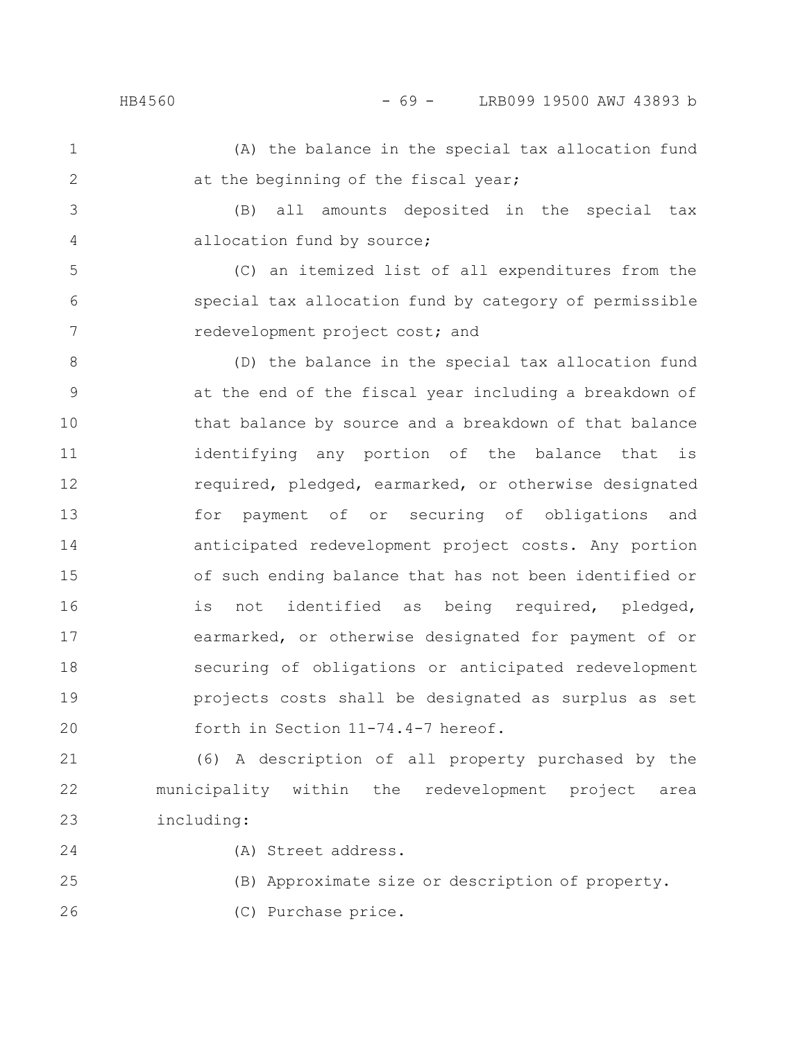(A) the balance in the special tax allocation fund at the beginning of the fiscal year;

(B) all amounts deposited in the special tax allocation fund by source;

(C) an itemized list of all expenditures from the special tax allocation fund by category of permissible redevelopment project cost; and

(D) the balance in the special tax allocation fund at the end of the fiscal year including a breakdown of that balance by source and a breakdown of that balance identifying any portion of the balance that is required, pledged, earmarked, or otherwise designated for payment of or securing of obligations and anticipated redevelopment project costs. Any portion of such ending balance that has not been identified or is not identified as being required, pledged, earmarked, or otherwise designated for payment of or securing of obligations or anticipated redevelopment projects costs shall be designated as surplus as set forth in Section 11-74.4-7 hereof.

(6) A description of all property purchased by the municipality within the redevelopment project area including:

(A) Street address.

(B) Approximate size or description of property.

(C) Purchase price.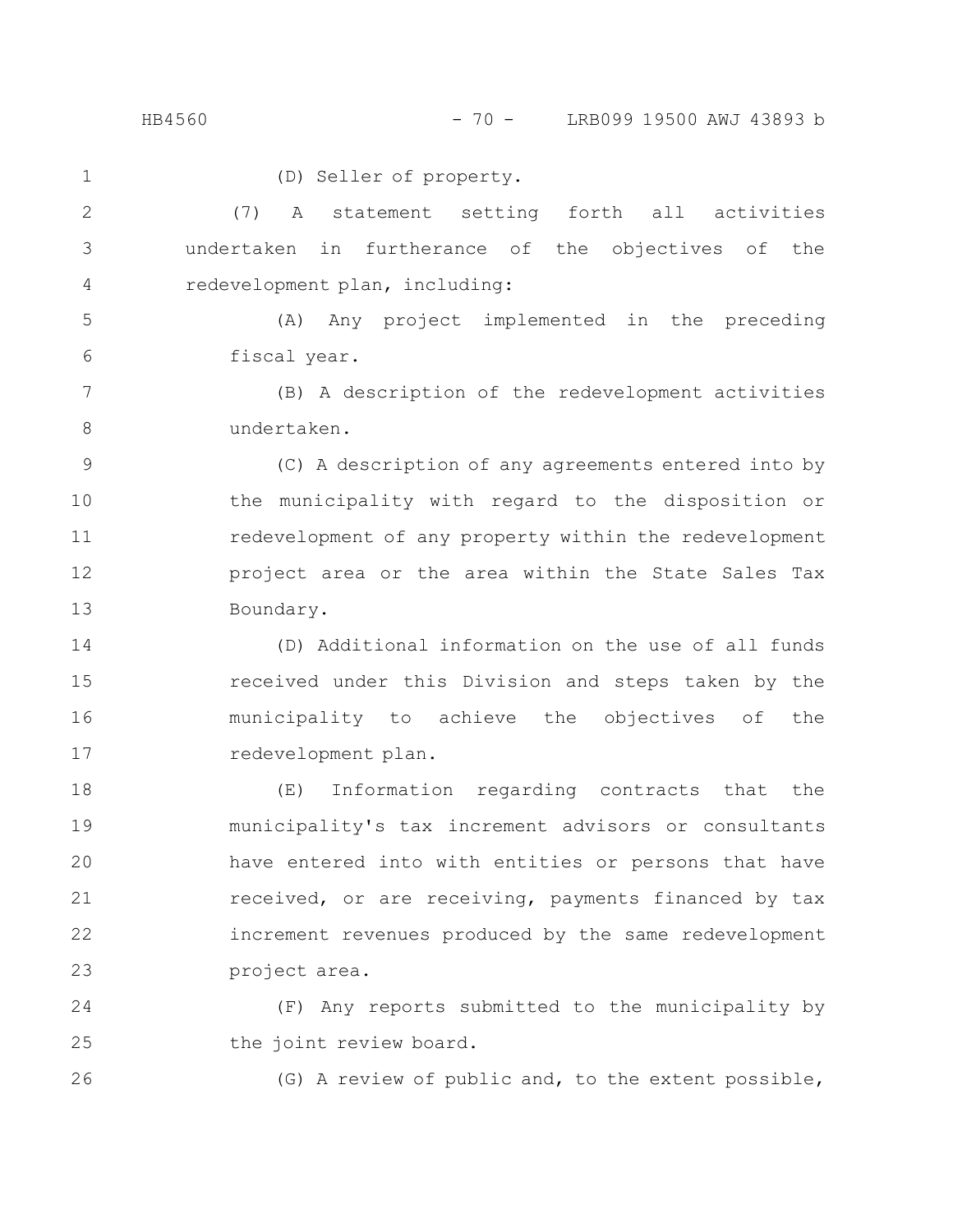(D) Seller of property.

(7) A statement setting forth all activities undertaken in furtherance of the objectives of the redevelopment plan, including:

(A) Any project implemented in the preceding fiscal year.

(B) A description of the redevelopment activities undertaken.

(C) A description of any agreements entered into by the municipality with regard to the disposition or redevelopment of any property within the redevelopment project area or the area within the State Sales Tax Boundary.

(D) Additional information on the use of all funds received under this Division and steps taken by the municipality to achieve the objectives of the redevelopment plan.

(E) Information regarding contracts that the municipality's tax increment advisors or consultants have entered into with entities or persons that have received, or are receiving, payments financed by tax increment revenues produced by the same redevelopment project area.

(F) Any reports submitted to the municipality by the joint review board.

(G) A review of public and, to the extent possible,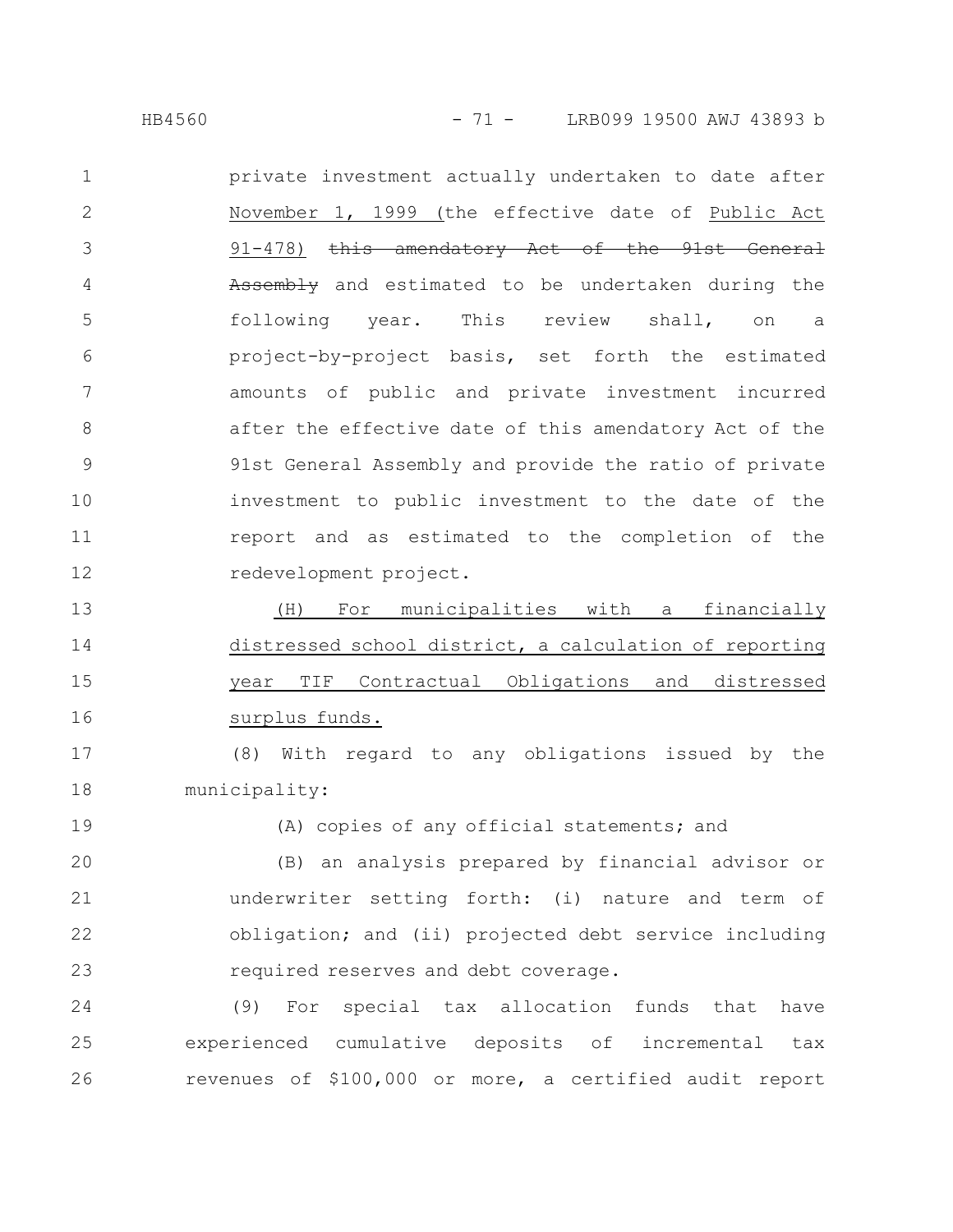private investment actually undertaken to date after November 1, 1999 (the effective date of Public Act 91-478) ~~this amendatory Act of the 91st General Assembly~~ and estimated to be undertaken during the following year. This review shall, on a project-by-project basis, set forth the estimated amounts of public and private investment incurred after the effective date of this amendatory Act of the 91st General Assembly and provide the ratio of private investment to public investment to the date of the report and as estimated to the completion of the redevelopment project.

(H) For municipalities with a financially distressed school district, a calculation of reporting year TIF Contractual Obligations and distressed surplus funds.

(8) With regard to any obligations issued by the municipality:

(A) copies of any official statements; and

(B) an analysis prepared by financial advisor or underwriter setting forth: (i) nature and term of obligation; and (ii) projected debt service including required reserves and debt coverage.

(9) For special tax allocation funds that have experienced cumulative deposits of incremental tax revenues of $100,000 or more, a certified audit report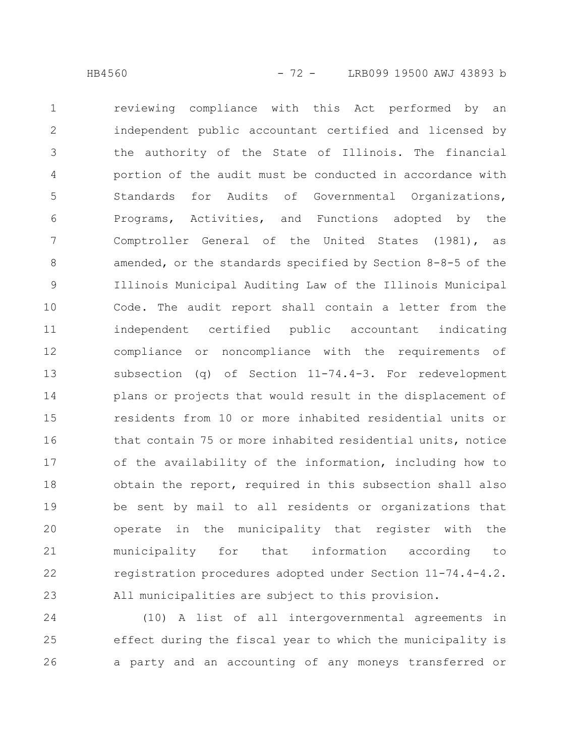reviewing compliance with this Act performed by an independent public accountant certified and licensed by the authority of the State of Illinois. The financial portion of the audit must be conducted in accordance with Standards for Audits of Governmental Organizations, Programs, Activities, and Functions adopted by the Comptroller General of the United States (1981), as amended, or the standards specified by Section 8-8-5 of the Illinois Municipal Auditing Law of the Illinois Municipal Code. The audit report shall contain a letter from the independent certified public accountant indicating compliance or noncompliance with the requirements of subsection (q) of Section 11-74.4-3. For redevelopment plans or projects that would result in the displacement of residents from 10 or more inhabited residential units or that contain 75 or more inhabited residential units, notice of the availability of the information, including how to obtain the report, required in this subsection shall also be sent by mail to all residents or organizations that operate in the municipality that register with the municipality for that information according to registration procedures adopted under Section 11-74.4-4.2. All municipalities are subject to this provision.

(10) A list of all intergovernmental agreements in effect during the fiscal year to which the municipality is a party and an accounting of any moneys transferred or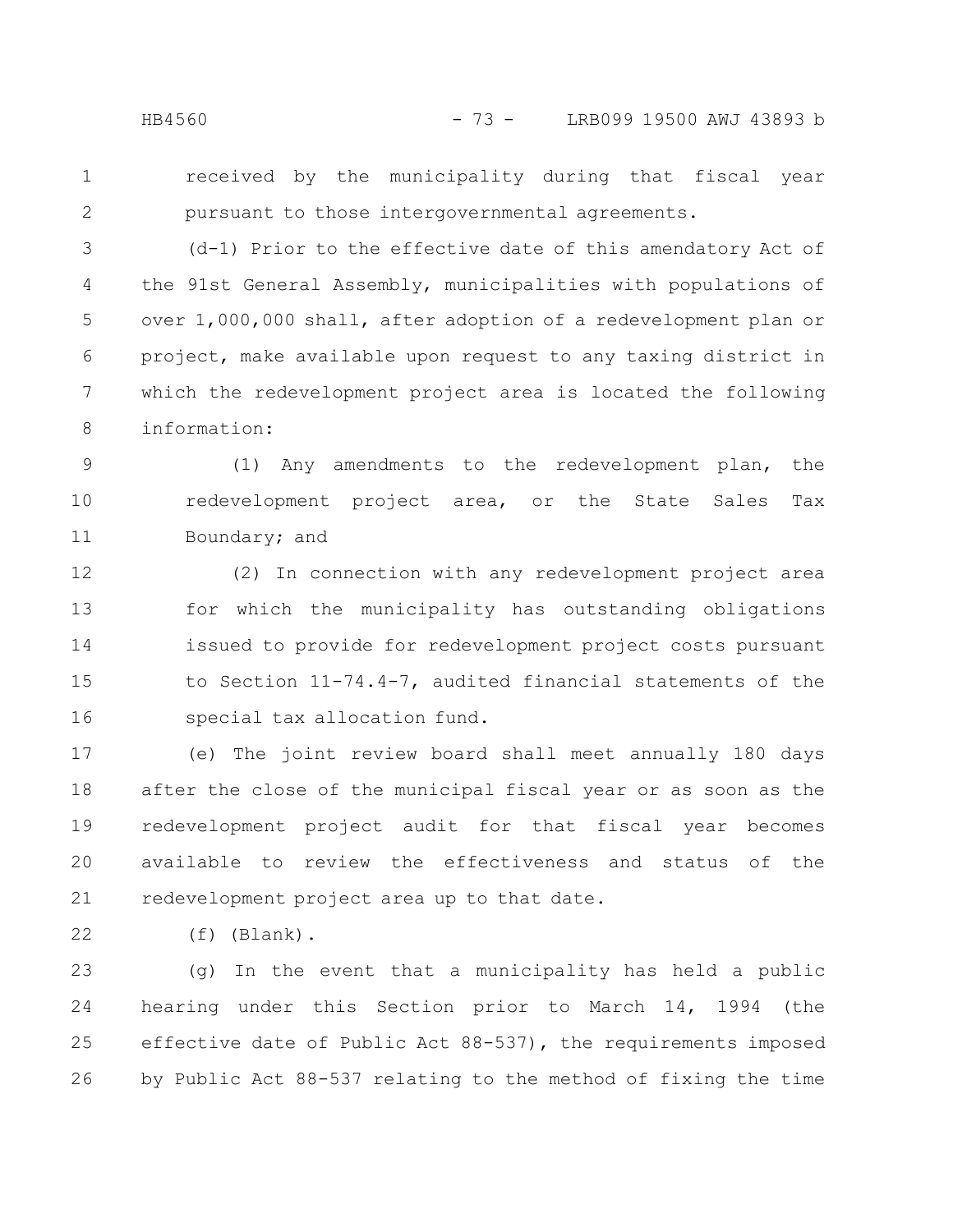received by the municipality during that fiscal year pursuant to those intergovernmental agreements.

(d-1) Prior to the effective date of this amendatory Act of the 91st General Assembly, municipalities with populations of over 1,000,000 shall, after adoption of a redevelopment plan or project, make available upon request to any taxing district in which the redevelopment project area is located the following information:

(1) Any amendments to the redevelopment plan, the redevelopment project area, or the State Sales Tax Boundary; and

(2) In connection with any redevelopment project area for which the municipality has outstanding obligations issued to provide for redevelopment project costs pursuant to Section 11-74.4-7, audited financial statements of the special tax allocation fund.

(e) The joint review board shall meet annually 180 days after the close of the municipal fiscal year or as soon as the redevelopment project audit for that fiscal year becomes available to review the effectiveness and status of the redevelopment project area up to that date.

(f) (Blank).

(g) In the event that a municipality has held a public hearing under this Section prior to March 14, 1994 (the effective date of Public Act 88-537), the requirements imposed by Public Act 88-537 relating to the method of fixing the time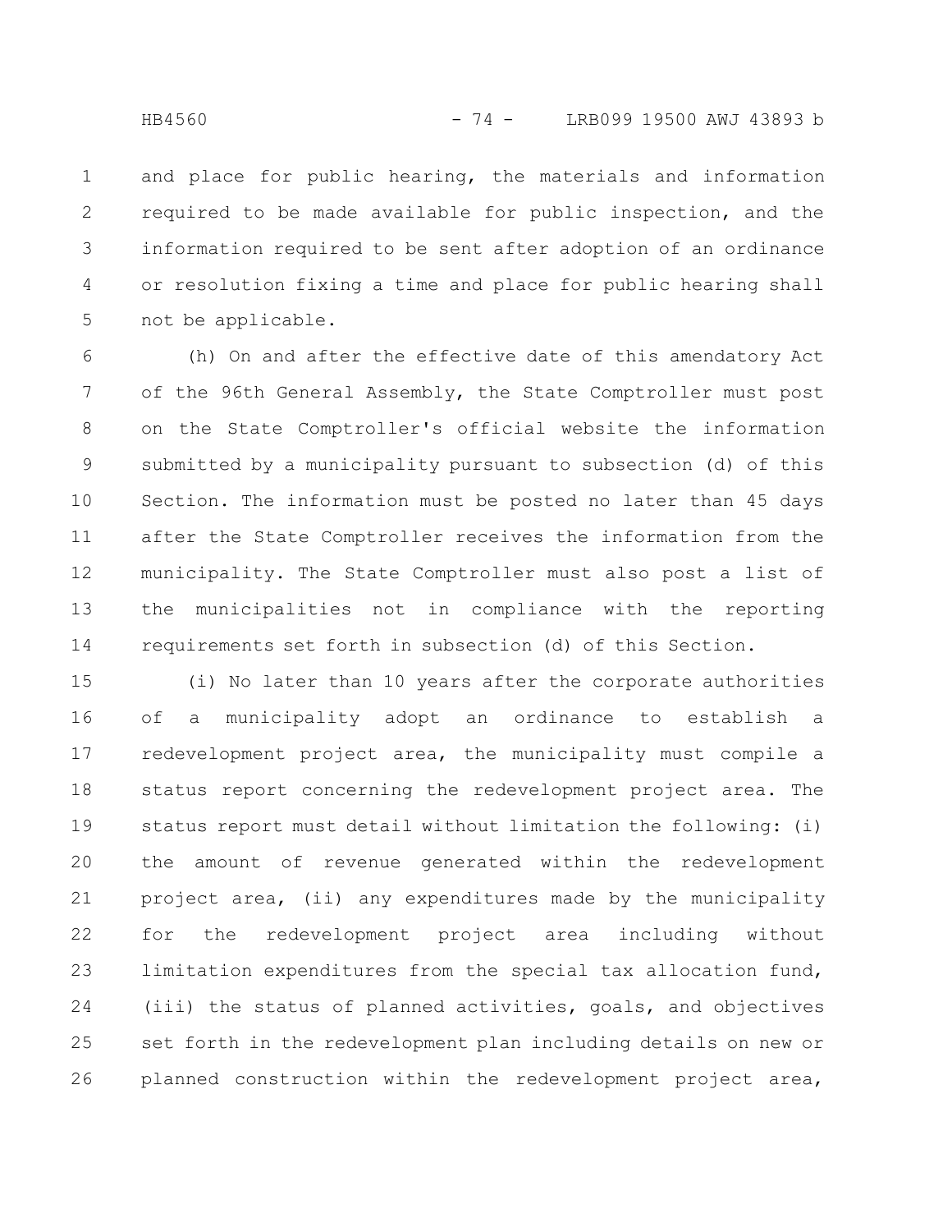and place for public hearing, the materials and information required to be made available for public inspection, and the information required to be sent after adoption of an ordinance or resolution fixing a time and place for public hearing shall not be applicable.

(h) On and after the effective date of this amendatory Act of the 96th General Assembly, the State Comptroller must post on the State Comptroller's official website the information submitted by a municipality pursuant to subsection (d) of this Section. The information must be posted no later than 45 days after the State Comptroller receives the information from the municipality. The State Comptroller must also post a list of the municipalities not in compliance with the reporting requirements set forth in subsection (d) of this Section.

(i) No later than 10 years after the corporate authorities of a municipality adopt an ordinance to establish a redevelopment project area, the municipality must compile a status report concerning the redevelopment project area. The status report must detail without limitation the following: (i) the amount of revenue generated within the redevelopment project area, (ii) any expenditures made by the municipality for the redevelopment project area including without limitation expenditures from the special tax allocation fund, (iii) the status of planned activities, goals, and objectives set forth in the redevelopment plan including details on new or planned construction within the redevelopment project area,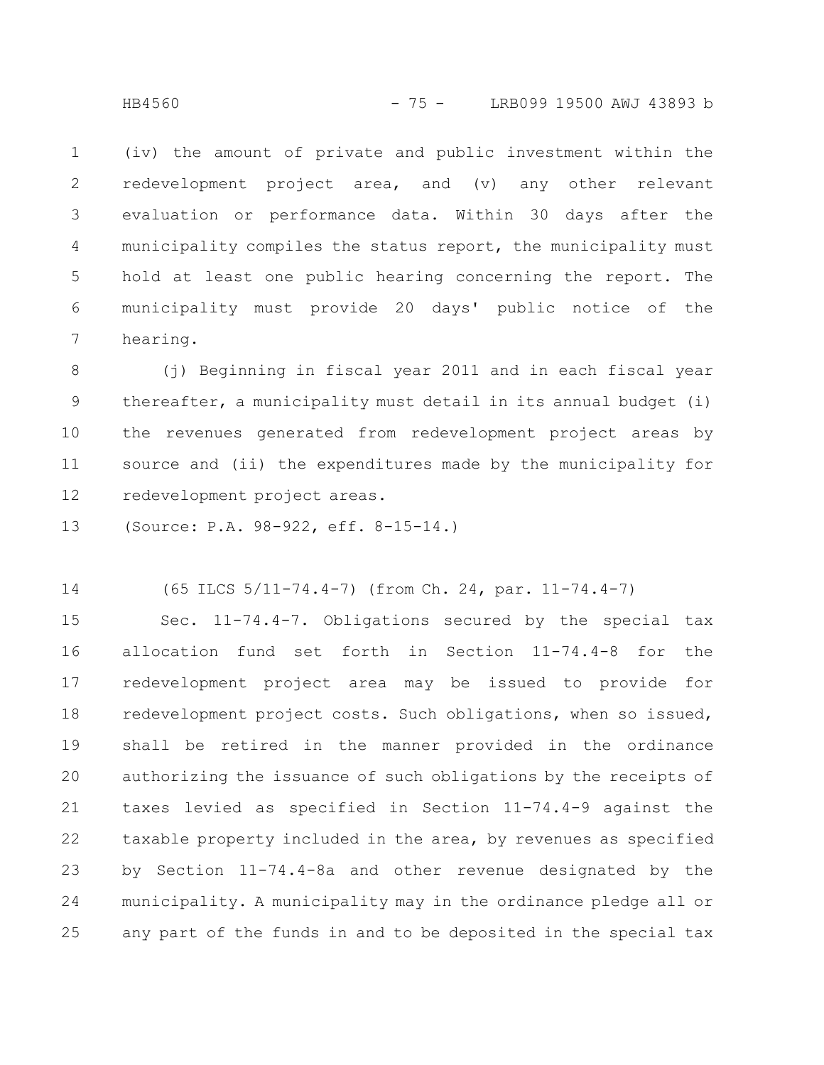(iv) the amount of private and public investment within the redevelopment project area, and (v) any other relevant evaluation or performance data. Within 30 days after the municipality compiles the status report, the municipality must hold at least one public hearing concerning the report. The municipality must provide 20 days' public notice of the hearing.

(j) Beginning in fiscal year 2011 and in each fiscal year thereafter, a municipality must detail in its annual budget (i) the revenues generated from redevelopment project areas by source and (ii) the expenditures made by the municipality for redevelopment project areas.

(Source: P.A. 98-922, eff. 8-15-14.)

(65 ILCS 5/11-74.4-7) (from Ch. 24, par. 11-74.4-7)

Sec. 11-74.4-7. Obligations secured by the special tax allocation fund set forth in Section 11-74.4-8 for the redevelopment project area may be issued to provide for redevelopment project costs. Such obligations, when so issued, shall be retired in the manner provided in the ordinance authorizing the issuance of such obligations by the receipts of taxes levied as specified in Section 11-74.4-9 against the taxable property included in the area, by revenues as specified by Section 11-74.4-8a and other revenue designated by the municipality. A municipality may in the ordinance pledge all or any part of the funds in and to be deposited in the special tax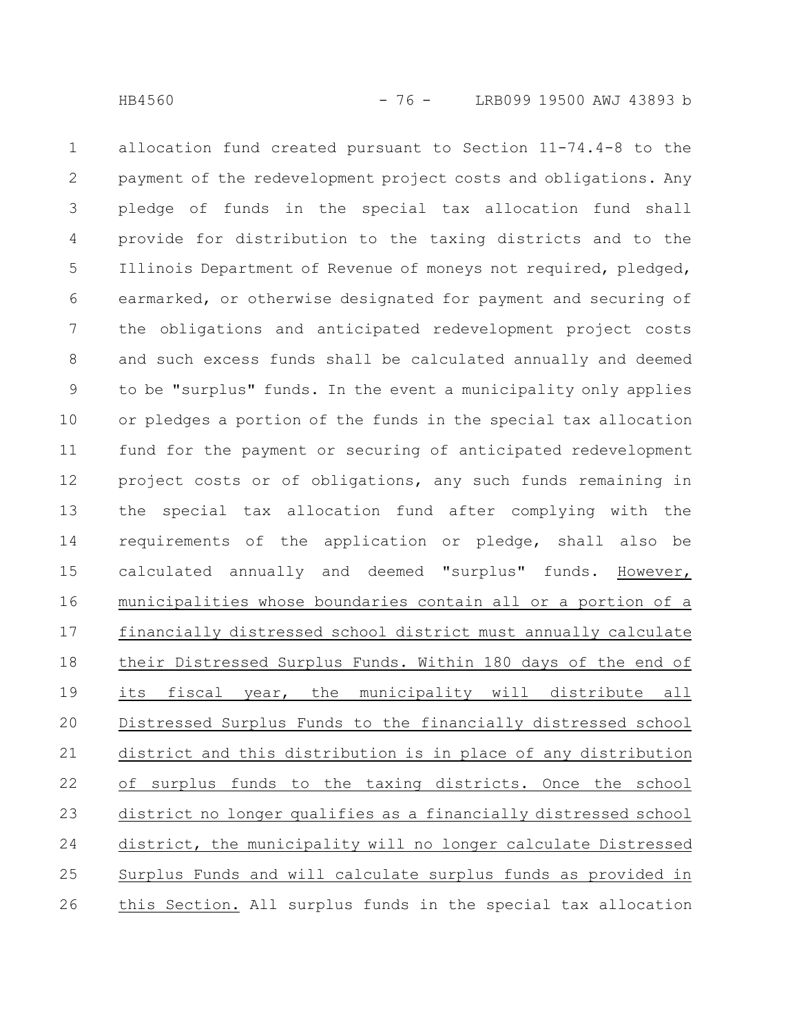allocation fund created pursuant to Section 11-74.4-8 to the payment of the redevelopment project costs and obligations. Any pledge of funds in the special tax allocation fund shall provide for distribution to the taxing districts and to the Illinois Department of Revenue of moneys not required, pledged, earmarked, or otherwise designated for payment and securing of the obligations and anticipated redevelopment project costs and such excess funds shall be calculated annually and deemed to be "surplus" funds. In the event a municipality only applies or pledges a portion of the funds in the special tax allocation fund for the payment or securing of anticipated redevelopment project costs or of obligations, any such funds remaining in the special tax allocation fund after complying with the requirements of the application or pledge, shall also be calculated annually and deemed "surplus" funds. However, municipalities whose boundaries contain all or a portion of a financially distressed school district must annually calculate their Distressed Surplus Funds. Within 180 days of the end of its fiscal year, the municipality will distribute all Distressed Surplus Funds to the financially distressed school district and this distribution is in place of any distribution of surplus funds to the taxing districts. Once the school district no longer qualifies as a financially distressed school district, the municipality will no longer calculate Distressed Surplus Funds and will calculate surplus funds as provided in this Section. All surplus funds in the special tax allocation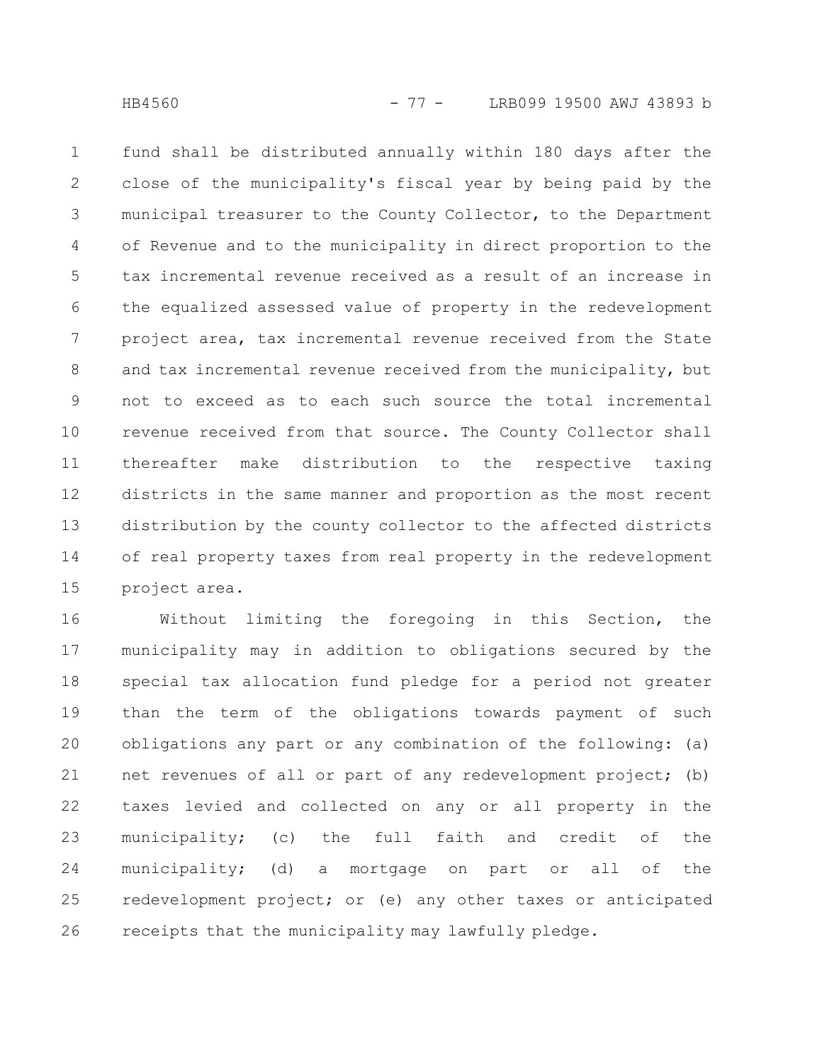fund shall be distributed annually within 180 days after the close of the municipality's fiscal year by being paid by the municipal treasurer to the County Collector, to the Department of Revenue and to the municipality in direct proportion to the tax incremental revenue received as a result of an increase in the equalized assessed value of property in the redevelopment project area, tax incremental revenue received from the State and tax incremental revenue received from the municipality, but not to exceed as to each such source the total incremental revenue received from that source. The County Collector shall thereafter make distribution to the respective taxing districts in the same manner and proportion as the most recent distribution by the county collector to the affected districts of real property taxes from real property in the redevelopment project area.

Without limiting the foregoing in this Section, the municipality may in addition to obligations secured by the special tax allocation fund pledge for a period not greater than the term of the obligations towards payment of such obligations any part or any combination of the following: (a) net revenues of all or part of any redevelopment project; (b) taxes levied and collected on any or all property in the municipality; (c) the full faith and credit of the municipality; (d) a mortgage on part or all of the redevelopment project; or (e) any other taxes or anticipated receipts that the municipality may lawfully pledge.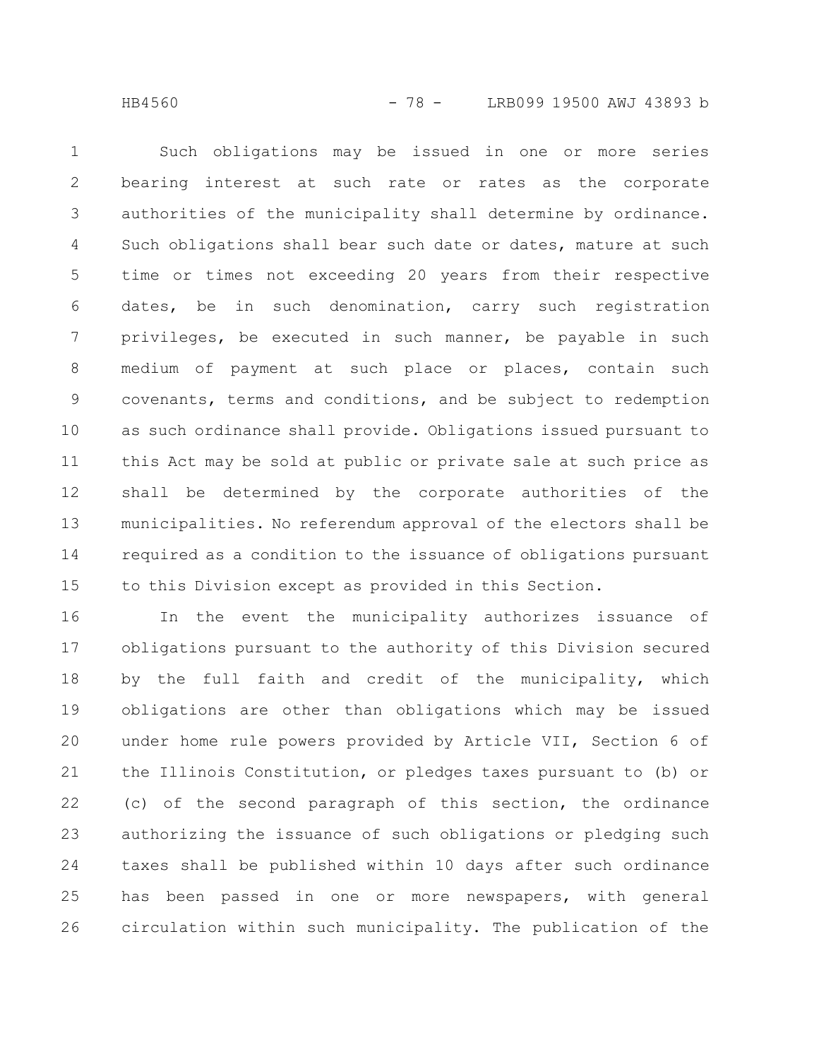Such obligations may be issued in one or more series bearing interest at such rate or rates as the corporate authorities of the municipality shall determine by ordinance. Such obligations shall bear such date or dates, mature at such time or times not exceeding 20 years from their respective dates, be in such denomination, carry such registration privileges, be executed in such manner, be payable in such medium of payment at such place or places, contain such covenants, terms and conditions, and be subject to redemption as such ordinance shall provide. Obligations issued pursuant to this Act may be sold at public or private sale at such price as shall be determined by the corporate authorities of the municipalities. No referendum approval of the electors shall be required as a condition to the issuance of obligations pursuant to this Division except as provided in this Section.

In the event the municipality authorizes issuance of obligations pursuant to the authority of this Division secured by the full faith and credit of the municipality, which obligations are other than obligations which may be issued under home rule powers provided by Article VII, Section 6 of the Illinois Constitution, or pledges taxes pursuant to (b) or (c) of the second paragraph of this section, the ordinance authorizing the issuance of such obligations or pledging such taxes shall be published within 10 days after such ordinance has been passed in one or more newspapers, with general circulation within such municipality. The publication of the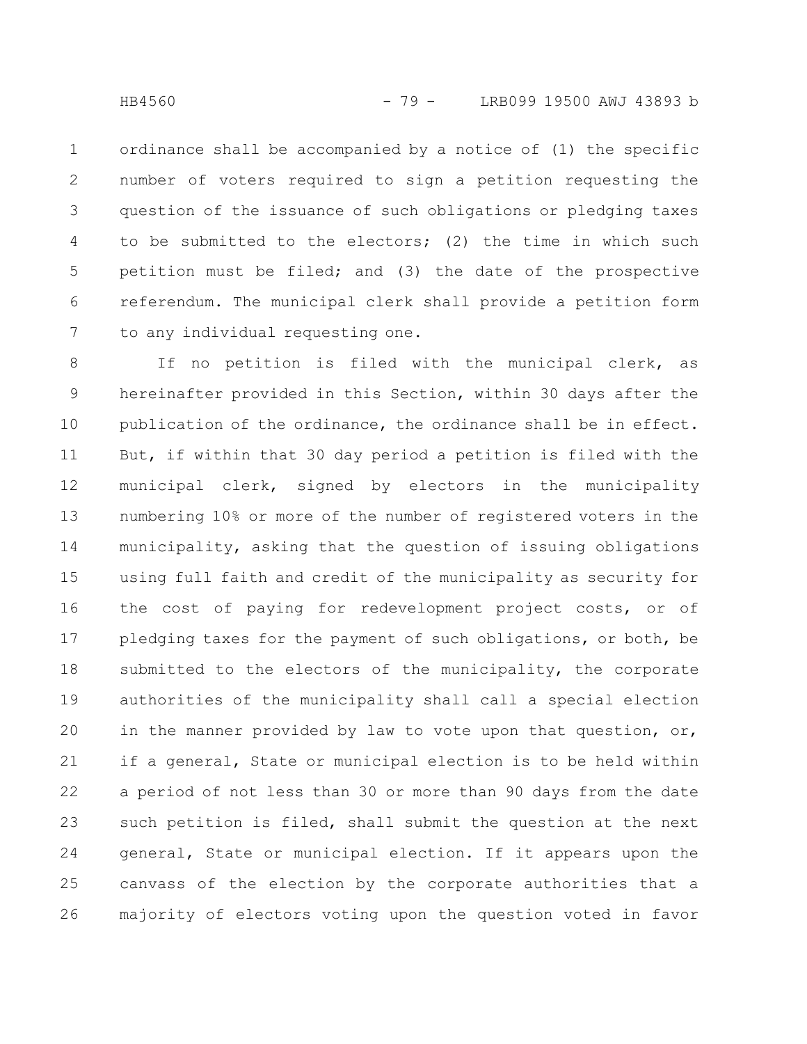ordinance shall be accompanied by a notice of (1) the specific number of voters required to sign a petition requesting the question of the issuance of such obligations or pledging taxes to be submitted to the electors; (2) the time in which such petition must be filed; and (3) the date of the prospective referendum. The municipal clerk shall provide a petition form to any individual requesting one.

If no petition is filed with the municipal clerk, as hereinafter provided in this Section, within 30 days after the publication of the ordinance, the ordinance shall be in effect. But, if within that 30 day period a petition is filed with the municipal clerk, signed by electors in the municipality numbering 10% or more of the number of registered voters in the municipality, asking that the question of issuing obligations using full faith and credit of the municipality as security for the cost of paying for redevelopment project costs, or of pledging taxes for the payment of such obligations, or both, be submitted to the electors of the municipality, the corporate authorities of the municipality shall call a special election in the manner provided by law to vote upon that question, or, if a general, State or municipal election is to be held within a period of not less than 30 or more than 90 days from the date such petition is filed, shall submit the question at the next general, State or municipal election. If it appears upon the canvass of the election by the corporate authorities that a majority of electors voting upon the question voted in favor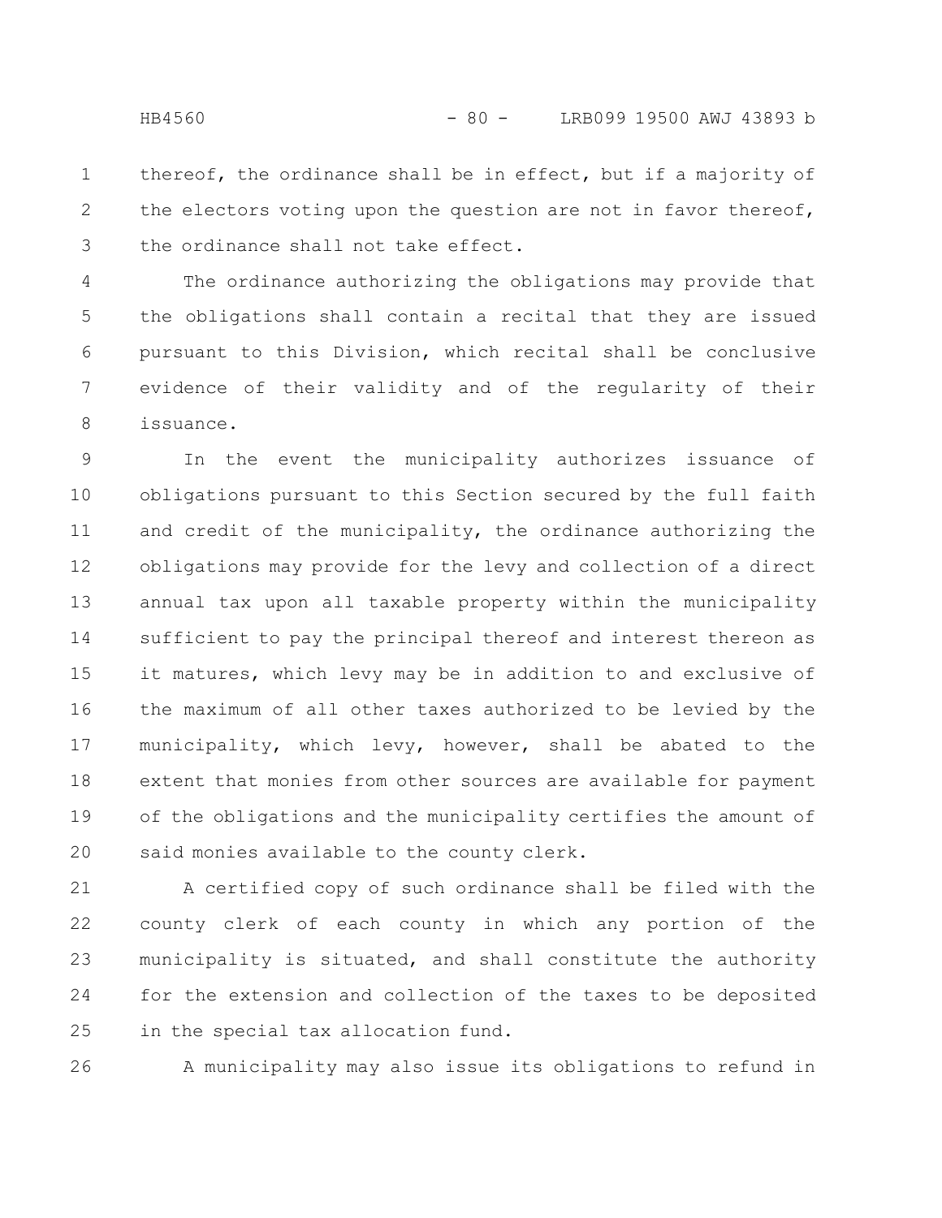thereof, the ordinance shall be in effect, but if a majority of the electors voting upon the question are not in favor thereof, the ordinance shall not take effect.

The ordinance authorizing the obligations may provide that the obligations shall contain a recital that they are issued pursuant to this Division, which recital shall be conclusive evidence of their validity and of the regularity of their issuance.

In the event the municipality authorizes issuance of obligations pursuant to this Section secured by the full faith and credit of the municipality, the ordinance authorizing the obligations may provide for the levy and collection of a direct annual tax upon all taxable property within the municipality sufficient to pay the principal thereof and interest thereon as it matures, which levy may be in addition to and exclusive of the maximum of all other taxes authorized to be levied by the municipality, which levy, however, shall be abated to the extent that monies from other sources are available for payment of the obligations and the municipality certifies the amount of said monies available to the county clerk.

A certified copy of such ordinance shall be filed with the county clerk of each county in which any portion of the municipality is situated, and shall constitute the authority for the extension and collection of the taxes to be deposited in the special tax allocation fund.

A municipality may also issue its obligations to refund in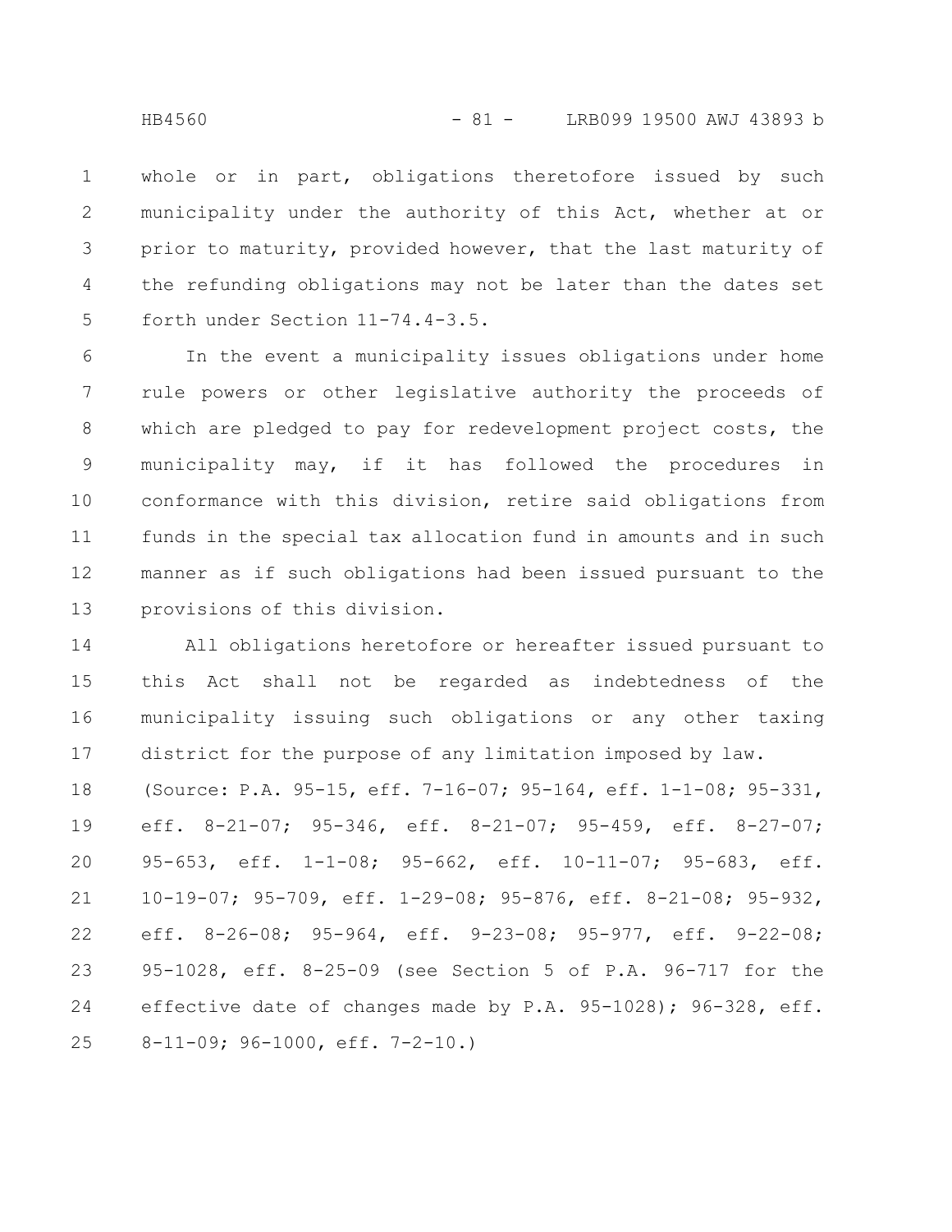whole or in part, obligations theretofore issued by such municipality under the authority of this Act, whether at or prior to maturity, provided however, that the last maturity of the refunding obligations may not be later than the dates set forth under Section 11-74.4-3.5.

In the event a municipality issues obligations under home rule powers or other legislative authority the proceeds of which are pledged to pay for redevelopment project costs, the municipality may, if it has followed the procedures in conformance with this division, retire said obligations from funds in the special tax allocation fund in amounts and in such manner as if such obligations had been issued pursuant to the provisions of this division.

All obligations heretofore or hereafter issued pursuant to this Act shall not be regarded as indebtedness of the municipality issuing such obligations or any other taxing district for the purpose of any limitation imposed by law.

(Source: P.A. 95-15, eff. 7-16-07; 95-164, eff. 1-1-08; 95-331, eff. 8-21-07; 95-346, eff. 8-21-07; 95-459, eff. 8-27-07; 95-653, eff. 1-1-08; 95-662, eff. 10-11-07; 95-683, eff. 10-19-07; 95-709, eff. 1-29-08; 95-876, eff. 8-21-08; 95-932, eff. 8-26-08; 95-964, eff. 9-23-08; 95-977, eff. 9-22-08; 95-1028, eff. 8-25-09 (see Section 5 of P.A. 96-717 for the effective date of changes made by P.A. 95-1028); 96-328, eff. 8-11-09; 96-1000, eff. 7-2-10.)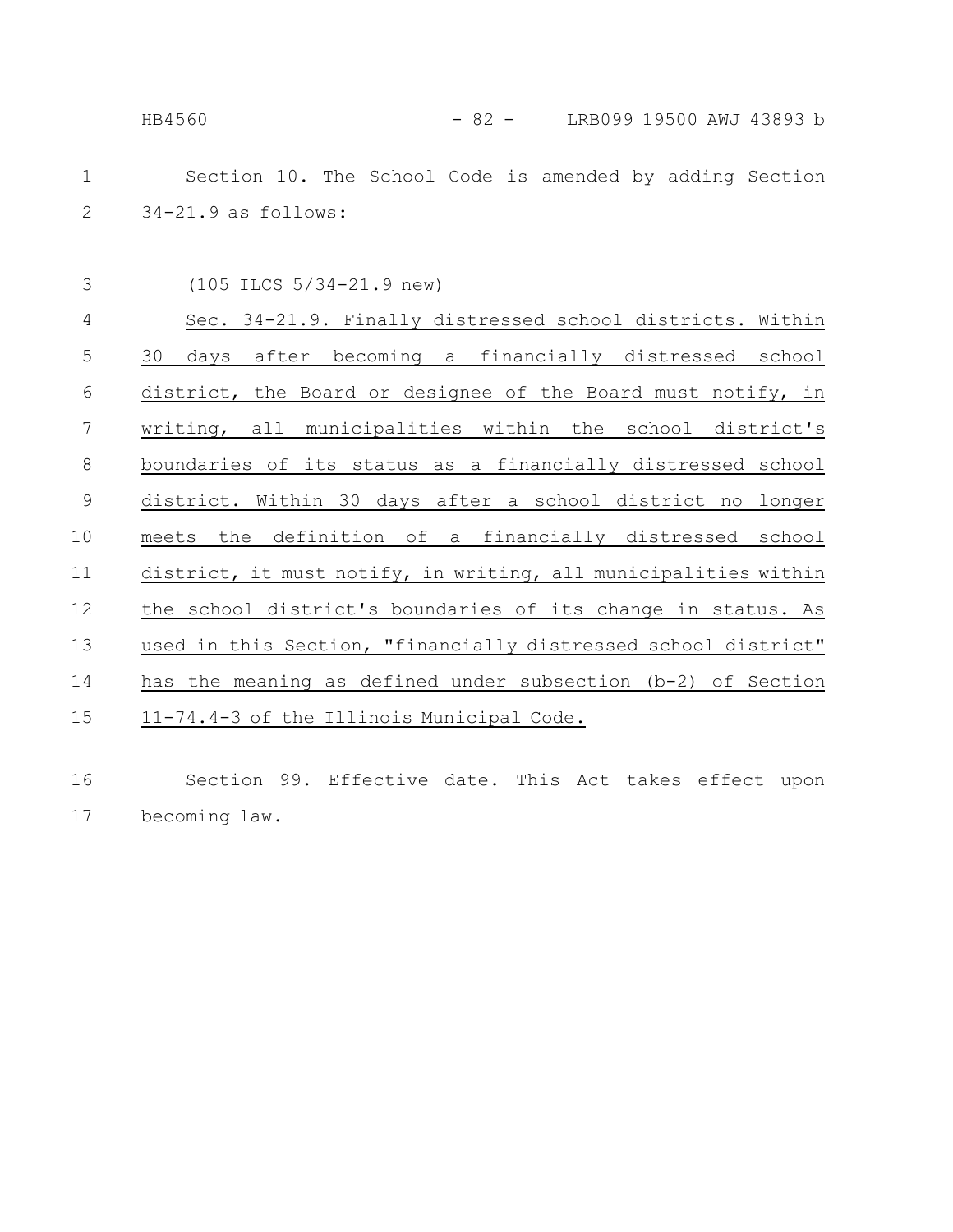Section 10. The School Code is amended by adding Section 34-21.9 as follows:

(105 ILCS 5/34-21.9 new)

Sec. 34-21.9. Finally distressed school districts. Within 30 days after becoming a financially distressed school district, the Board or designee of the Board must notify, in writing, all municipalities within the school district's boundaries of its status as a financially distressed school district. Within 30 days after a school district no longer meets the definition of a financially distressed school district, it must notify, in writing, all municipalities within the school district's boundaries of its change in status. As used in this Section, "financially distressed school district" has the meaning as defined under subsection (b-2) of Section 11-74.4-3 of the Illinois Municipal Code.

Section 99. Effective date. This Act takes effect upon becoming law.